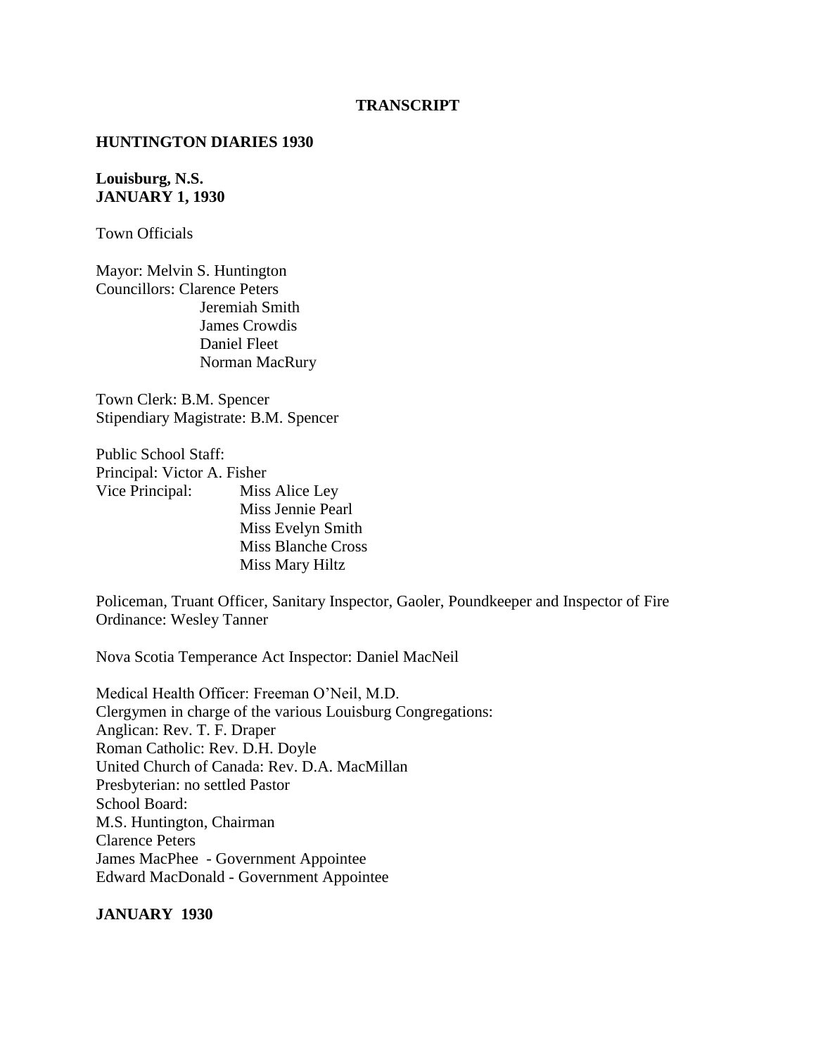**TRANSCRIPT**

**HUNTINGTON DIARIES 1930**

**Louisburg, N.S.**
**JANUARY 1, 1930**

Town Officials

Mayor: Melvin S. Huntington
Councillors: Clarence Peters
Jeremiah Smith
James Crowdis
Daniel Fleet
Norman MacRury

Town Clerk: B.M. Spencer
Stipendiary Magistrate: B.M. Spencer

Public School Staff:
Principal: Victor A. Fisher
Vice Principal: Miss Alice Ley
Miss Jennie Pearl
Miss Evelyn Smith
Miss Blanche Cross
Miss Mary Hiltz

Policeman, Truant Officer, Sanitary Inspector, Gaoler, Poundkeeper and Inspector of Fire Ordinance: Wesley Tanner

Nova Scotia Temperance Act Inspector: Daniel MacNeil

Medical Health Officer: Freeman O'Neil, M.D.
Clergymen in charge of the various Louisburg Congregations:
Anglican: Rev. T. F. Draper
Roman Catholic: Rev. D.H. Doyle
United Church of Canada: Rev. D.A. MacMillan
Presbyterian: no settled Pastor
School Board:
M.S. Huntington, Chairman
Clarence Peters
James MacPhee - Government Appointee
Edward MacDonald - Government Appointee

**JANUARY 1930**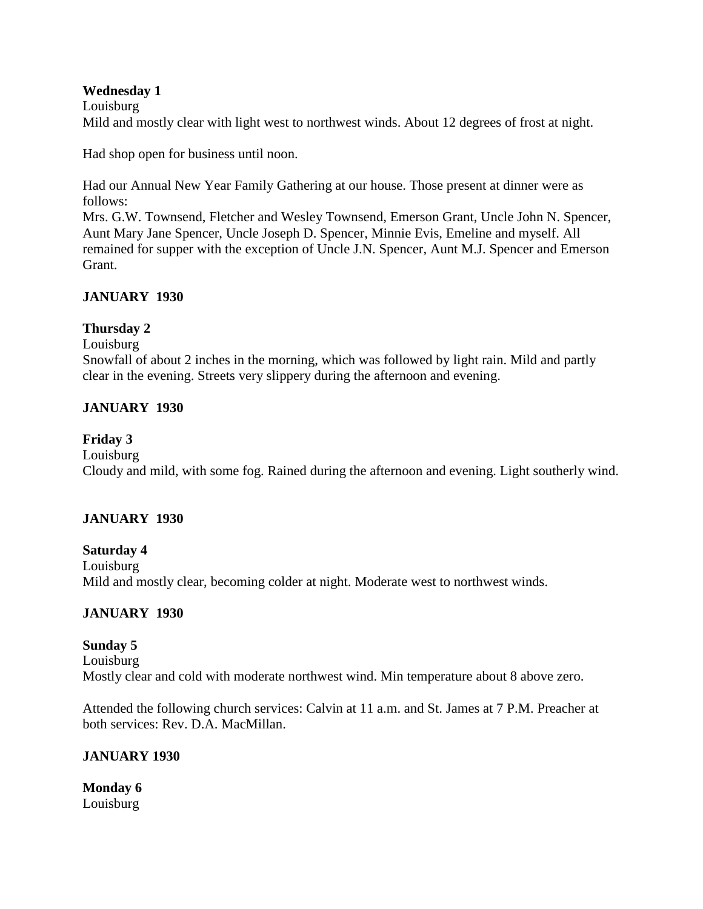**Wednesday 1**

Louisburg

Mild and mostly clear with light west to northwest winds. About 12 degrees of frost at night.

Had shop open for business until noon.

Had our Annual New Year Family Gathering at our house. Those present at dinner were as follows:

Mrs. G.W. Townsend, Fletcher and Wesley Townsend, Emerson Grant, Uncle John N. Spencer, Aunt Mary Jane Spencer, Uncle Joseph D. Spencer, Minnie Evis, Emeline and myself. All remained for supper with the exception of Uncle J.N. Spencer, Aunt M.J. Spencer and Emerson Grant.

**JANUARY 1930**

**Thursday 2**

Louisburg

Snowfall of about 2 inches in the morning, which was followed by light rain. Mild and partly clear in the evening. Streets very slippery during the afternoon and evening.

**JANUARY 1930**

**Friday 3**

Louisburg

Cloudy and mild, with some fog. Rained during the afternoon and evening. Light southerly wind.

**JANUARY 1930**

**Saturday 4**

Louisburg

Mild and mostly clear, becoming colder at night. Moderate west to northwest winds.

**JANUARY 1930**

**Sunday 5**

Louisburg

Mostly clear and cold with moderate northwest wind. Min temperature about 8 above zero.

Attended the following church services: Calvin at 11 a.m. and St. James at 7 P.M. Preacher at both services: Rev. D.A. MacMillan.

**JANUARY 1930**

**Monday 6**

Louisburg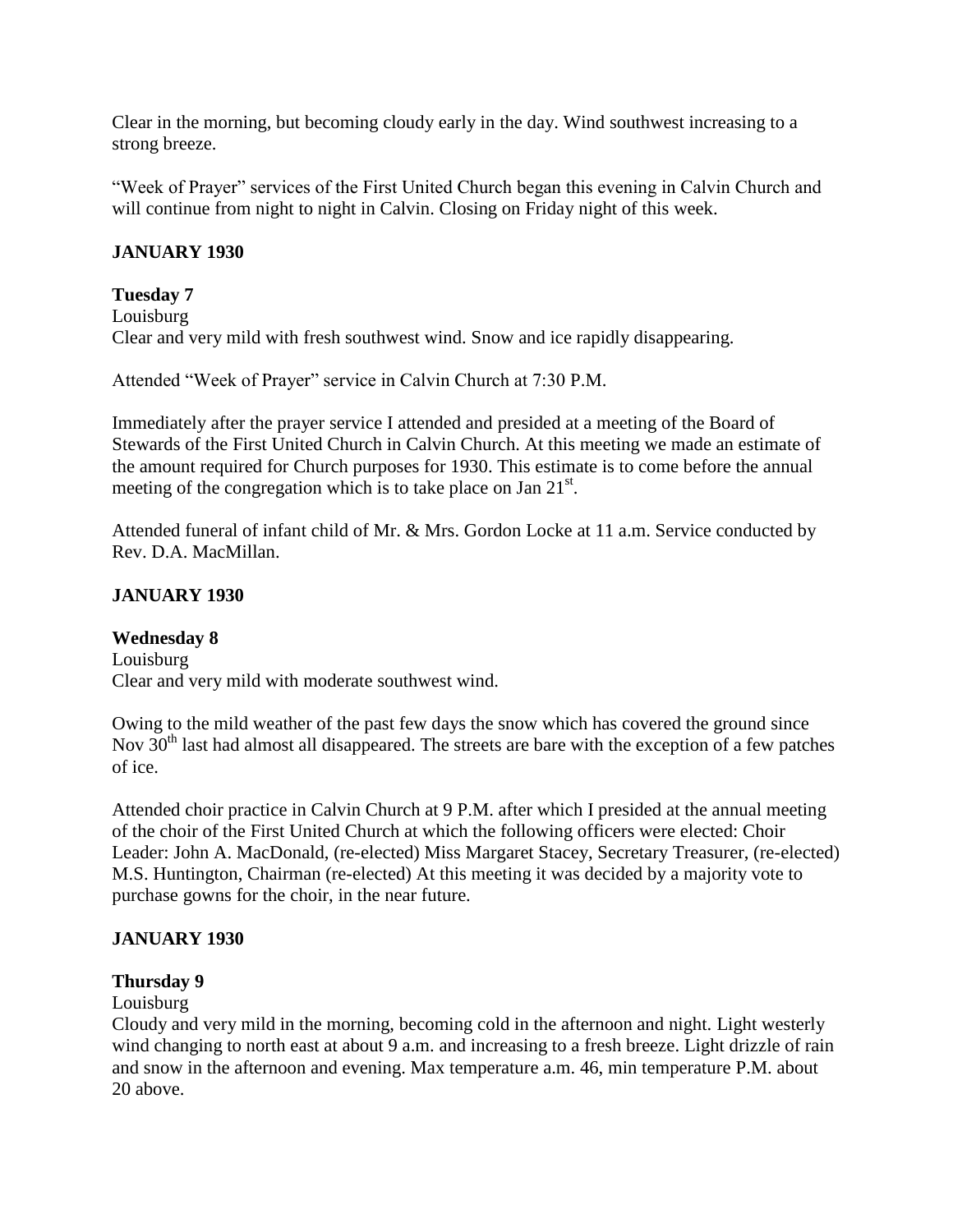Clear in the morning, but becoming cloudy early in the day. Wind southwest increasing to a strong breeze.

"Week of Prayer" services of the First United Church began this evening in Calvin Church and will continue from night to night in Calvin. Closing on Friday night of this week.

**JANUARY 1930**

**Tuesday 7**
Louisburg
Clear and very mild with fresh southwest wind. Snow and ice rapidly disappearing.

Attended "Week of Prayer" service in Calvin Church at 7:30 P.M.

Immediately after the prayer service I attended and presided at a meeting of the Board of Stewards of the First United Church in Calvin Church. At this meeting we made an estimate of the amount required for Church purposes for 1930. This estimate is to come before the annual meeting of the congregation which is to take place on Jan 21st.

Attended funeral of infant child of Mr. & Mrs. Gordon Locke at 11 a.m. Service conducted by Rev. D.A. MacMillan.

**JANUARY 1930**

**Wednesday 8**
Louisburg
Clear and very mild with moderate southwest wind.

Owing to the mild weather of the past few days the snow which has covered the ground since Nov 30th last had almost all disappeared. The streets are bare with the exception of a few patches of ice.

Attended choir practice in Calvin Church at 9 P.M. after which I presided at the annual meeting of the choir of the First United Church at which the following officers were elected: Choir Leader: John A. MacDonald, (re-elected) Miss Margaret Stacey, Secretary Treasurer, (re-elected) M.S. Huntington, Chairman (re-elected) At this meeting it was decided by a majority vote to purchase gowns for the choir, in the near future.

**JANUARY 1930**

**Thursday 9**
Louisburg
Cloudy and very mild in the morning, becoming cold in the afternoon and night. Light westerly wind changing to north east at about 9 a.m. and increasing to a fresh breeze. Light drizzle of rain and snow in the afternoon and evening. Max temperature a.m. 46, min temperature P.M. about 20 above.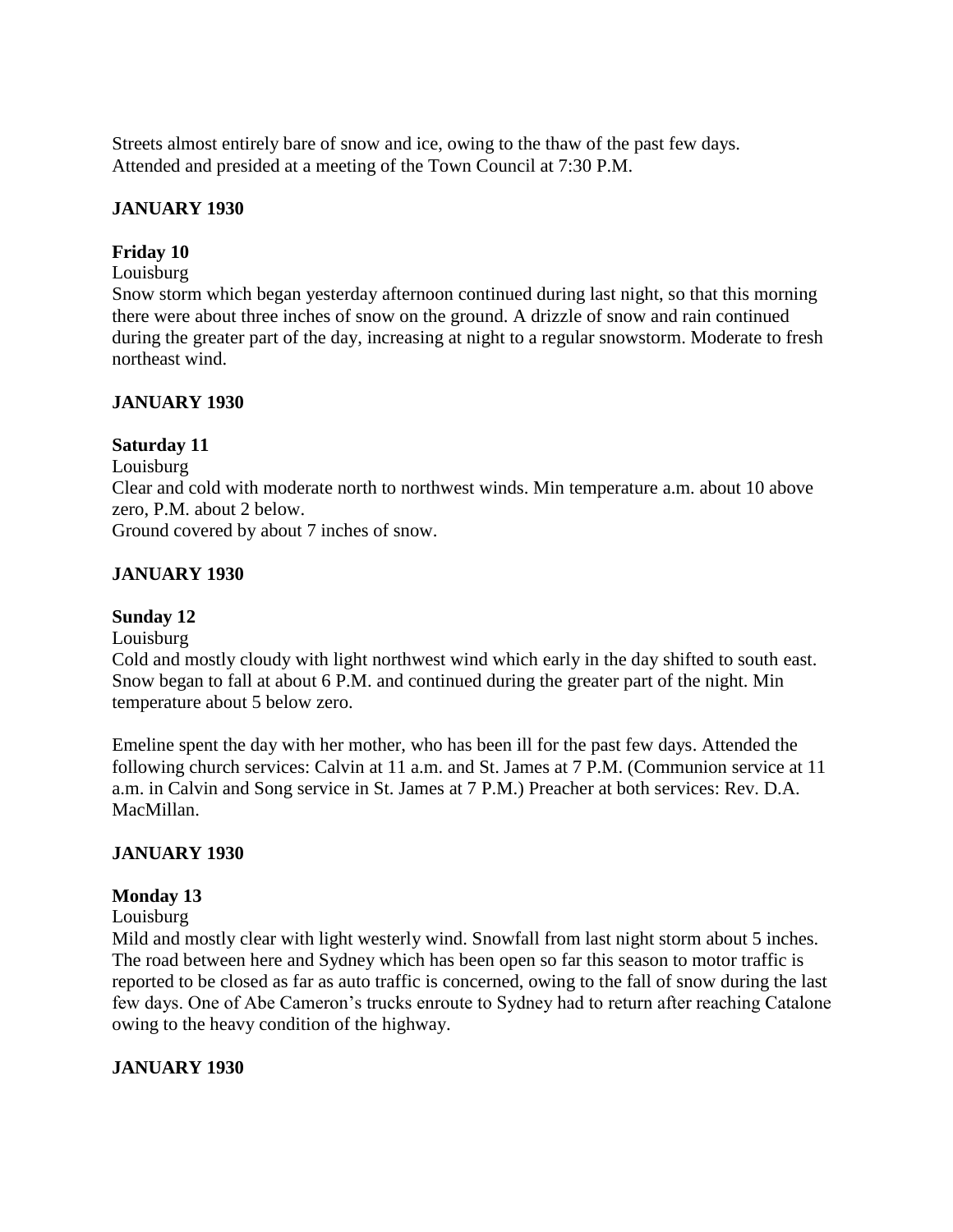Streets almost entirely bare of snow and ice, owing to the thaw of the past few days.
Attended and presided at a meeting of the Town Council at 7:30 P.M.

**JANUARY 1930**

**Friday 10**

Louisburg

Snow storm which began yesterday afternoon continued during last night, so that this morning there were about three inches of snow on the ground. A drizzle of snow and rain continued during the greater part of the day, increasing at night to a regular snowstorm. Moderate to fresh northeast wind.

**JANUARY 1930**

**Saturday 11**

Louisburg

Clear and cold with moderate north to northwest winds. Min temperature a.m. about 10 above zero, P.M. about 2 below.
Ground covered by about 7 inches of snow.

**JANUARY 1930**

**Sunday 12**

Louisburg

Cold and mostly cloudy with light northwest wind which early in the day shifted to south east. Snow began to fall at about 6 P.M. and continued during the greater part of the night. Min temperature about 5 below zero.

Emeline spent the day with her mother, who has been ill for the past few days. Attended the following church services: Calvin at 11 a.m. and St. James at 7 P.M. (Communion service at 11 a.m. in Calvin and Song service in St. James at 7 P.M.) Preacher at both services: Rev. D.A. MacMillan.

**JANUARY 1930**

**Monday 13**

Louisburg

Mild and mostly clear with light westerly wind. Snowfall from last night storm about 5 inches. The road between here and Sydney which has been open so far this season to motor traffic is reported to be closed as far as auto traffic is concerned, owing to the fall of snow during the last few days. One of Abe Cameron's trucks enroute to Sydney had to return after reaching Catalone owing to the heavy condition of the highway.

**JANUARY 1930**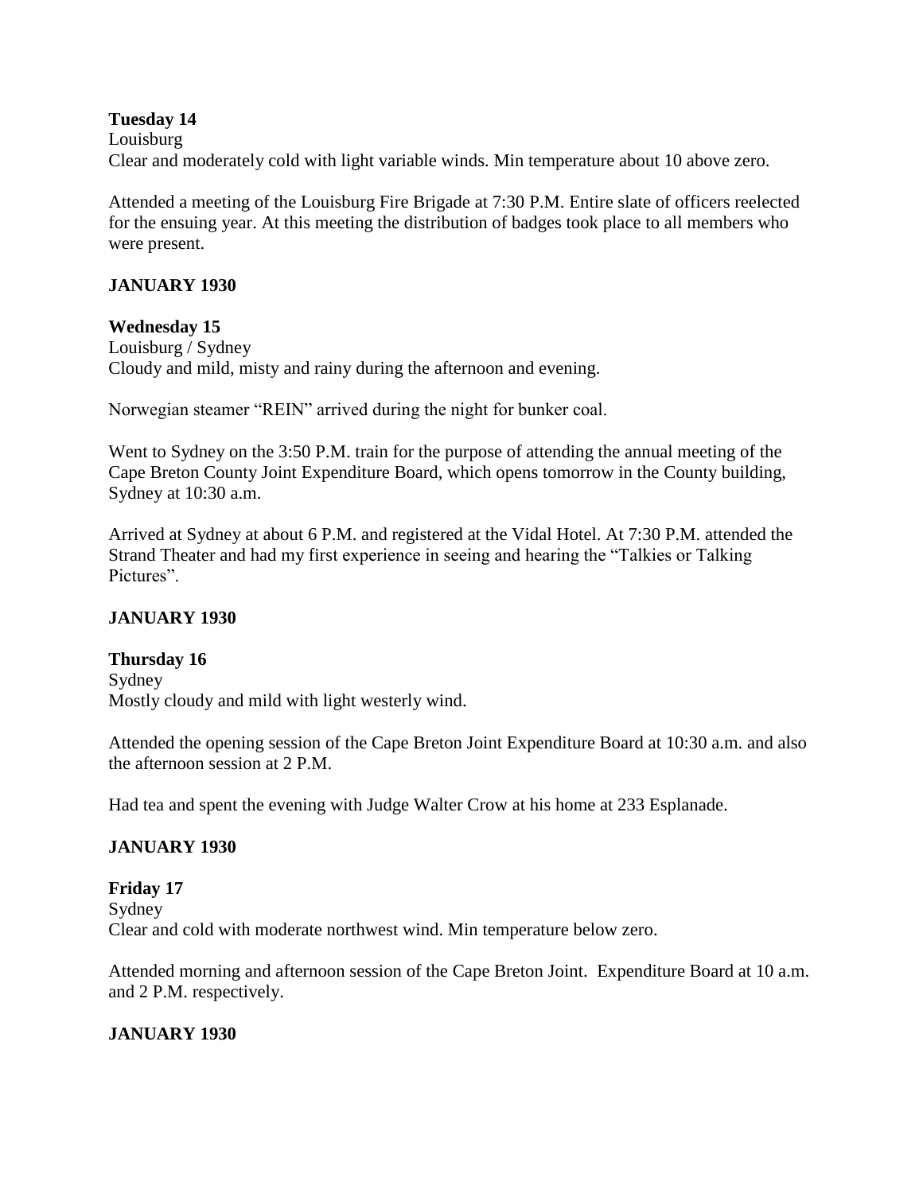**Tuesday 14**
Louisburg
Clear and moderately cold with light variable winds. Min temperature about 10 above zero.

Attended a meeting of the Louisburg Fire Brigade at 7:30 P.M. Entire slate of officers reelected for the ensuing year. At this meeting the distribution of badges took place to all members who were present.

**JANUARY 1930**

**Wednesday 15**
Louisburg / Sydney
Cloudy and mild, misty and rainy during the afternoon and evening.

Norwegian steamer "REIN" arrived during the night for bunker coal.

Went to Sydney on the 3:50 P.M. train for the purpose of attending the annual meeting of the Cape Breton County Joint Expenditure Board, which opens tomorrow in the County building, Sydney at 10:30 a.m.

Arrived at Sydney at about 6 P.M. and registered at the Vidal Hotel. At 7:30 P.M. attended the Strand Theater and had my first experience in seeing and hearing the "Talkies or Talking Pictures".

**JANUARY 1930**

**Thursday 16**
Sydney
Mostly cloudy and mild with light westerly wind.

Attended the opening session of the Cape Breton Joint Expenditure Board at 10:30 a.m. and also the afternoon session at 2 P.M.

Had tea and spent the evening with Judge Walter Crow at his home at 233 Esplanade.

**JANUARY 1930**

**Friday 17**
Sydney
Clear and cold with moderate northwest wind. Min temperature below zero.

Attended morning and afternoon session of the Cape Breton Joint. Expenditure Board at 10 a.m. and 2 P.M. respectively.

**JANUARY 1930**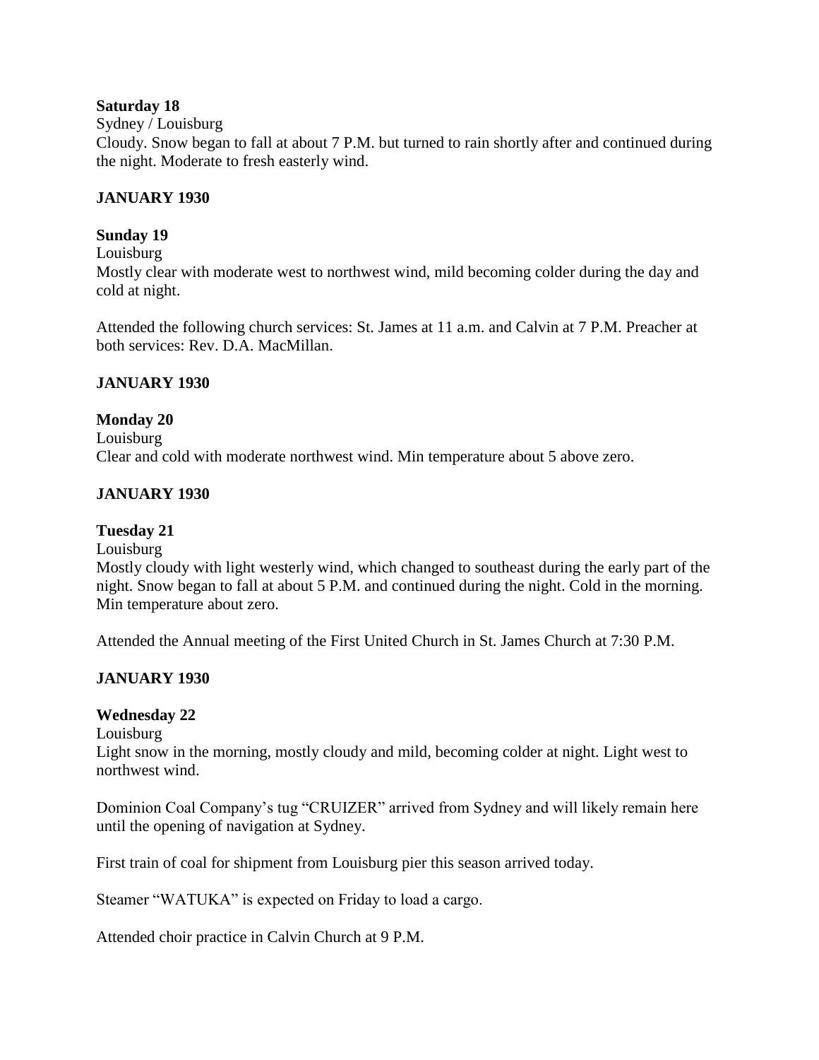**Saturday 18**

Sydney / Louisburg

Cloudy. Snow began to fall at about 7 P.M. but turned to rain shortly after and continued during the night. Moderate to fresh easterly wind.

**JANUARY 1930**

**Sunday 19**

Louisburg

Mostly clear with moderate west to northwest wind, mild becoming colder during the day and cold at night.

Attended the following church services: St. James at 11 a.m. and Calvin at 7 P.M. Preacher at both services: Rev. D.A. MacMillan.

**JANUARY 1930**

**Monday 20**

Louisburg

Clear and cold with moderate northwest wind. Min temperature about 5 above zero.

**JANUARY 1930**

**Tuesday 21**

Louisburg

Mostly cloudy with light westerly wind, which changed to southeast during the early part of the night. Snow began to fall at about 5 P.M. and continued during the night. Cold in the morning. Min temperature about zero.

Attended the Annual meeting of the First United Church in St. James Church at 7:30 P.M.

**JANUARY 1930**

**Wednesday 22**

Louisburg

Light snow in the morning, mostly cloudy and mild, becoming colder at night. Light west to northwest wind.

Dominion Coal Company's tug "CRUIZER" arrived from Sydney and will likely remain here until the opening of navigation at Sydney.

First train of coal for shipment from Louisburg pier this season arrived today.

Steamer "WATUKA" is expected on Friday to load a cargo.

Attended choir practice in Calvin Church at 9 P.M.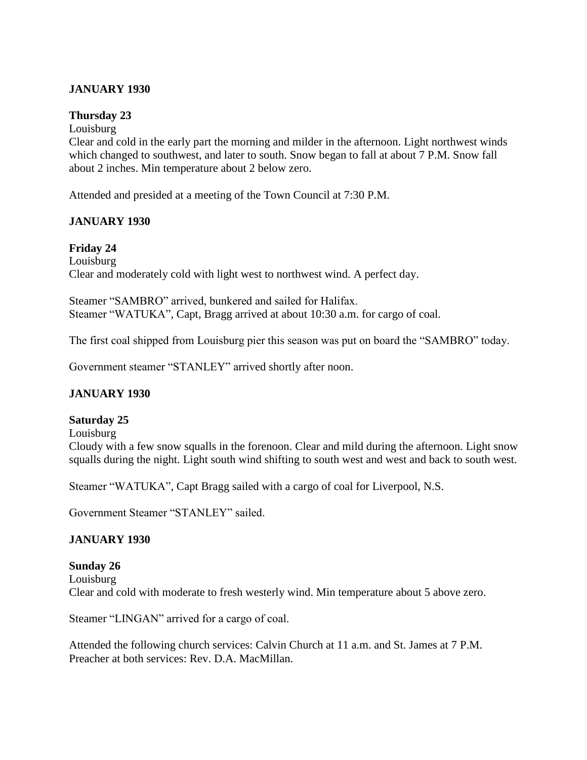**JANUARY 1930**

**Thursday 23**

Louisburg

Clear and cold in the early part the morning and milder in the afternoon. Light northwest winds which changed to southwest, and later to south. Snow began to fall at about 7 P.M. Snow fall about 2 inches. Min temperature about 2 below zero.

Attended and presided at a meeting of the Town Council at 7:30 P.M.

**JANUARY 1930**

**Friday 24**

Louisburg

Clear and moderately cold with light west to northwest wind. A perfect day.

Steamer "SAMBRO" arrived, bunkered and sailed for Halifax.
Steamer "WATUKA", Capt, Bragg arrived at about 10:30 a.m. for cargo of coal.

The first coal shipped from Louisburg pier this season was put on board the "SAMBRO" today.

Government steamer "STANLEY" arrived shortly after noon.

**JANUARY 1930**

**Saturday 25**

Louisburg

Cloudy with a few snow squalls in the forenoon. Clear and mild during the afternoon. Light snow squalls during the night. Light south wind shifting to south west and west and back to south west.

Steamer "WATUKA", Capt Bragg sailed with a cargo of coal for Liverpool, N.S.

Government Steamer "STANLEY" sailed.

**JANUARY 1930**

**Sunday 26**

Louisburg

Clear and cold with moderate to fresh westerly wind. Min temperature about 5 above zero.

Steamer "LINGAN" arrived for a cargo of coal.

Attended the following church services: Calvin Church at 11 a.m. and St. James at 7 P.M. Preacher at both services: Rev. D.A. MacMillan.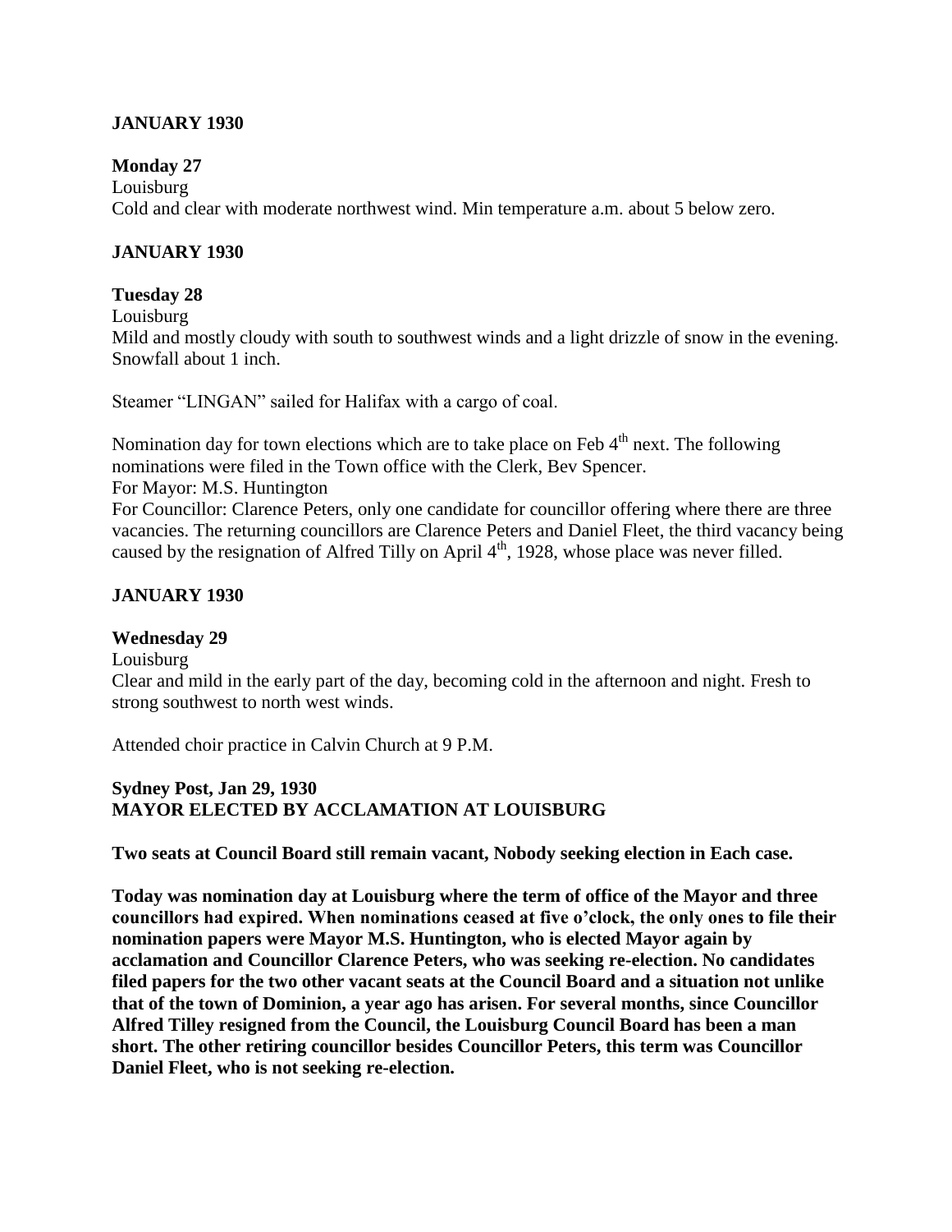**JANUARY 1930**

**Monday 27**

Louisburg

Cold and clear with moderate northwest wind. Min temperature a.m. about 5 below zero.

**JANUARY 1930**

**Tuesday 28**

Louisburg

Mild and mostly cloudy with south to southwest winds and a light drizzle of snow in the evening. Snowfall about 1 inch.

Steamer "LINGAN" sailed for Halifax with a cargo of coal.

Nomination day for town elections which are to take place on Feb 4th next. The following nominations were filed in the Town office with the Clerk, Bev Spencer.

For Mayor: M.S. Huntington

For Councillor: Clarence Peters, only one candidate for councillor offering where there are three vacancies. The returning councillors are Clarence Peters and Daniel Fleet, the third vacancy being caused by the resignation of Alfred Tilly on April 4th, 1928, whose place was never filled.

**JANUARY 1930**

**Wednesday 29**

Louisburg

Clear and mild in the early part of the day, becoming cold in the afternoon and night. Fresh to strong southwest to north west winds.

Attended choir practice in Calvin Church at 9 P.M.

**Sydney Post, Jan 29, 1930**

**MAYOR ELECTED BY ACCLAMATION AT LOUISBURG**

**Two seats at Council Board still remain vacant, Nobody seeking election in Each case.**

**Today was nomination day at Louisburg where the term of office of the Mayor and three councillors had expired. When nominations ceased at five o'clock, the only ones to file their nomination papers were Mayor M.S. Huntington, who is elected Mayor again by acclamation and Councillor Clarence Peters, who was seeking re-election. No candidates filed papers for the two other vacant seats at the Council Board and a situation not unlike that of the town of Dominion, a year ago has arisen. For several months, since Councillor Alfred Tilley resigned from the Council, the Louisburg Council Board has been a man short. The other retiring councillor besides Councillor Peters, this term was Councillor Daniel Fleet, who is not seeking re-election.**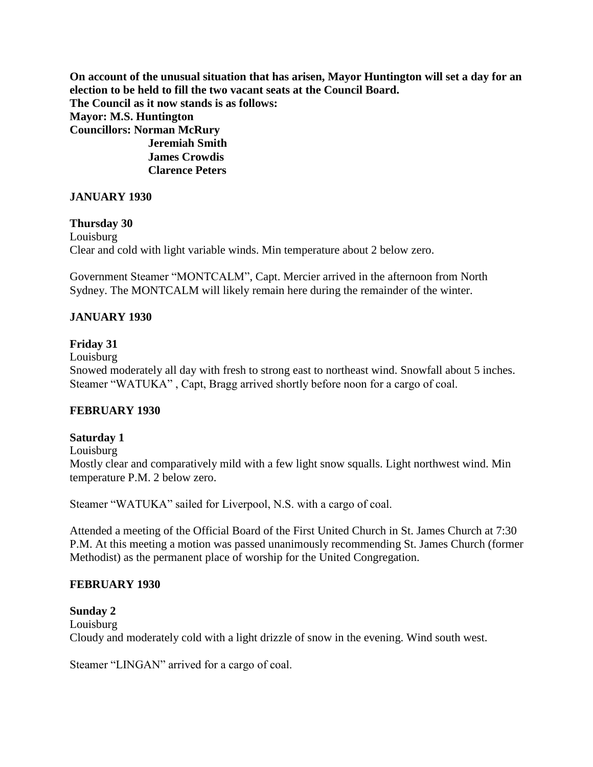**On account of the unusual situation that has arisen, Mayor Huntington will set a day for an election to be held to fill the two vacant seats at the Council Board.**
**The Council as it now stands is as follows:**
**Mayor: M.S. Huntington**
**Councillors: Norman McRury**
**Jeremiah Smith**
**James Crowdis**
**Clarence Peters**

**JANUARY 1930**

**Thursday 30**
Louisburg
Clear and cold with light variable winds. Min temperature about 2 below zero.

Government Steamer "MONTCALM", Capt. Mercier arrived in the afternoon from North Sydney. The MONTCALM will likely remain here during the remainder of the winter.

**JANUARY 1930**

**Friday 31**
Louisburg
Snowed moderately all day with fresh to strong east to northeast wind. Snowfall about 5 inches. Steamer "WATUKA" , Capt, Bragg arrived shortly before noon for a cargo of coal.

**FEBRUARY 1930**

**Saturday 1**
Louisburg
Mostly clear and comparatively mild with a few light snow squalls. Light northwest wind. Min temperature P.M. 2 below zero.

Steamer "WATUKA" sailed for Liverpool, N.S. with a cargo of coal.

Attended a meeting of the Official Board of the First United Church in St. James Church at 7:30 P.M. At this meeting a motion was passed unanimously recommending St. James Church (former Methodist) as the permanent place of worship for the United Congregation.

**FEBRUARY 1930**

**Sunday 2**
Louisburg
Cloudy and moderately cold with a light drizzle of snow in the evening. Wind south west.

Steamer "LINGAN" arrived for a cargo of coal.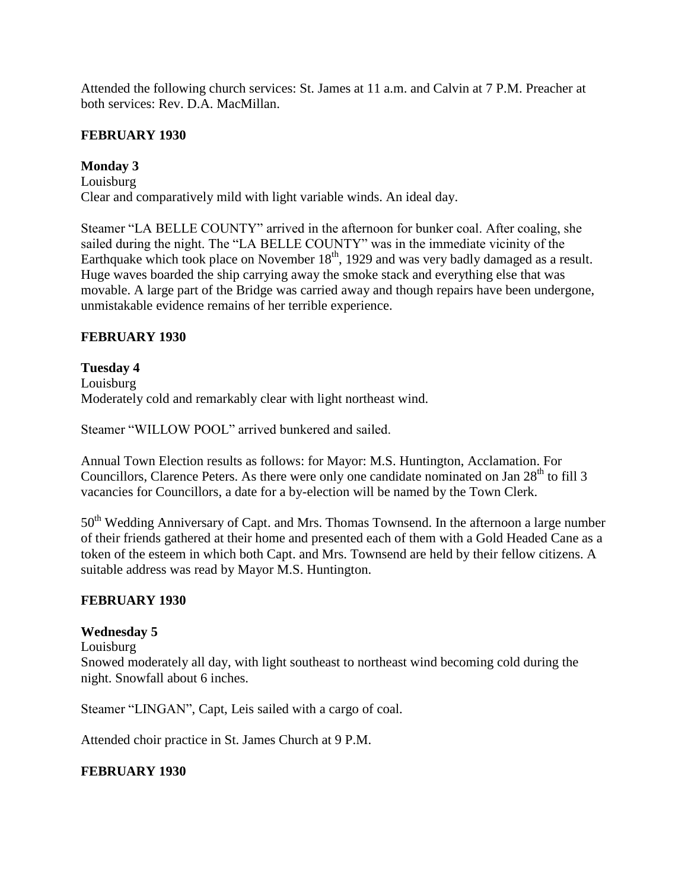Attended the following church services: St. James at 11 a.m. and Calvin at 7 P.M. Preacher at both services: Rev. D.A. MacMillan.

**FEBRUARY 1930**

**Monday 3**
Louisburg
Clear and comparatively mild with light variable winds. An ideal day.

Steamer "LA BELLE COUNTY" arrived in the afternoon for bunker coal. After coaling, she sailed during the night. The "LA BELLE COUNTY" was in the immediate vicinity of the Earthquake which took place on November 18th, 1929 and was very badly damaged as a result. Huge waves boarded the ship carrying away the smoke stack and everything else that was movable. A large part of the Bridge was carried away and though repairs have been undergone, unmistakable evidence remains of her terrible experience.

**FEBRUARY 1930**

**Tuesday 4**
Louisburg
Moderately cold and remarkably clear with light northeast wind.

Steamer "WILLOW POOL" arrived bunkered and sailed.

Annual Town Election results as follows: for Mayor: M.S. Huntington, Acclamation. For Councillors, Clarence Peters. As there were only one candidate nominated on Jan 28th to fill 3 vacancies for Councillors, a date for a by-election will be named by the Town Clerk.

50th Wedding Anniversary of Capt. and Mrs. Thomas Townsend. In the afternoon a large number of their friends gathered at their home and presented each of them with a Gold Headed Cane as a token of the esteem in which both Capt. and Mrs. Townsend are held by their fellow citizens. A suitable address was read by Mayor M.S. Huntington.

**FEBRUARY 1930**

**Wednesday 5**
Louisburg
Snowed moderately all day, with light southeast to northeast wind becoming cold during the night. Snowfall about 6 inches.

Steamer "LINGAN", Capt, Leis sailed with a cargo of coal.

Attended choir practice in St. James Church at 9 P.M.

**FEBRUARY 1930**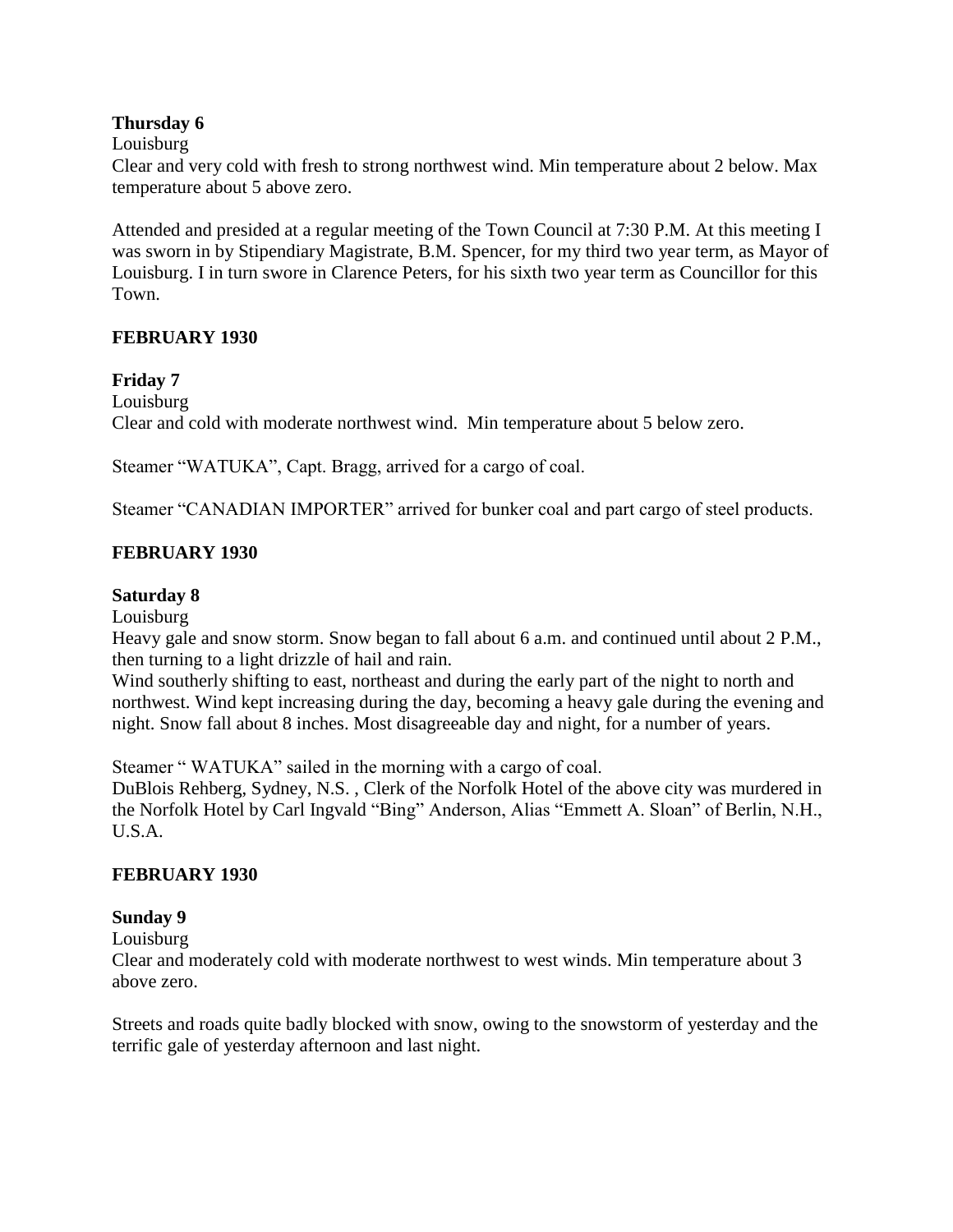**Thursday 6**

Louisburg

Clear and very cold with fresh to strong northwest wind. Min temperature about 2 below. Max temperature about 5 above zero.

Attended and presided at a regular meeting of the Town Council at 7:30 P.M. At this meeting I was sworn in by Stipendiary Magistrate, B.M. Spencer, for my third two year term, as Mayor of Louisburg. I in turn swore in Clarence Peters, for his sixth two year term as Councillor for this Town.

**FEBRUARY 1930**

**Friday 7**

Louisburg

Clear and cold with moderate northwest wind. Min temperature about 5 below zero.

Steamer "WATUKA", Capt. Bragg, arrived for a cargo of coal.

Steamer "CANADIAN IMPORTER" arrived for bunker coal and part cargo of steel products.

**FEBRUARY 1930**

**Saturday 8**

Louisburg

Heavy gale and snow storm. Snow began to fall about 6 a.m. and continued until about 2 P.M., then turning to a light drizzle of hail and rain.

Wind southerly shifting to east, northeast and during the early part of the night to north and northwest. Wind kept increasing during the day, becoming a heavy gale during the evening and night. Snow fall about 8 inches. Most disagreeable day and night, for a number of years.

Steamer " WATUKA" sailed in the morning with a cargo of coal.

DuBlois Rehberg, Sydney, N.S. , Clerk of the Norfolk Hotel of the above city was murdered in the Norfolk Hotel by Carl Ingvald "Bing" Anderson, Alias "Emmett A. Sloan" of Berlin, N.H., U.S.A.

**FEBRUARY 1930**

**Sunday 9**

Louisburg

Clear and moderately cold with moderate northwest to west winds. Min temperature about 3 above zero.

Streets and roads quite badly blocked with snow, owing to the snowstorm of yesterday and the terrific gale of yesterday afternoon and last night.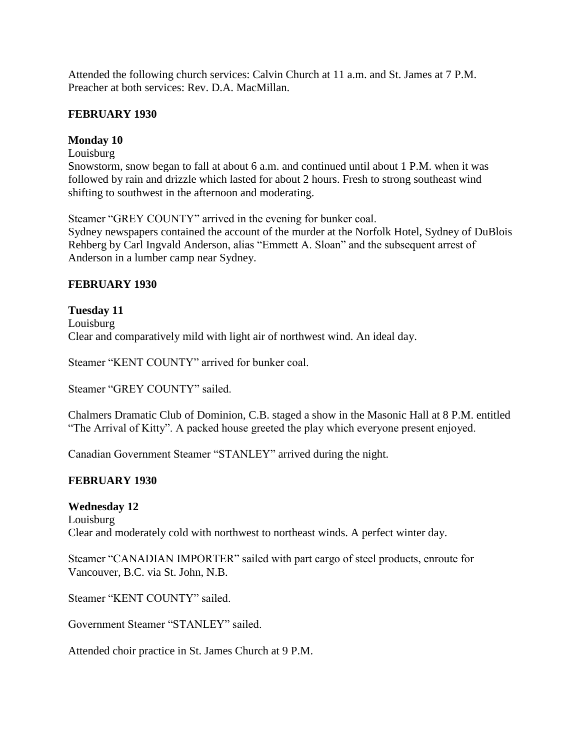Attended the following church services: Calvin Church at 11 a.m. and St. James at 7 P.M. Preacher at both services: Rev. D.A. MacMillan.

**FEBRUARY 1930**

**Monday 10**

Louisburg

Snowstorm, snow began to fall at about 6 a.m. and continued until about 1 P.M. when it was followed by rain and drizzle which lasted for about 2 hours. Fresh to strong southeast wind shifting to southwest in the afternoon and moderating.

Steamer "GREY COUNTY" arrived in the evening for bunker coal.

Sydney newspapers contained the account of the murder at the Norfolk Hotel, Sydney of DuBlois Rehberg by Carl Ingvald Anderson, alias "Emmett A. Sloan" and the subsequent arrest of Anderson in a lumber camp near Sydney.

**FEBRUARY 1930**

**Tuesday 11**

Louisburg

Clear and comparatively mild with light air of northwest wind. An ideal day.

Steamer "KENT COUNTY" arrived for bunker coal.

Steamer "GREY COUNTY" sailed.

Chalmers Dramatic Club of Dominion, C.B. staged a show in the Masonic Hall at 8 P.M. entitled "The Arrival of Kitty". A packed house greeted the play which everyone present enjoyed.

Canadian Government Steamer "STANLEY" arrived during the night.

**FEBRUARY 1930**

**Wednesday 12**

Louisburg

Clear and moderately cold with northwest to northeast winds. A perfect winter day.

Steamer "CANADIAN IMPORTER" sailed with part cargo of steel products, enroute for Vancouver, B.C. via St. John, N.B.

Steamer "KENT COUNTY" sailed.

Government Steamer "STANLEY" sailed.

Attended choir practice in St. James Church at 9 P.M.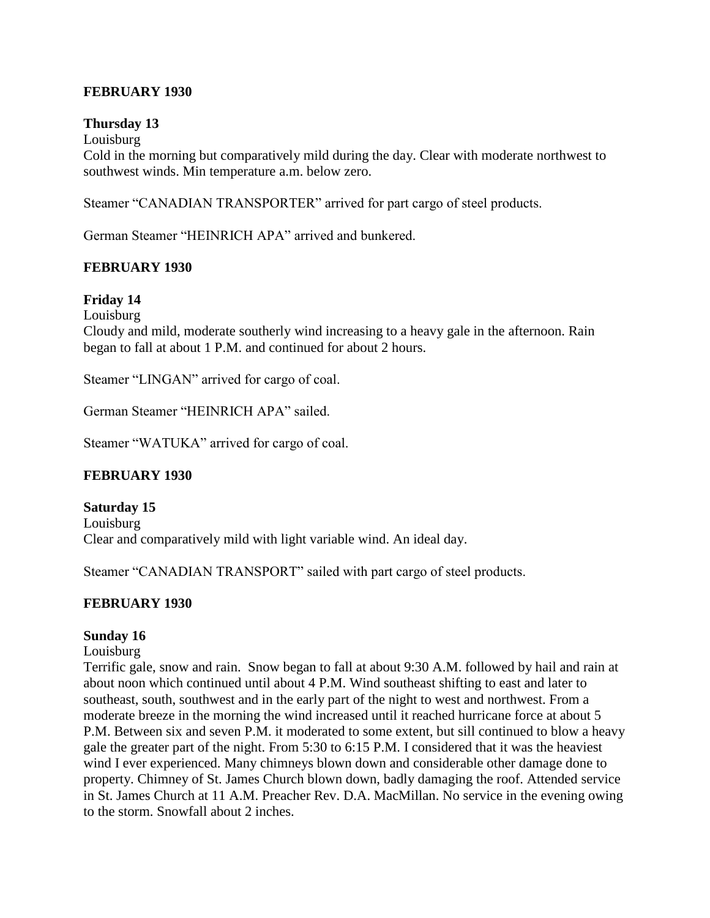**FEBRUARY 1930**

**Thursday 13**

Louisburg

Cold in the morning but comparatively mild during the day. Clear with moderate northwest to southwest winds. Min temperature a.m. below zero.

Steamer "CANADIAN TRANSPORTER" arrived for part cargo of steel products.

German Steamer "HEINRICH APA" arrived and bunkered.

**FEBRUARY 1930**

**Friday 14**

Louisburg

Cloudy and mild, moderate southerly wind increasing to a heavy gale in the afternoon. Rain began to fall at about 1 P.M. and continued for about 2 hours.

Steamer "LINGAN" arrived for cargo of coal.

German Steamer "HEINRICH APA" sailed.

Steamer "WATUKA" arrived for cargo of coal.

**FEBRUARY 1930**

**Saturday 15**

Louisburg

Clear and comparatively mild with light variable wind. An ideal day.

Steamer "CANADIAN TRANSPORT" sailed with part cargo of steel products.

**FEBRUARY 1930**

**Sunday 16**

Louisburg

Terrific gale, snow and rain. Snow began to fall at about 9:30 A.M. followed by hail and rain at about noon which continued until about 4 P.M. Wind southeast shifting to east and later to southeast, south, southwest and in the early part of the night to west and northwest. From a moderate breeze in the morning the wind increased until it reached hurricane force at about 5 P.M. Between six and seven P.M. it moderated to some extent, but sill continued to blow a heavy gale the greater part of the night. From 5:30 to 6:15 P.M. I considered that it was the heaviest wind I ever experienced. Many chimneys blown down and considerable other damage done to property. Chimney of St. James Church blown down, badly damaging the roof. Attended service in St. James Church at 11 A.M. Preacher Rev. D.A. MacMillan. No service in the evening owing to the storm. Snowfall about 2 inches.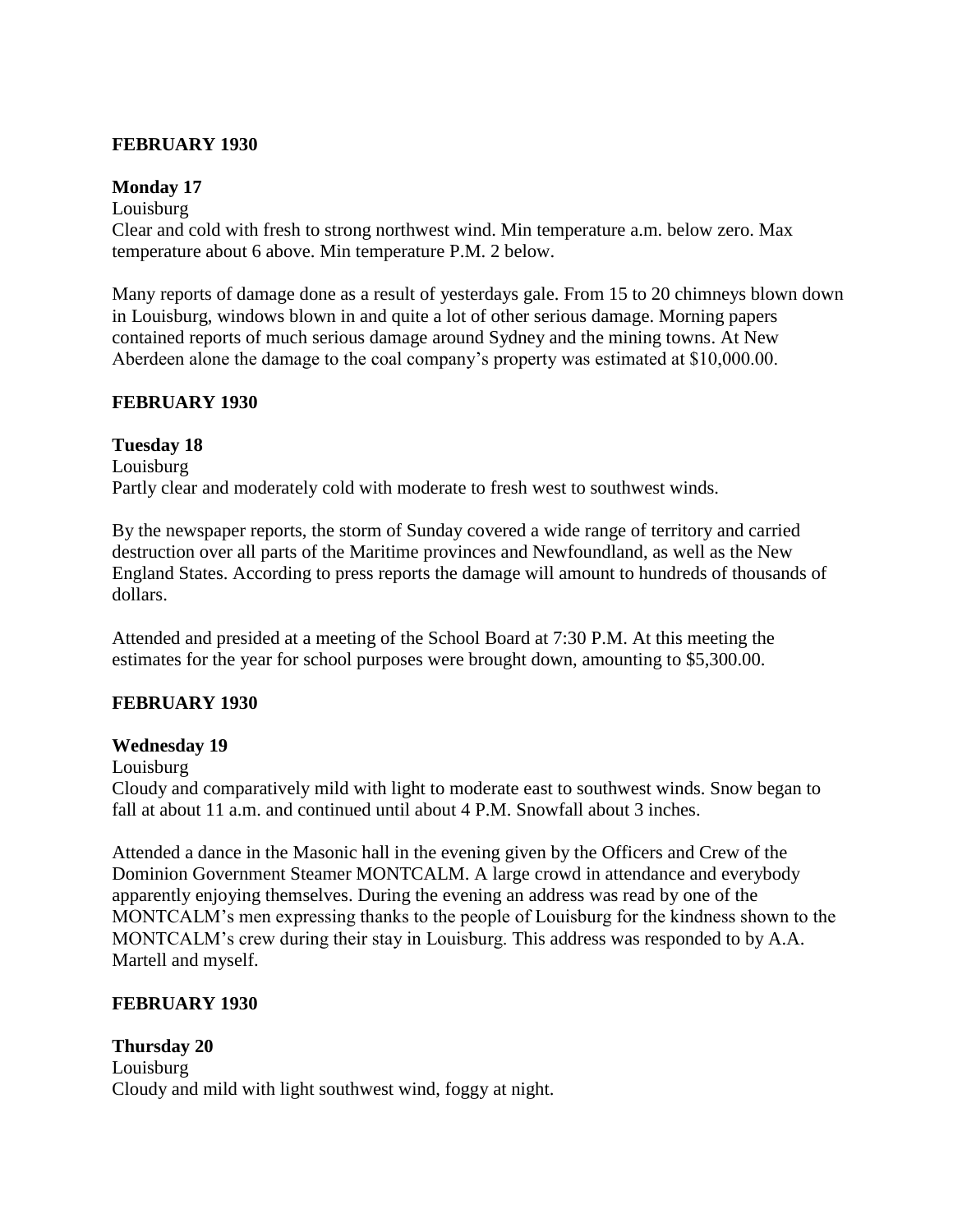## FEBRUARY 1930

**Monday 17**

Louisburg

Clear and cold with fresh to strong northwest wind. Min temperature a.m. below zero. Max temperature about 6 above. Min temperature P.M. 2 below.

Many reports of damage done as a result of yesterdays gale. From 15 to 20 chimneys blown down in Louisburg, windows blown in and quite a lot of other serious damage. Morning papers contained reports of much serious damage around Sydney and the mining towns. At New Aberdeen alone the damage to the coal company's property was estimated at $10,000.00.

## FEBRUARY 1930

**Tuesday 18**

Louisburg

Partly clear and moderately cold with moderate to fresh west to southwest winds.

By the newspaper reports, the storm of Sunday covered a wide range of territory and carried destruction over all parts of the Maritime provinces and Newfoundland, as well as the New England States. According to press reports the damage will amount to hundreds of thousands of dollars.

Attended and presided at a meeting of the School Board at 7:30 P.M. At this meeting the estimates for the year for school purposes were brought down, amounting to $5,300.00.

## FEBRUARY 1930

**Wednesday 19**

Louisburg

Cloudy and comparatively mild with light to moderate east to southwest winds. Snow began to fall at about 11 a.m. and continued until about 4 P.M. Snowfall about 3 inches.

Attended a dance in the Masonic hall in the evening given by the Officers and Crew of the Dominion Government Steamer MONTCALM. A large crowd in attendance and everybody apparently enjoying themselves. During the evening an address was read by one of the MONTCALM's men expressing thanks to the people of Louisburg for the kindness shown to the MONTCALM's crew during their stay in Louisburg. This address was responded to by A.A. Martell and myself.

## FEBRUARY 1930

**Thursday 20**

Louisburg

Cloudy and mild with light southwest wind, foggy at night.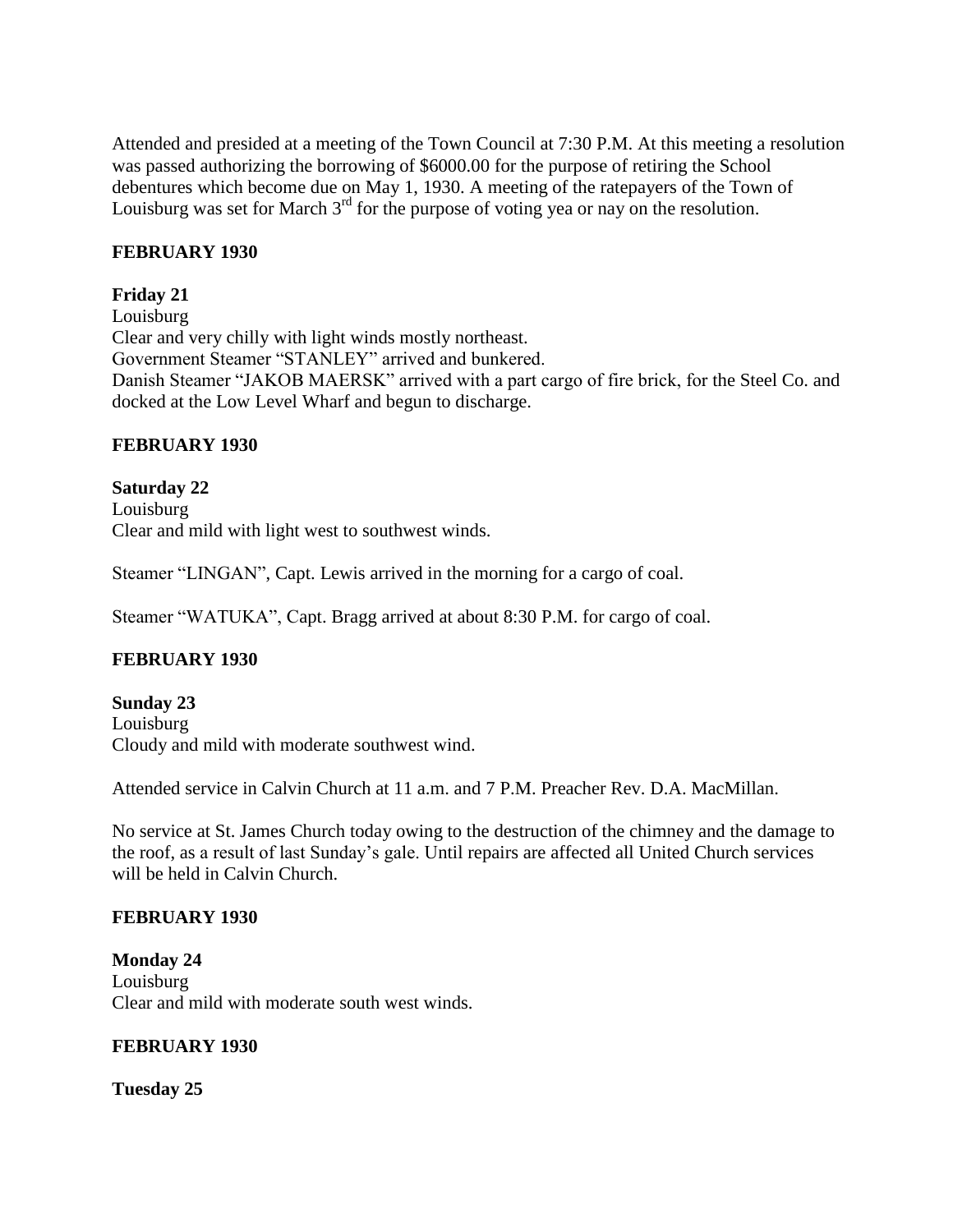Attended and presided at a meeting of the Town Council at 7:30 P.M. At this meeting a resolution was passed authorizing the borrowing of $6000.00 for the purpose of retiring the School debentures which become due on May 1, 1930. A meeting of the ratepayers of the Town of Louisburg was set for March 3rd for the purpose of voting yea or nay on the resolution.

**FEBRUARY 1930**

**Friday 21**
Louisburg
Clear and very chilly with light winds mostly northeast.
Government Steamer "STANLEY" arrived and bunkered.
Danish Steamer "JAKOB MAERSK" arrived with a part cargo of fire brick, for the Steel Co. and docked at the Low Level Wharf and begun to discharge.

**FEBRUARY 1930**

**Saturday 22**
Louisburg
Clear and mild with light west to southwest winds.

Steamer "LINGAN", Capt. Lewis arrived in the morning for a cargo of coal.

Steamer "WATUKA", Capt. Bragg arrived at about 8:30 P.M. for cargo of coal.

**FEBRUARY 1930**

**Sunday 23**
Louisburg
Cloudy and mild with moderate southwest wind.

Attended service in Calvin Church at 11 a.m. and 7 P.M. Preacher Rev. D.A. MacMillan.

No service at St. James Church today owing to the destruction of the chimney and the damage to the roof, as a result of last Sunday's gale. Until repairs are affected all United Church services will be held in Calvin Church.

**FEBRUARY 1930**

**Monday 24**
Louisburg
Clear and mild with moderate south west winds.

**FEBRUARY 1930**

**Tuesday 25**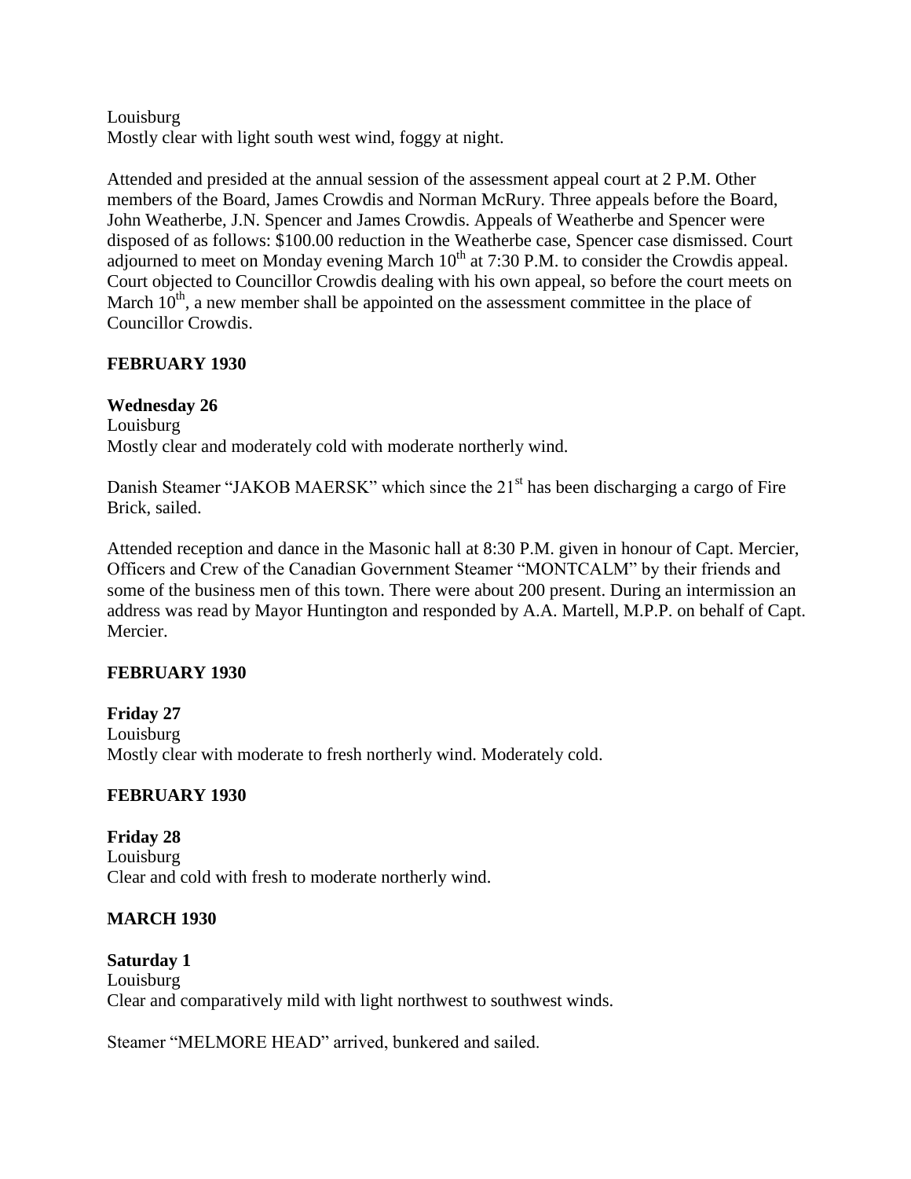Louisburg
Mostly clear with light south west wind, foggy at night.

Attended and presided at the annual session of the assessment appeal court at 2 P.M. Other members of the Board, James Crowdis and Norman McRury. Three appeals before the Board, John Weatherbe, J.N. Spencer and James Crowdis. Appeals of Weatherbe and Spencer were disposed of as follows: $100.00 reduction in the Weatherbe case, Spencer case dismissed. Court adjourned to meet on Monday evening March 10th at 7:30 P.M. to consider the Crowdis appeal. Court objected to Councillor Crowdis dealing with his own appeal, so before the court meets on March 10th, a new member shall be appointed on the assessment committee in the place of Councillor Crowdis.

**FEBRUARY 1930**

**Wednesday 26**
Louisburg
Mostly clear and moderately cold with moderate northerly wind.

Danish Steamer "JAKOB MAERSK" which since the 21st has been discharging a cargo of Fire Brick, sailed.

Attended reception and dance in the Masonic hall at 8:30 P.M. given in honour of Capt. Mercier, Officers and Crew of the Canadian Government Steamer "MONTCALM" by their friends and some of the business men of this town. There were about 200 present. During an intermission an address was read by Mayor Huntington and responded by A.A. Martell, M.P.P. on behalf of Capt. Mercier.

**FEBRUARY 1930**

**Friday 27**
Louisburg
Mostly clear with moderate to fresh northerly wind. Moderately cold.

**FEBRUARY 1930**

**Friday 28**
Louisburg
Clear and cold with fresh to moderate northerly wind.

**MARCH 1930**

**Saturday 1**
Louisburg
Clear and comparatively mild with light northwest to southwest winds.

Steamer "MELMORE HEAD" arrived, bunkered and sailed.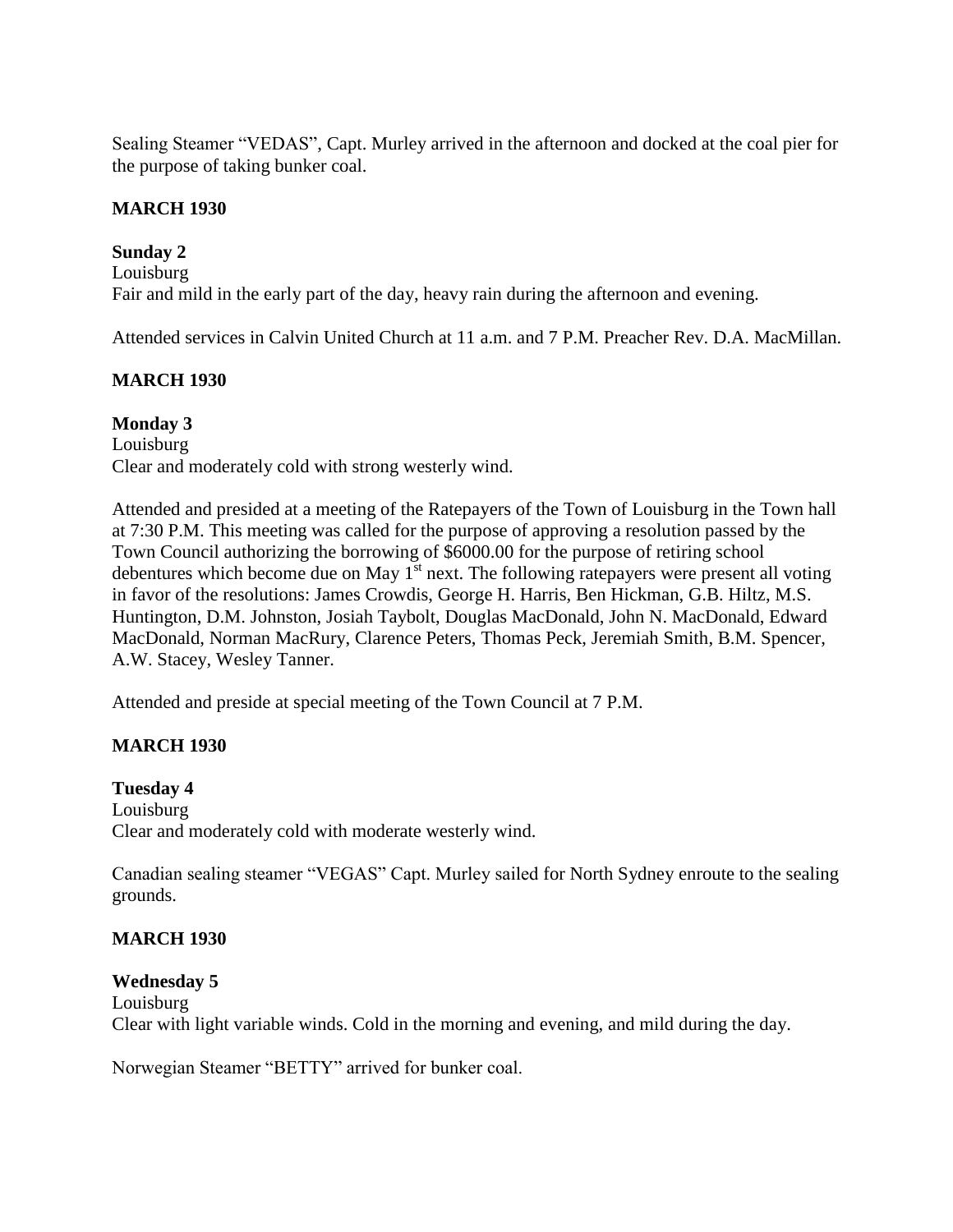Sealing Steamer "VEDAS", Capt. Murley arrived in the afternoon and docked at the coal pier for the purpose of taking bunker coal.

**MARCH 1930**

**Sunday 2**
Louisburg
Fair and mild in the early part of the day, heavy rain during the afternoon and evening.

Attended services in Calvin United Church at 11 a.m. and 7 P.M. Preacher Rev. D.A. MacMillan.

**MARCH 1930**

**Monday 3**
Louisburg
Clear and moderately cold with strong westerly wind.

Attended and presided at a meeting of the Ratepayers of the Town of Louisburg in the Town hall at 7:30 P.M. This meeting was called for the purpose of approving a resolution passed by the Town Council authorizing the borrowing of $6000.00 for the purpose of retiring school debentures which become due on May 1st next. The following ratepayers were present all voting in favor of the resolutions: James Crowdis, George H. Harris, Ben Hickman, G.B. Hiltz, M.S. Huntington, D.M. Johnston, Josiah Taybolt, Douglas MacDonald, John N. MacDonald, Edward MacDonald, Norman MacRury, Clarence Peters, Thomas Peck, Jeremiah Smith, B.M. Spencer, A.W. Stacey, Wesley Tanner.

Attended and preside at special meeting of the Town Council at 7 P.M.

**MARCH 1930**

**Tuesday 4**
Louisburg
Clear and moderately cold with moderate westerly wind.

Canadian sealing steamer "VEGAS" Capt. Murley sailed for North Sydney enroute to the sealing grounds.

**MARCH 1930**

**Wednesday 5**
Louisburg
Clear with light variable winds. Cold in the morning and evening, and mild during the day.

Norwegian Steamer "BETTY" arrived for bunker coal.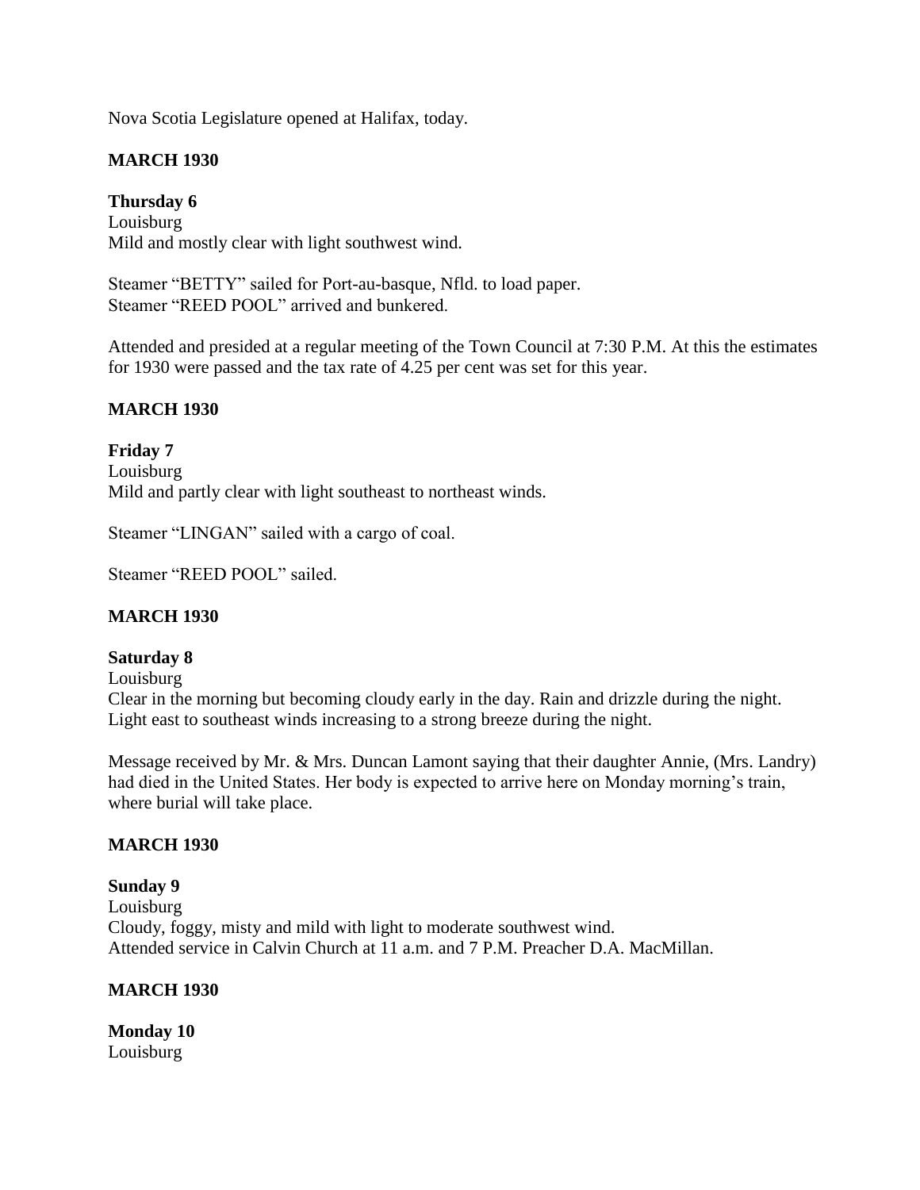Nova Scotia Legislature opened at Halifax, today.

**MARCH 1930**

**Thursday 6**
Louisburg
Mild and mostly clear with light southwest wind.

Steamer "BETTY" sailed for Port-au-basque, Nfld. to load paper.
Steamer "REED POOL" arrived and bunkered.

Attended and presided at a regular meeting of the Town Council at 7:30 P.M. At this the estimates for 1930 were passed and the tax rate of 4.25 per cent was set for this year.

**MARCH 1930**

**Friday 7**
Louisburg
Mild and partly clear with light southeast to northeast winds.

Steamer "LINGAN" sailed with a cargo of coal.

Steamer "REED POOL" sailed.

**MARCH 1930**

**Saturday 8**
Louisburg
Clear in the morning but becoming cloudy early in the day. Rain and drizzle during the night. Light east to southeast winds increasing to a strong breeze during the night.

Message received by Mr. & Mrs. Duncan Lamont saying that their daughter Annie, (Mrs. Landry) had died in the United States. Her body is expected to arrive here on Monday morning's train, where burial will take place.

**MARCH 1930**

**Sunday 9**
Louisburg
Cloudy, foggy, misty and mild with light to moderate southwest wind.
Attended service in Calvin Church at 11 a.m. and 7 P.M. Preacher D.A. MacMillan.

**MARCH 1930**

**Monday 10**
Louisburg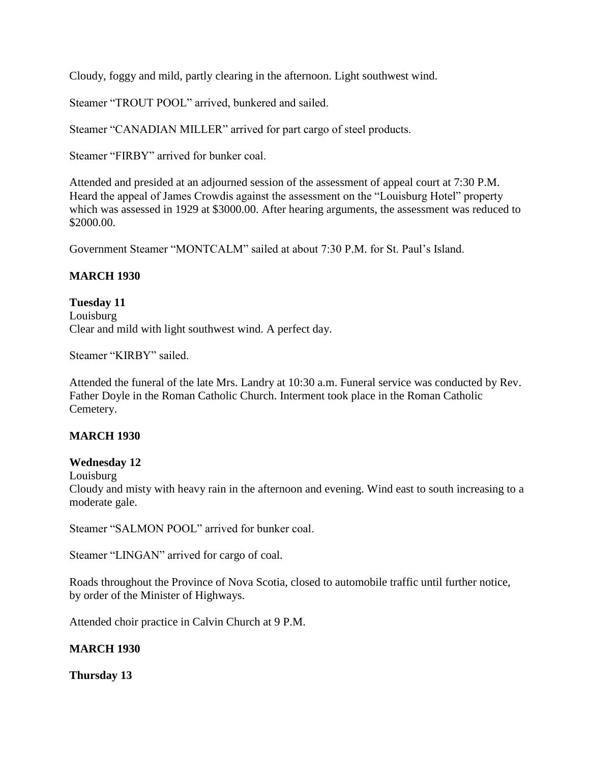Cloudy, foggy and mild, partly clearing in the afternoon. Light southwest wind.

Steamer "TROUT POOL" arrived, bunkered and sailed.

Steamer "CANADIAN MILLER" arrived for part cargo of steel products.

Steamer "FIRBY" arrived for bunker coal.

Attended and presided at an adjourned session of the assessment of appeal court at 7:30 P.M. Heard the appeal of James Crowdis against the assessment on the "Louisburg Hotel" property which was assessed in 1929 at $3000.00. After hearing arguments, the assessment was reduced to $2000.00.

Government Steamer "MONTCALM" sailed at about 7:30 P.M. for St. Paul's Island.

**MARCH 1930**

**Tuesday 11**
Louisburg
Clear and mild with light southwest wind. A perfect day.

Steamer "KIRBY" sailed.

Attended the funeral of the late Mrs. Landry at 10:30 a.m. Funeral service was conducted by Rev. Father Doyle in the Roman Catholic Church. Interment took place in the Roman Catholic Cemetery.

**MARCH 1930**

**Wednesday 12**
Louisburg
Cloudy and misty with heavy rain in the afternoon and evening. Wind east to south increasing to a moderate gale.

Steamer "SALMON POOL" arrived for bunker coal.

Steamer "LINGAN" arrived for cargo of coal.

Roads throughout the Province of Nova Scotia, closed to automobile traffic until further notice, by order of the Minister of Highways.

Attended choir practice in Calvin Church at 9 P.M.

**MARCH 1930**

**Thursday 13**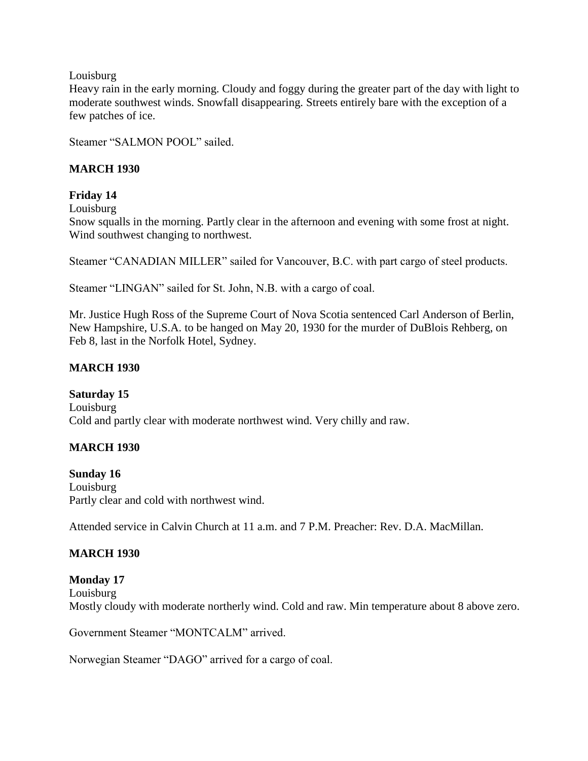Louisburg
Heavy rain in the early morning. Cloudy and foggy during the greater part of the day with light to moderate southwest winds. Snowfall disappearing. Streets entirely bare with the exception of a few patches of ice.

Steamer "SALMON POOL" sailed.

**MARCH 1930**

**Friday 14**
Louisburg
Snow squalls in the morning. Partly clear in the afternoon and evening with some frost at night. Wind southwest changing to northwest.

Steamer "CANADIAN MILLER" sailed for Vancouver, B.C. with part cargo of steel products.

Steamer "LINGAN" sailed for St. John, N.B. with a cargo of coal.

Mr. Justice Hugh Ross of the Supreme Court of Nova Scotia sentenced Carl Anderson of Berlin, New Hampshire, U.S.A. to be hanged on May 20, 1930 for the murder of DuBlois Rehberg, on Feb 8, last in the Norfolk Hotel, Sydney.

**MARCH 1930**

**Saturday 15**
Louisburg
Cold and partly clear with moderate northwest wind. Very chilly and raw.

**MARCH 1930**

**Sunday 16**
Louisburg
Partly clear and cold with northwest wind.

Attended service in Calvin Church at 11 a.m. and 7 P.M. Preacher: Rev. D.A. MacMillan.

**MARCH 1930**

**Monday 17**
Louisburg
Mostly cloudy with moderate northerly wind. Cold and raw. Min temperature about 8 above zero.

Government Steamer "MONTCALM" arrived.

Norwegian Steamer "DAGO" arrived for a cargo of coal.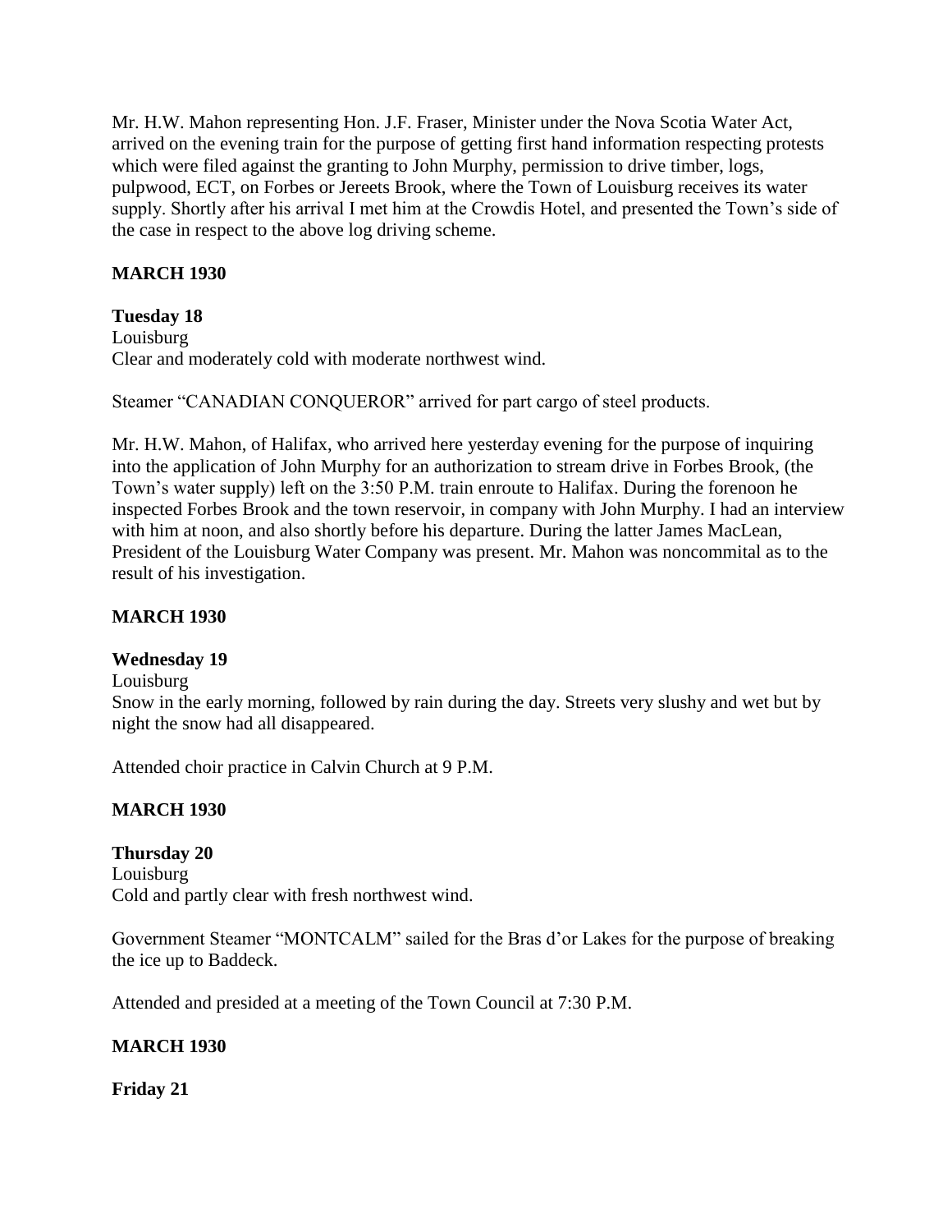Mr. H.W. Mahon representing Hon. J.F. Fraser, Minister under the Nova Scotia Water Act, arrived on the evening train for the purpose of getting first hand information respecting protests which were filed against the granting to John Murphy, permission to drive timber, logs, pulpwood, ECT, on Forbes or Jereets Brook, where the Town of Louisburg receives its water supply. Shortly after his arrival I met him at the Crowdis Hotel, and presented the Town's side of the case in respect to the above log driving scheme.

**MARCH 1930**

**Tuesday 18**
Louisburg
Clear and moderately cold with moderate northwest wind.

Steamer "CANADIAN CONQUEROR" arrived for part cargo of steel products.

Mr. H.W. Mahon, of Halifax, who arrived here yesterday evening for the purpose of inquiring into the application of John Murphy for an authorization to stream drive in Forbes Brook, (the Town's water supply) left on the 3:50 P.M. train enroute to Halifax. During the forenoon he inspected Forbes Brook and the town reservoir, in company with John Murphy. I had an interview with him at noon, and also shortly before his departure. During the latter James MacLean, President of the Louisburg Water Company was present. Mr. Mahon was noncommital as to the result of his investigation.

**MARCH 1930**

**Wednesday 19**
Louisburg
Snow in the early morning, followed by rain during the day. Streets very slushy and wet but by night the snow had all disappeared.

Attended choir practice in Calvin Church at 9 P.M.

**MARCH 1930**

**Thursday 20**
Louisburg
Cold and partly clear with fresh northwest wind.

Government Steamer "MONTCALM" sailed for the Bras d'or Lakes for the purpose of breaking the ice up to Baddeck.

Attended and presided at a meeting of the Town Council at 7:30 P.M.

**MARCH 1930**

**Friday 21**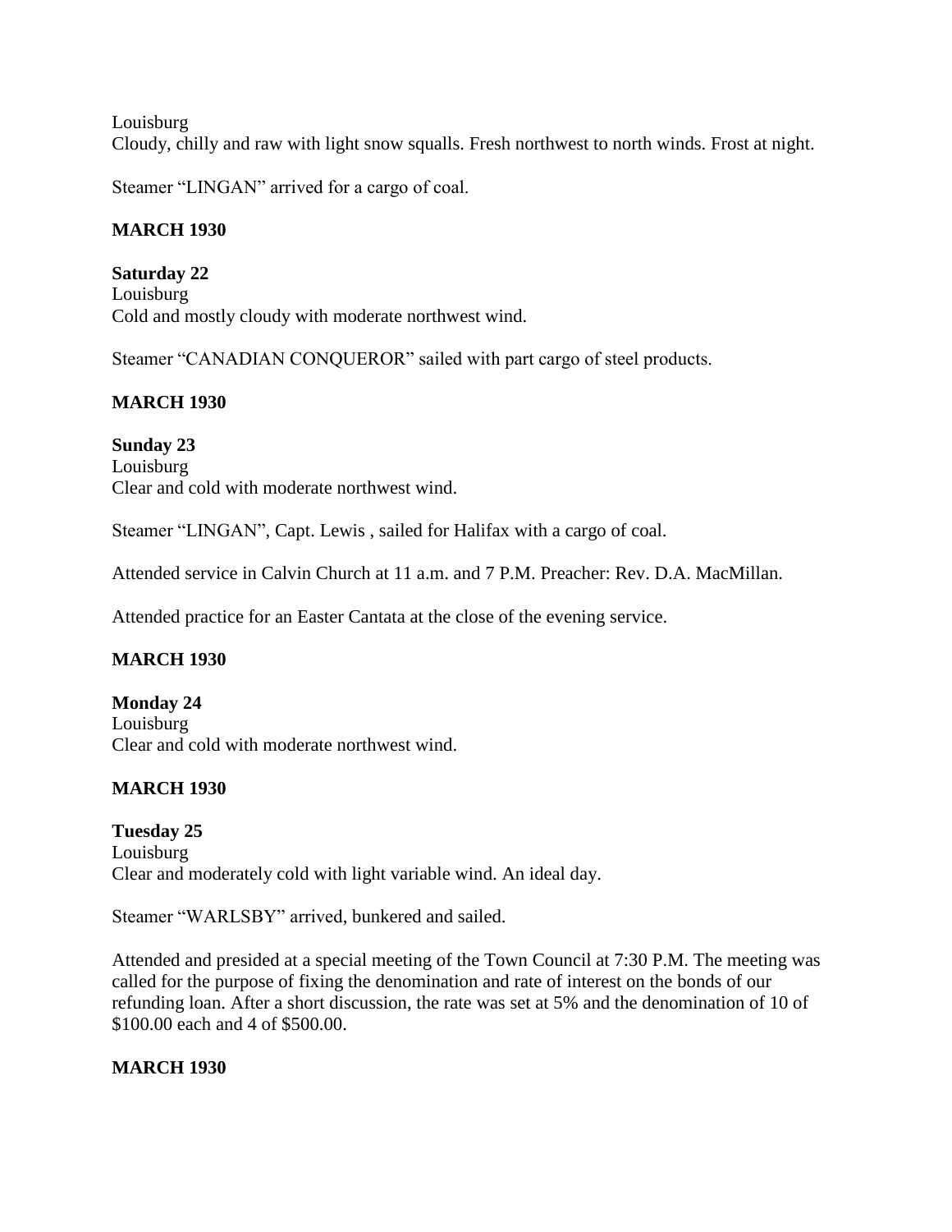Louisburg
Cloudy, chilly and raw with light snow squalls. Fresh northwest to north winds. Frost at night.

Steamer "LINGAN" arrived for a cargo of coal.

**MARCH 1930**

**Saturday 22**
Louisburg
Cold and mostly cloudy with moderate northwest wind.

Steamer "CANADIAN CONQUEROR" sailed with part cargo of steel products.

**MARCH 1930**

**Sunday 23**
Louisburg
Clear and cold with moderate northwest wind.

Steamer "LINGAN", Capt. Lewis , sailed for Halifax with a cargo of coal.

Attended service in Calvin Church at 11 a.m. and 7 P.M. Preacher: Rev. D.A. MacMillan.

Attended practice for an Easter Cantata at the close of the evening service.

**MARCH 1930**

**Monday 24**
Louisburg
Clear and cold with moderate northwest wind.

**MARCH 1930**

**Tuesday 25**
Louisburg
Clear and moderately cold with light variable wind. An ideal day.

Steamer "WARLSBY" arrived, bunkered and sailed.

Attended and presided at a special meeting of the Town Council at 7:30 P.M. The meeting was called for the purpose of fixing the denomination and rate of interest on the bonds of our refunding loan. After a short discussion, the rate was set at 5% and the denomination of 10 of $100.00 each and 4 of $500.00.

**MARCH 1930**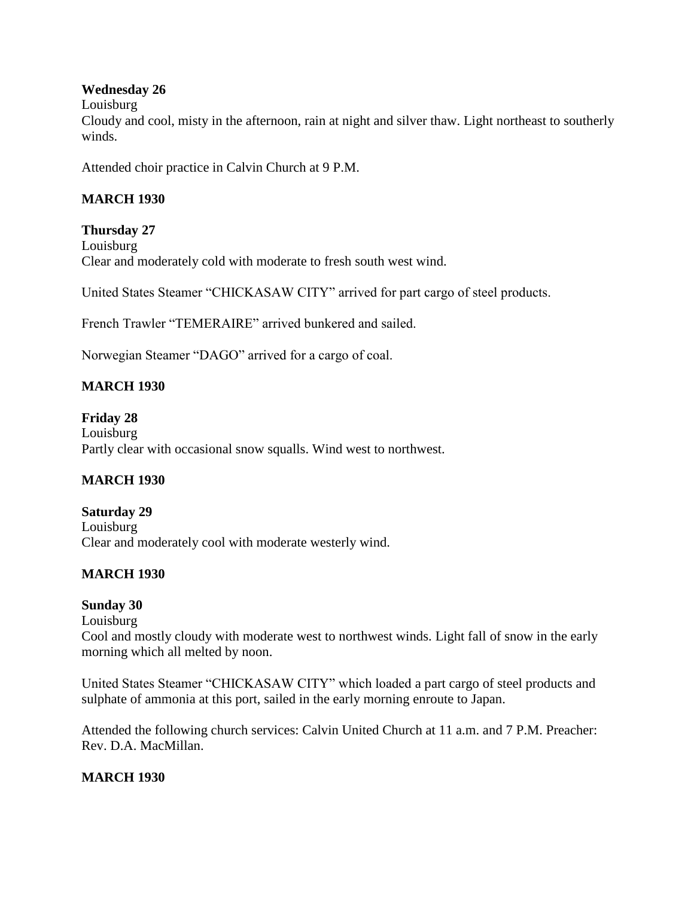**Wednesday 26**
Louisburg
Cloudy and cool, misty in the afternoon, rain at night and silver thaw. Light northeast to southerly winds.

Attended choir practice in Calvin Church at 9 P.M.

**MARCH 1930**

**Thursday 27**
Louisburg
Clear and moderately cold with moderate to fresh south west wind.

United States Steamer "CHICKASAW CITY" arrived for part cargo of steel products.

French Trawler "TEMERAIRE" arrived bunkered and sailed.

Norwegian Steamer "DAGO" arrived for a cargo of coal.

**MARCH 1930**

**Friday 28**
Louisburg
Partly clear with occasional snow squalls. Wind west to northwest.

**MARCH 1930**

**Saturday 29**
Louisburg
Clear and moderately cool with moderate westerly wind.

**MARCH 1930**

**Sunday 30**
Louisburg
Cool and mostly cloudy with moderate west to northwest winds. Light fall of snow in the early morning which all melted by noon.

United States Steamer "CHICKASAW CITY" which loaded a part cargo of steel products and sulphate of ammonia at this port, sailed in the early morning enroute to Japan.

Attended the following church services: Calvin United Church at 11 a.m. and 7 P.M. Preacher: Rev. D.A. MacMillan.

**MARCH 1930**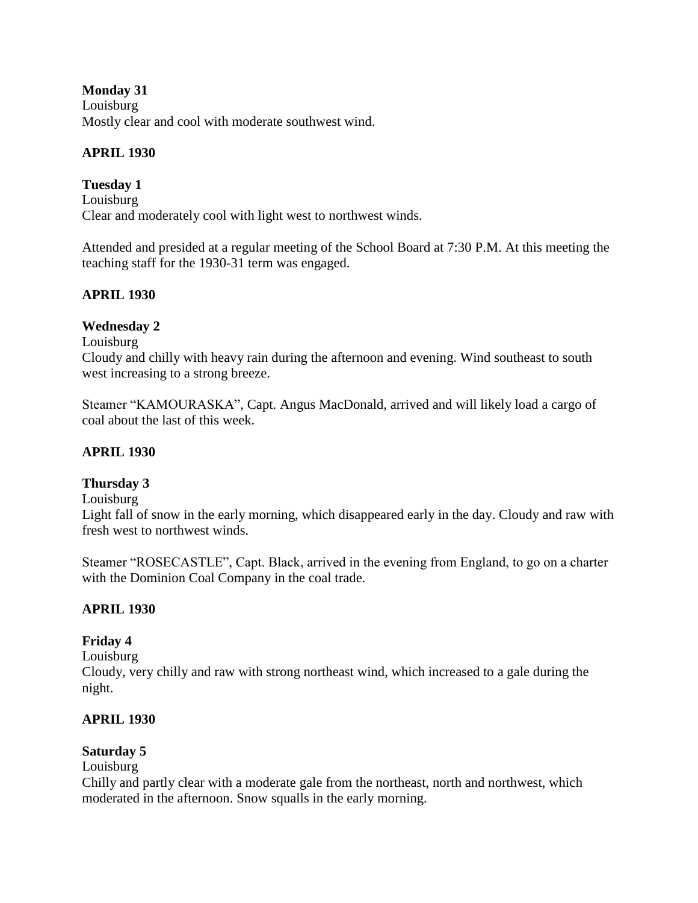**Monday 31**
Louisburg
Mostly clear and cool with moderate southwest wind.

**APRIL 1930**

**Tuesday 1**
Louisburg
Clear and moderately cool with light west to northwest winds.

Attended and presided at a regular meeting of the School Board at 7:30 P.M. At this meeting the teaching staff for the 1930-31 term was engaged.

**APRIL 1930**

**Wednesday 2**
Louisburg
Cloudy and chilly with heavy rain during the afternoon and evening. Wind southeast to south west increasing to a strong breeze.

Steamer "KAMOURASKA", Capt. Angus MacDonald, arrived and will likely load a cargo of coal about the last of this week.

**APRIL 1930**

**Thursday 3**
Louisburg
Light fall of snow in the early morning, which disappeared early in the day. Cloudy and raw with fresh west to northwest winds.

Steamer "ROSECASTLE", Capt. Black, arrived in the evening from England, to go on a charter with the Dominion Coal Company in the coal trade.

**APRIL 1930**

**Friday 4**
Louisburg
Cloudy, very chilly and raw with strong northeast wind, which increased to a gale during the night.

**APRIL 1930**

**Saturday 5**
Louisburg
Chilly and partly clear with a moderate gale from the northeast, north and northwest, which moderated in the afternoon. Snow squalls in the early morning.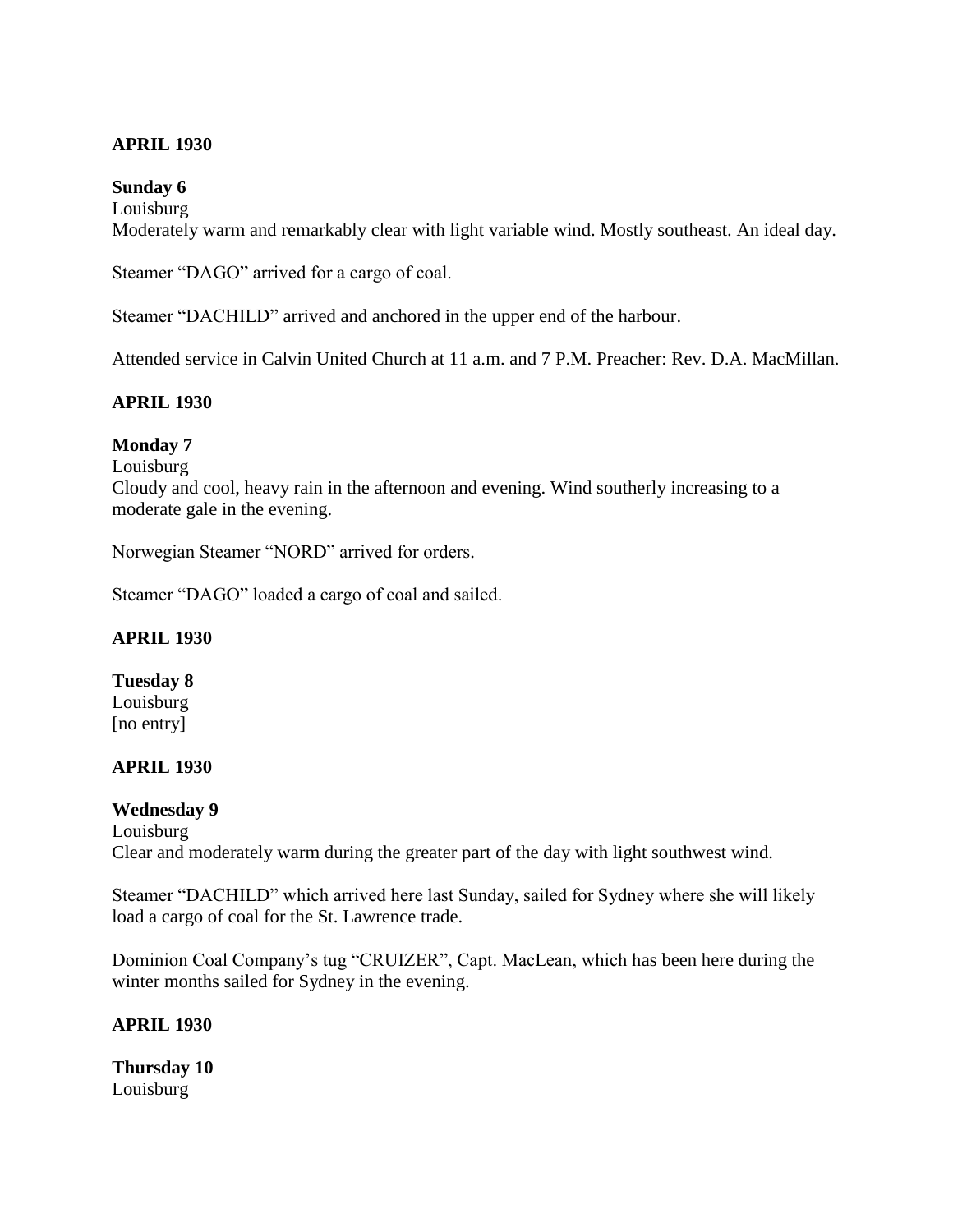**APRIL 1930**

**Sunday 6**
Louisburg
Moderately warm and remarkably clear with light variable wind. Mostly southeast. An ideal day.

Steamer "DAGO" arrived for a cargo of coal.

Steamer "DACHILD" arrived and anchored in the upper end of the harbour.

Attended service in Calvin United Church at 11 a.m. and 7 P.M. Preacher: Rev. D.A. MacMillan.

**APRIL 1930**

**Monday 7**
Louisburg
Cloudy and cool, heavy rain in the afternoon and evening. Wind southerly increasing to a moderate gale in the evening.

Norwegian Steamer "NORD" arrived for orders.

Steamer "DAGO" loaded a cargo of coal and sailed.

**APRIL 1930**

**Tuesday 8**
Louisburg
[no entry]

**APRIL 1930**

**Wednesday 9**
Louisburg
Clear and moderately warm during the greater part of the day with light southwest wind.

Steamer "DACHILD" which arrived here last Sunday, sailed for Sydney where she will likely load a cargo of coal for the St. Lawrence trade.

Dominion Coal Company's tug "CRUIZER", Capt. MacLean, which has been here during the winter months sailed for Sydney in the evening.

**APRIL 1930**

**Thursday 10**
Louisburg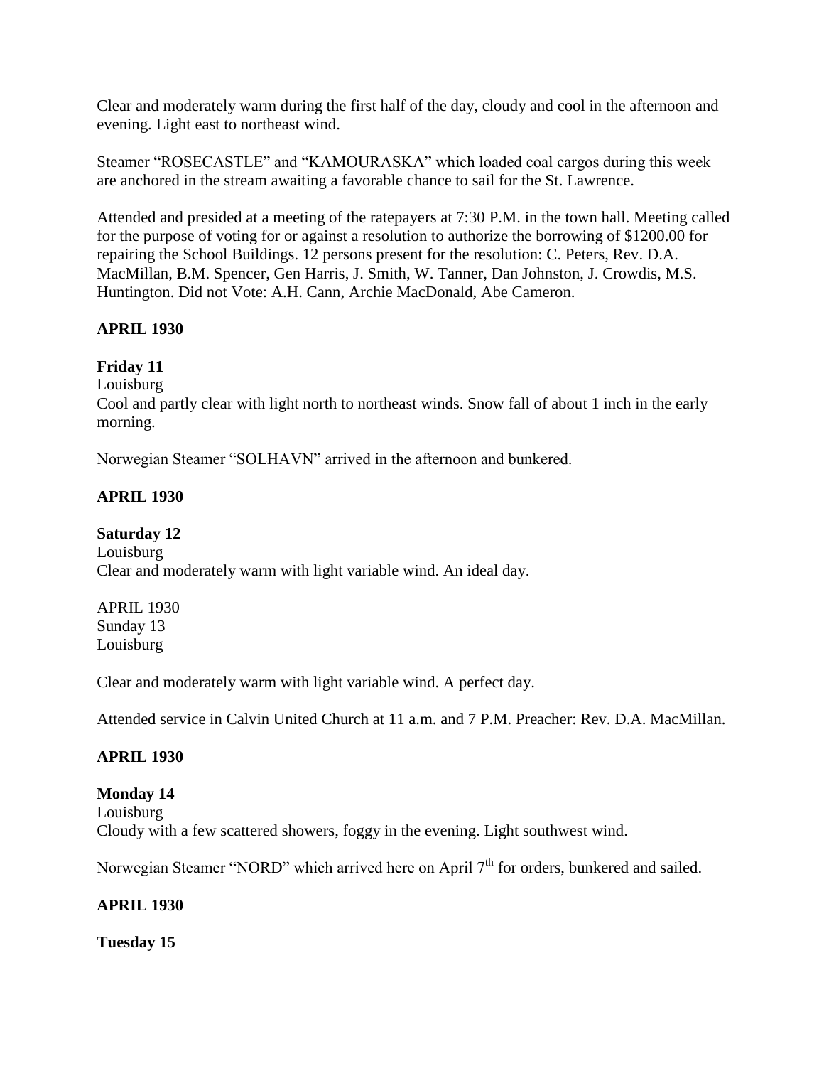Clear and moderately warm during the first half of the day, cloudy and cool in the afternoon and evening. Light east to northeast wind.

Steamer "ROSECASTLE" and "KAMOURASKA" which loaded coal cargos during this week are anchored in the stream awaiting a favorable chance to sail for the St. Lawrence.

Attended and presided at a meeting of the ratepayers at 7:30 P.M. in the town hall. Meeting called for the purpose of voting for or against a resolution to authorize the borrowing of $1200.00 for repairing the School Buildings. 12 persons present for the resolution: C. Peters, Rev. D.A. MacMillan, B.M. Spencer, Gen Harris, J. Smith, W. Tanner, Dan Johnston, J. Crowdis, M.S. Huntington. Did not Vote: A.H. Cann, Archie MacDonald, Abe Cameron.

**APRIL 1930**

**Friday 11**
Louisburg
Cool and partly clear with light north to northeast winds. Snow fall of about 1 inch in the early morning.

Norwegian Steamer "SOLHAVN" arrived in the afternoon and bunkered.

**APRIL 1930**

**Saturday 12**
Louisburg
Clear and moderately warm with light variable wind. An ideal day.

APRIL 1930
Sunday 13
Louisburg

Clear and moderately warm with light variable wind. A perfect day.

Attended service in Calvin United Church at 11 a.m. and 7 P.M. Preacher: Rev. D.A. MacMillan.

**APRIL 1930**

**Monday 14**
Louisburg
Cloudy with a few scattered showers, foggy in the evening. Light southwest wind.

Norwegian Steamer "NORD" which arrived here on April 7th for orders, bunkered and sailed.

**APRIL 1930**

**Tuesday 15**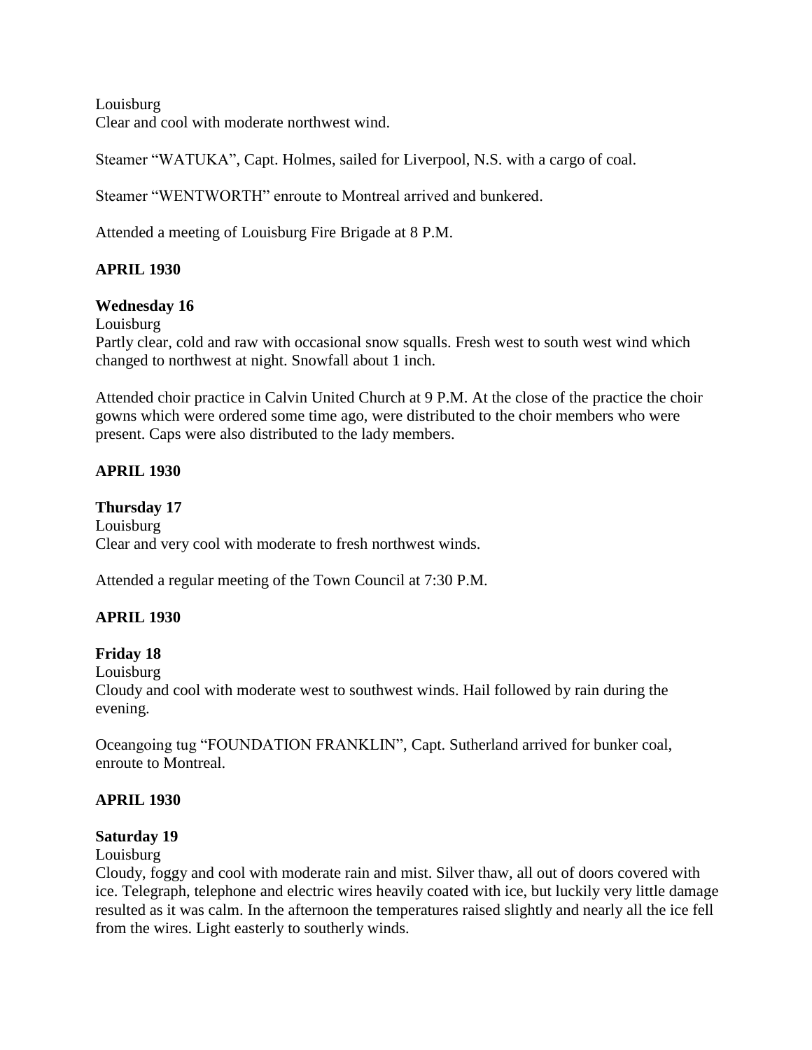Louisburg
Clear and cool with moderate northwest wind.

Steamer "WATUKA", Capt. Holmes, sailed for Liverpool, N.S. with a cargo of coal.

Steamer "WENTWORTH" enroute to Montreal arrived and bunkered.

Attended a meeting of Louisburg Fire Brigade at 8 P.M.

**APRIL 1930**

**Wednesday 16**
Louisburg
Partly clear, cold and raw with occasional snow squalls. Fresh west to south west wind which changed to northwest at night. Snowfall about 1 inch.

Attended choir practice in Calvin United Church at 9 P.M. At the close of the practice the choir gowns which were ordered some time ago, were distributed to the choir members who were present. Caps were also distributed to the lady members.

**APRIL 1930**

**Thursday 17**
Louisburg
Clear and very cool with moderate to fresh northwest winds.

Attended a regular meeting of the Town Council at 7:30 P.M.

**APRIL 1930**

**Friday 18**
Louisburg
Cloudy and cool with moderate west to southwest winds. Hail followed by rain during the evening.

Oceangoing tug "FOUNDATION FRANKLIN", Capt. Sutherland arrived for bunker coal, enroute to Montreal.

**APRIL 1930**

**Saturday 19**
Louisburg
Cloudy, foggy and cool with moderate rain and mist. Silver thaw, all out of doors covered with ice. Telegraph, telephone and electric wires heavily coated with ice, but luckily very little damage resulted as it was calm. In the afternoon the temperatures raised slightly and nearly all the ice fell from the wires. Light easterly to southerly winds.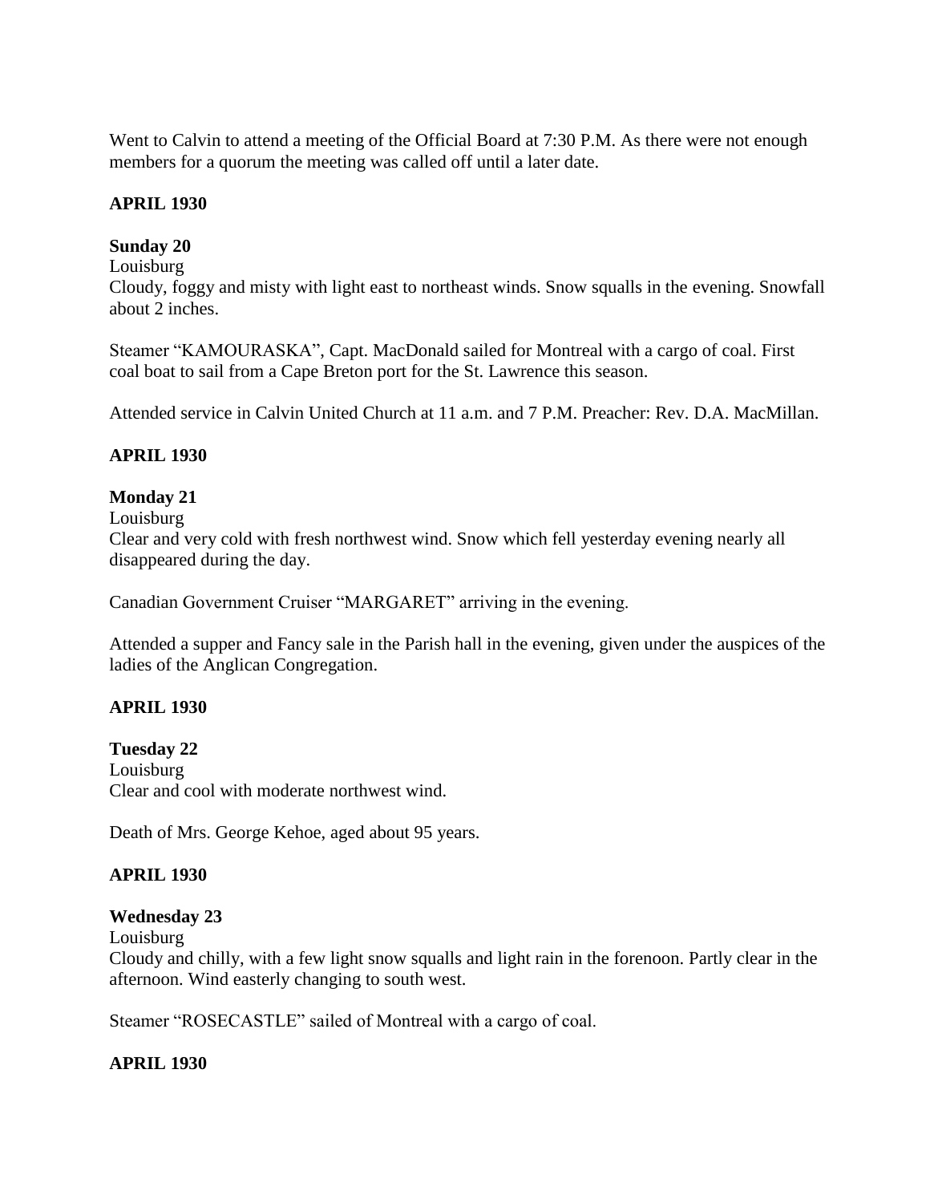Went to Calvin to attend a meeting of the Official Board at 7:30 P.M. As there were not enough members for a quorum the meeting was called off until a later date.

**APRIL 1930**

**Sunday 20**

Louisburg

Cloudy, foggy and misty with light east to northeast winds. Snow squalls in the evening. Snowfall about 2 inches.

Steamer "KAMOURASKA", Capt. MacDonald sailed for Montreal with a cargo of coal. First coal boat to sail from a Cape Breton port for the St. Lawrence this season.

Attended service in Calvin United Church at 11 a.m. and 7 P.M. Preacher: Rev. D.A. MacMillan.

**APRIL 1930**

**Monday 21**

Louisburg

Clear and very cold with fresh northwest wind. Snow which fell yesterday evening nearly all disappeared during the day.

Canadian Government Cruiser "MARGARET" arriving in the evening.

Attended a supper and Fancy sale in the Parish hall in the evening, given under the auspices of the ladies of the Anglican Congregation.

**APRIL 1930**

**Tuesday 22**

Louisburg

Clear and cool with moderate northwest wind.

Death of Mrs. George Kehoe, aged about 95 years.

**APRIL 1930**

**Wednesday 23**

Louisburg

Cloudy and chilly, with a few light snow squalls and light rain in the forenoon. Partly clear in the afternoon. Wind easterly changing to south west.

Steamer "ROSECASTLE" sailed of Montreal with a cargo of coal.

**APRIL 1930**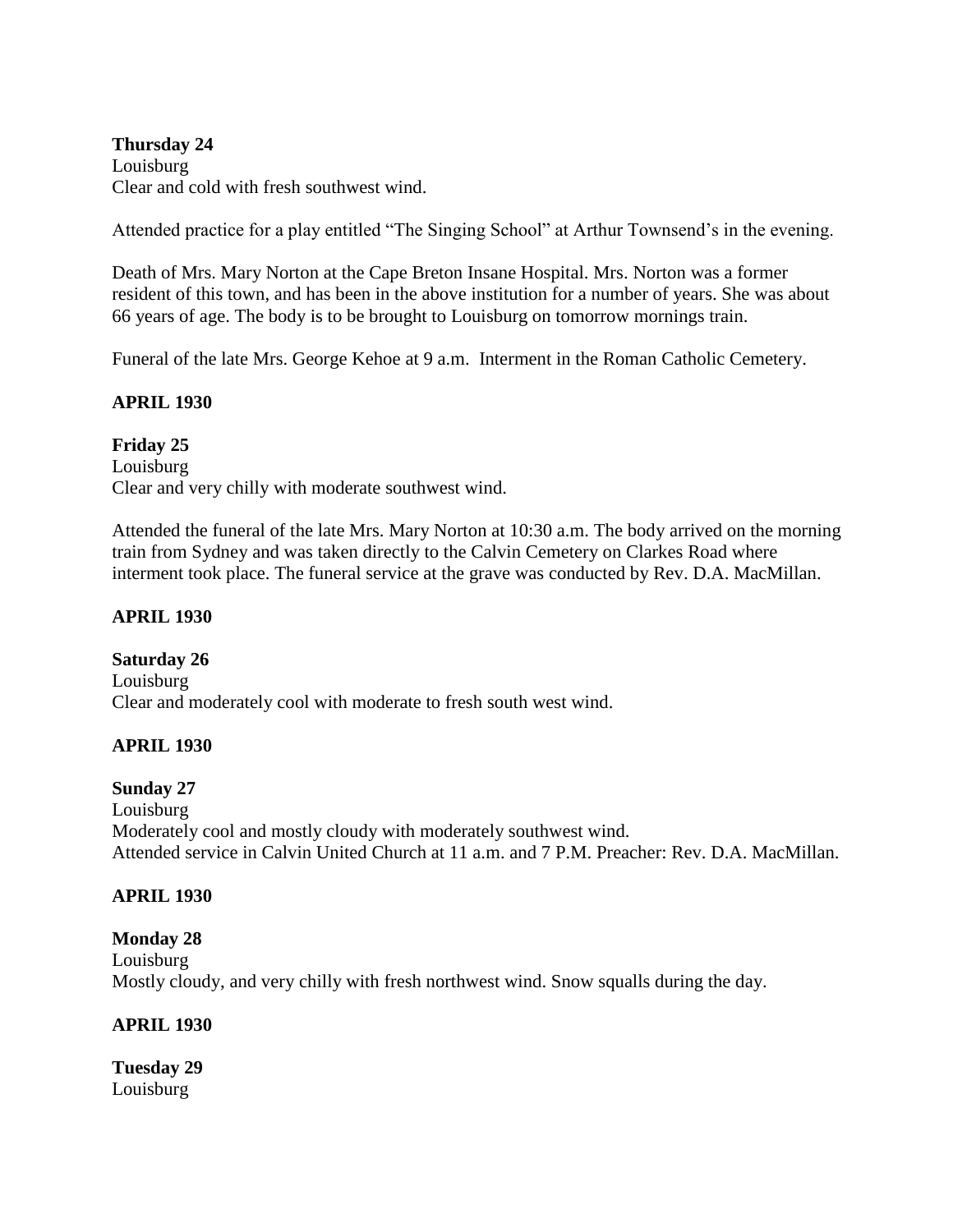**Thursday 24**
Louisburg
Clear and cold with fresh southwest wind.

Attended practice for a play entitled "The Singing School" at Arthur Townsend's in the evening.

Death of Mrs. Mary Norton at the Cape Breton Insane Hospital. Mrs. Norton was a former resident of this town, and has been in the above institution for a number of years. She was about 66 years of age. The body is to be brought to Louisburg on tomorrow mornings train.

Funeral of the late Mrs. George Kehoe at 9 a.m. Interment in the Roman Catholic Cemetery.

**APRIL 1930**

**Friday 25**
Louisburg
Clear and very chilly with moderate southwest wind.

Attended the funeral of the late Mrs. Mary Norton at 10:30 a.m. The body arrived on the morning train from Sydney and was taken directly to the Calvin Cemetery on Clarkes Road where interment took place. The funeral service at the grave was conducted by Rev. D.A. MacMillan.

**APRIL 1930**

**Saturday 26**
Louisburg
Clear and moderately cool with moderate to fresh south west wind.

**APRIL 1930**

**Sunday 27**
Louisburg
Moderately cool and mostly cloudy with moderately southwest wind.
Attended service in Calvin United Church at 11 a.m. and 7 P.M. Preacher: Rev. D.A. MacMillan.

**APRIL 1930**

**Monday 28**
Louisburg
Mostly cloudy, and very chilly with fresh northwest wind. Snow squalls during the day.

**APRIL 1930**

**Tuesday 29**
Louisburg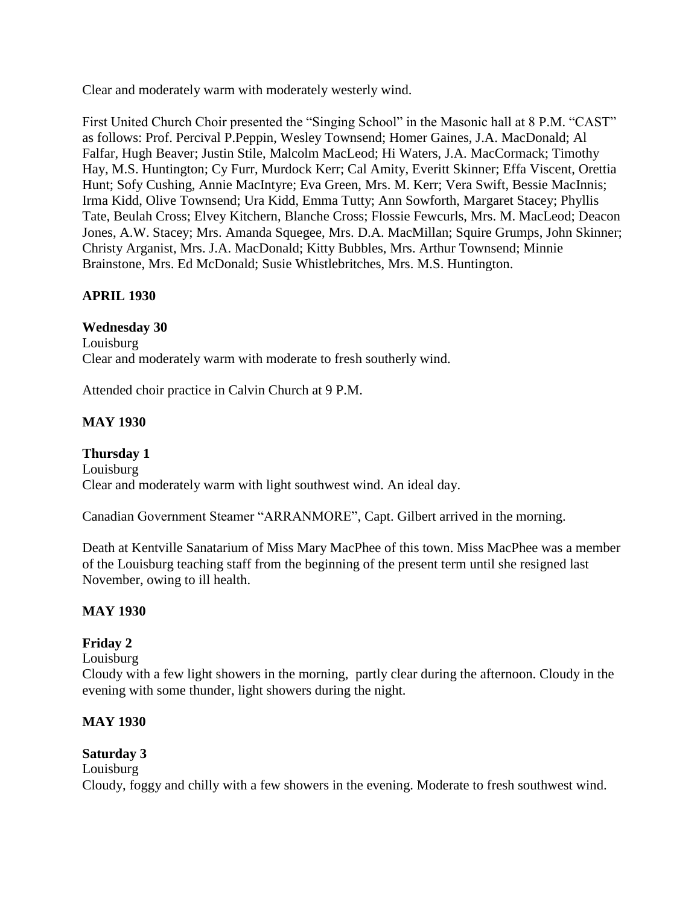Clear and moderately warm with moderately westerly wind.

First United Church Choir presented the "Singing School" in the Masonic hall at 8 P.M. "CAST" as follows: Prof. Percival P.Peppin, Wesley Townsend; Homer Gaines, J.A. MacDonald; Al Falfar, Hugh Beaver; Justin Stile, Malcolm MacLeod; Hi Waters, J.A. MacCormack; Timothy Hay, M.S. Huntington; Cy Furr, Murdock Kerr; Cal Amity, Everitt Skinner; Effa Viscent, Orettia Hunt; Sofy Cushing, Annie MacIntyre; Eva Green, Mrs. M. Kerr; Vera Swift, Bessie MacInnis; Irma Kidd, Olive Townsend; Ura Kidd, Emma Tutty; Ann Sowforth, Margaret Stacey; Phyllis Tate, Beulah Cross; Elvey Kitchern, Blanche Cross; Flossie Fewcurls, Mrs. M. MacLeod; Deacon Jones, A.W. Stacey; Mrs. Amanda Squegee, Mrs. D.A. MacMillan; Squire Grumps, John Skinner; Christy Arganist, Mrs. J.A. MacDonald; Kitty Bubbles, Mrs. Arthur Townsend; Minnie Brainstone, Mrs. Ed McDonald; Susie Whistlebritches, Mrs. M.S. Huntington.

**APRIL 1930**

**Wednesday 30**
Louisburg
Clear and moderately warm with moderate to fresh southerly wind.

Attended choir practice in Calvin Church at 9 P.M.

**MAY 1930**

**Thursday 1**
Louisburg
Clear and moderately warm with light southwest wind. An ideal day.

Canadian Government Steamer "ARRANMORE", Capt. Gilbert arrived in the morning.

Death at Kentville Sanatarium of Miss Mary MacPhee of this town. Miss MacPhee was a member of the Louisburg teaching staff from the beginning of the present term until she resigned last November, owing to ill health.

**MAY 1930**

**Friday 2**
Louisburg
Cloudy with a few light showers in the morning, partly clear during the afternoon. Cloudy in the evening with some thunder, light showers during the night.

**MAY 1930**

**Saturday 3**
Louisburg
Cloudy, foggy and chilly with a few showers in the evening. Moderate to fresh southwest wind.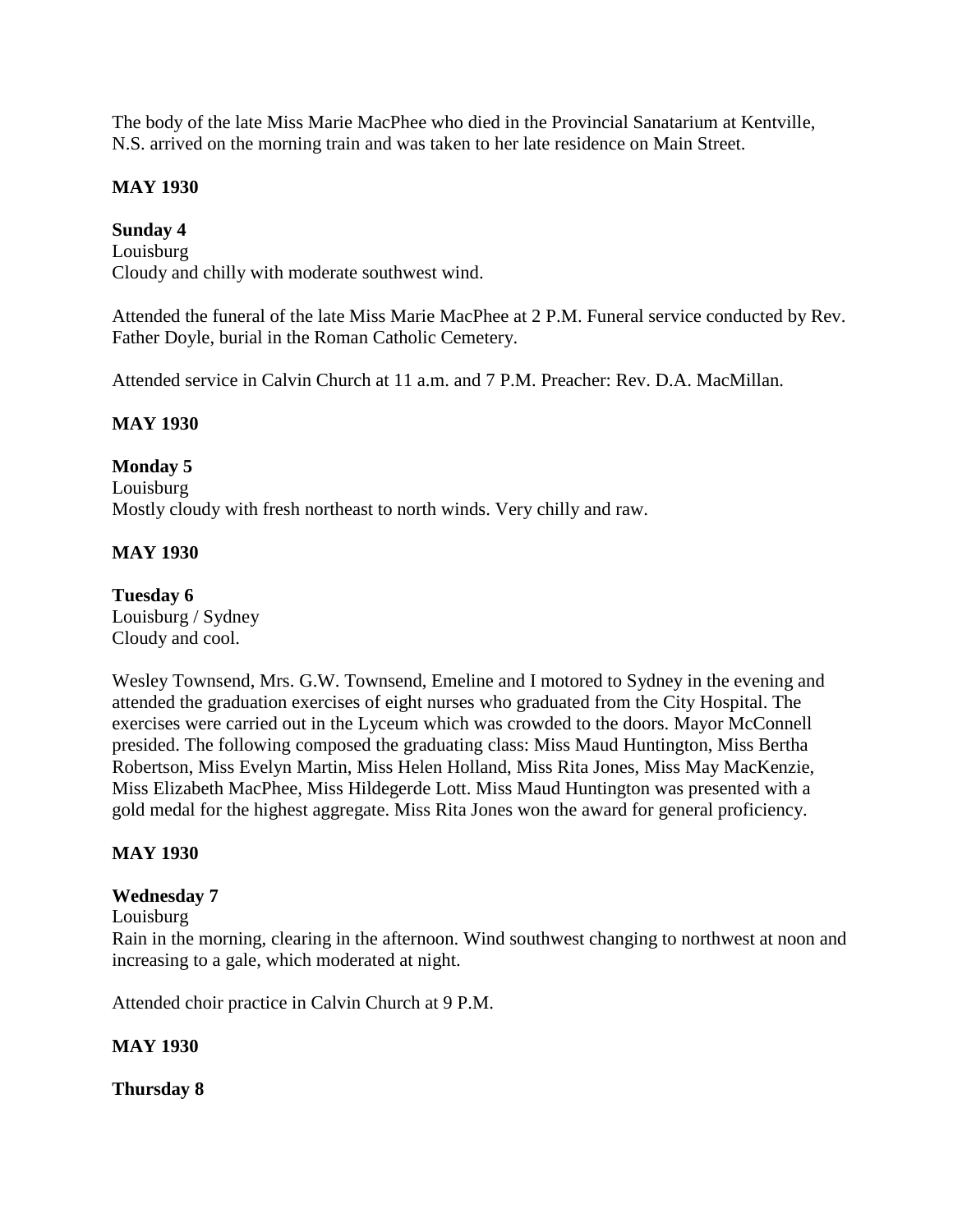The body of the late Miss Marie MacPhee who died in the Provincial Sanatarium at Kentville, N.S. arrived on the morning train and was taken to her late residence on Main Street.

**MAY 1930**

**Sunday 4**
Louisburg
Cloudy and chilly with moderate southwest wind.

Attended the funeral of the late Miss Marie MacPhee at 2 P.M. Funeral service conducted by Rev. Father Doyle, burial in the Roman Catholic Cemetery.

Attended service in Calvin Church at 11 a.m. and 7 P.M. Preacher: Rev. D.A. MacMillan.

**MAY 1930**

**Monday 5**
Louisburg
Mostly cloudy with fresh northeast to north winds. Very chilly and raw.

**MAY 1930**

**Tuesday 6**
Louisburg / Sydney
Cloudy and cool.

Wesley Townsend, Mrs. G.W. Townsend, Emeline and I motored to Sydney in the evening and attended the graduation exercises of eight nurses who graduated from the City Hospital. The exercises were carried out in the Lyceum which was crowded to the doors. Mayor McConnell presided. The following composed the graduating class: Miss Maud Huntington, Miss Bertha Robertson, Miss Evelyn Martin, Miss Helen Holland, Miss Rita Jones, Miss May MacKenzie, Miss Elizabeth MacPhee, Miss Hildegerde Lott. Miss Maud Huntington was presented with a gold medal for the highest aggregate. Miss Rita Jones won the award for general proficiency.

**MAY 1930**

**Wednesday 7**
Louisburg
Rain in the morning, clearing in the afternoon. Wind southwest changing to northwest at noon and increasing to a gale, which moderated at night.

Attended choir practice in Calvin Church at 9 P.M.

**MAY 1930**

**Thursday 8**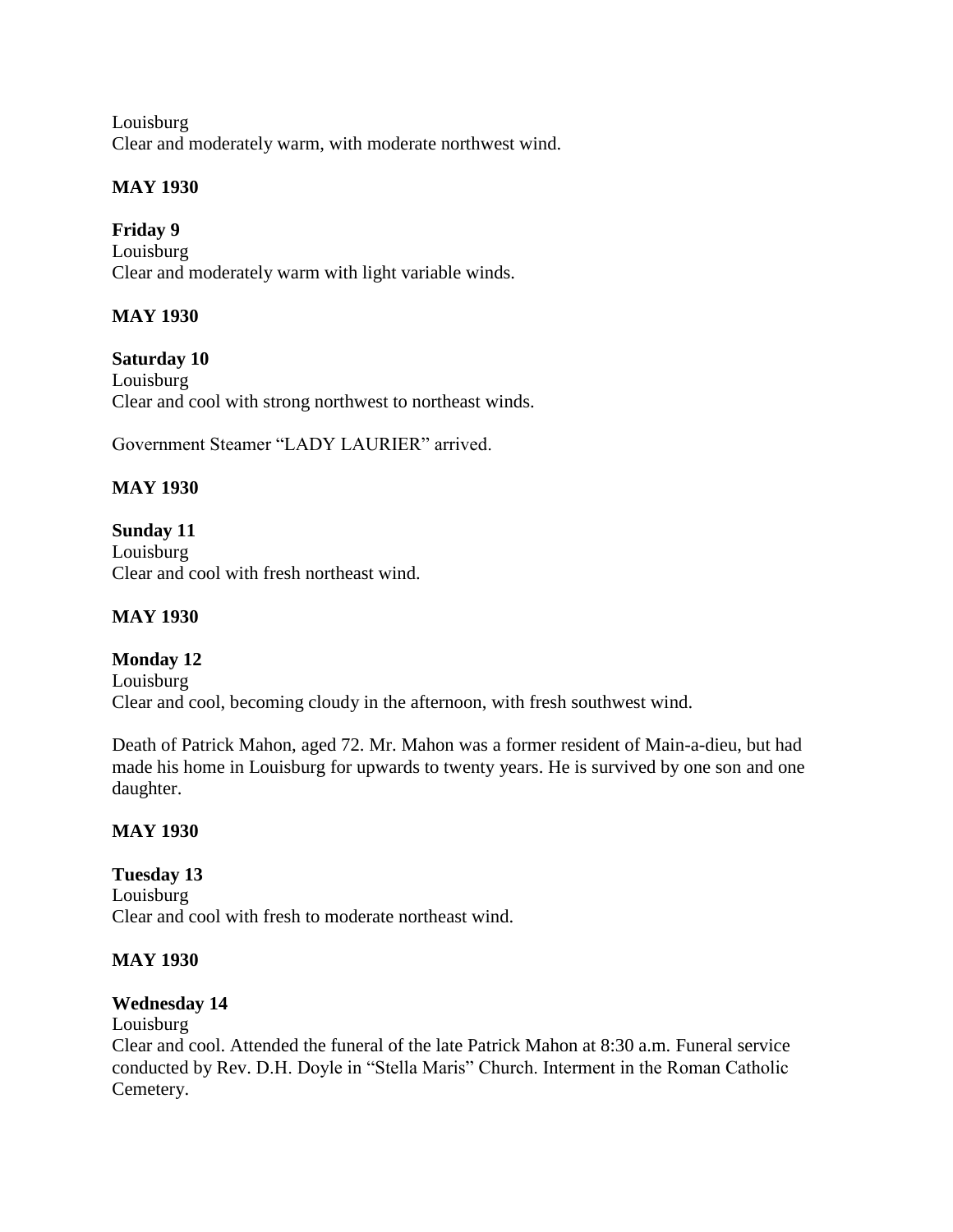Louisburg
Clear and moderately warm, with moderate northwest wind.

**MAY 1930**

**Friday 9**
Louisburg
Clear and moderately warm with light variable winds.

**MAY 1930**

**Saturday 10**
Louisburg
Clear and cool with strong northwest to northeast winds.

Government Steamer "LADY LAURIER" arrived.

**MAY 1930**

**Sunday 11**
Louisburg
Clear and cool with fresh northeast wind.

**MAY 1930**

**Monday 12**
Louisburg
Clear and cool, becoming cloudy in the afternoon, with fresh southwest wind.

Death of Patrick Mahon, aged 72. Mr. Mahon was a former resident of Main-a-dieu, but had made his home in Louisburg for upwards to twenty years. He is survived by one son and one daughter.

**MAY 1930**

**Tuesday 13**
Louisburg
Clear and cool with fresh to moderate northeast wind.

**MAY 1930**

**Wednesday 14**
Louisburg
Clear and cool. Attended the funeral of the late Patrick Mahon at 8:30 a.m. Funeral service conducted by Rev. D.H. Doyle in "Stella Maris" Church. Interment in the Roman Catholic Cemetery.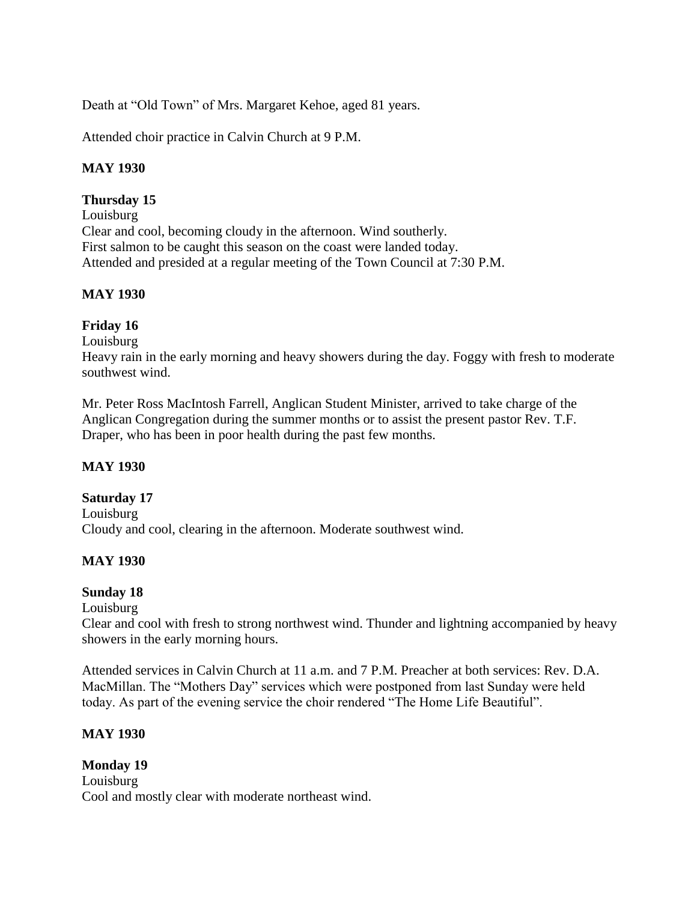Death at "Old Town" of Mrs. Margaret Kehoe, aged 81 years.

Attended choir practice in Calvin Church at 9 P.M.

**MAY 1930**

**Thursday 15**
Louisburg
Clear and cool, becoming cloudy in the afternoon. Wind southerly.
First salmon to be caught this season on the coast were landed today.
Attended and presided at a regular meeting of the Town Council at 7:30 P.M.

**MAY 1930**

**Friday 16**
Louisburg
Heavy rain in the early morning and heavy showers during the day. Foggy with fresh to moderate southwest wind.

Mr. Peter Ross MacIntosh Farrell, Anglican Student Minister, arrived to take charge of the Anglican Congregation during the summer months or to assist the present pastor Rev. T.F. Draper, who has been in poor health during the past few months.

**MAY 1930**

**Saturday 17**
Louisburg
Cloudy and cool, clearing in the afternoon. Moderate southwest wind.

**MAY 1930**

**Sunday 18**
Louisburg
Clear and cool with fresh to strong northwest wind. Thunder and lightning accompanied by heavy showers in the early morning hours.

Attended services in Calvin Church at 11 a.m. and 7 P.M. Preacher at both services: Rev. D.A. MacMillan. The "Mothers Day" services which were postponed from last Sunday were held today. As part of the evening service the choir rendered "The Home Life Beautiful".

**MAY 1930**

**Monday 19**
Louisburg
Cool and mostly clear with moderate northeast wind.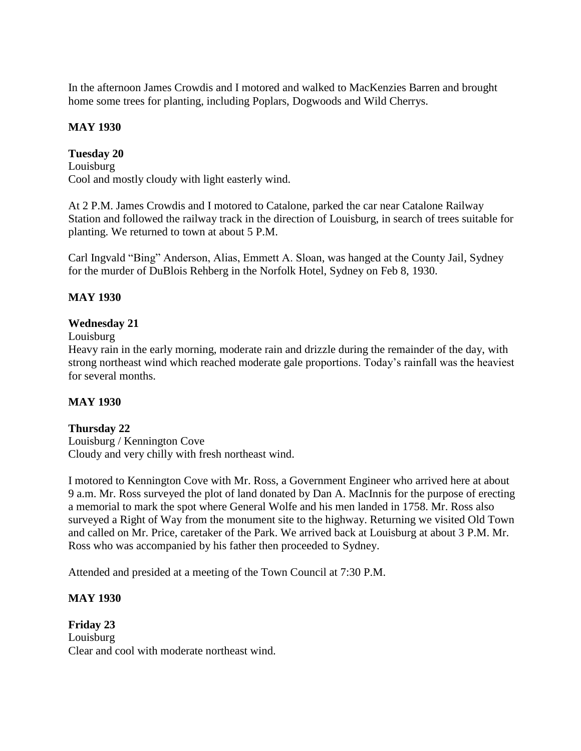In the afternoon James Crowdis and I motored and walked to MacKenzies Barren and brought home some trees for planting, including Poplars, Dogwoods and Wild Cherrys.

**MAY 1930**

**Tuesday 20**
Louisburg
Cool and mostly cloudy with light easterly wind.

At 2 P.M. James Crowdis and I motored to Catalone, parked the car near Catalone Railway Station and followed the railway track in the direction of Louisburg, in search of trees suitable for planting. We returned to town at about 5 P.M.

Carl Ingvald "Bing" Anderson, Alias, Emmett A. Sloan, was hanged at the County Jail, Sydney for the murder of DuBlois Rehberg in the Norfolk Hotel, Sydney on Feb 8, 1930.

**MAY 1930**

**Wednesday 21**
Louisburg
Heavy rain in the early morning, moderate rain and drizzle during the remainder of the day, with strong northeast wind which reached moderate gale proportions. Today's rainfall was the heaviest for several months.

**MAY 1930**

**Thursday 22**
Louisburg / Kennington Cove
Cloudy and very chilly with fresh northeast wind.

I motored to Kennington Cove with Mr. Ross, a Government Engineer who arrived here at about 9 a.m. Mr. Ross surveyed the plot of land donated by Dan A. MacInnis for the purpose of erecting a memorial to mark the spot where General Wolfe and his men landed in 1758. Mr. Ross also surveyed a Right of Way from the monument site to the highway. Returning we visited Old Town and called on Mr. Price, caretaker of the Park. We arrived back at Louisburg at about 3 P.M. Mr. Ross who was accompanied by his father then proceeded to Sydney.

Attended and presided at a meeting of the Town Council at 7:30 P.M.

**MAY 1930**

**Friday 23**
Louisburg
Clear and cool with moderate northeast wind.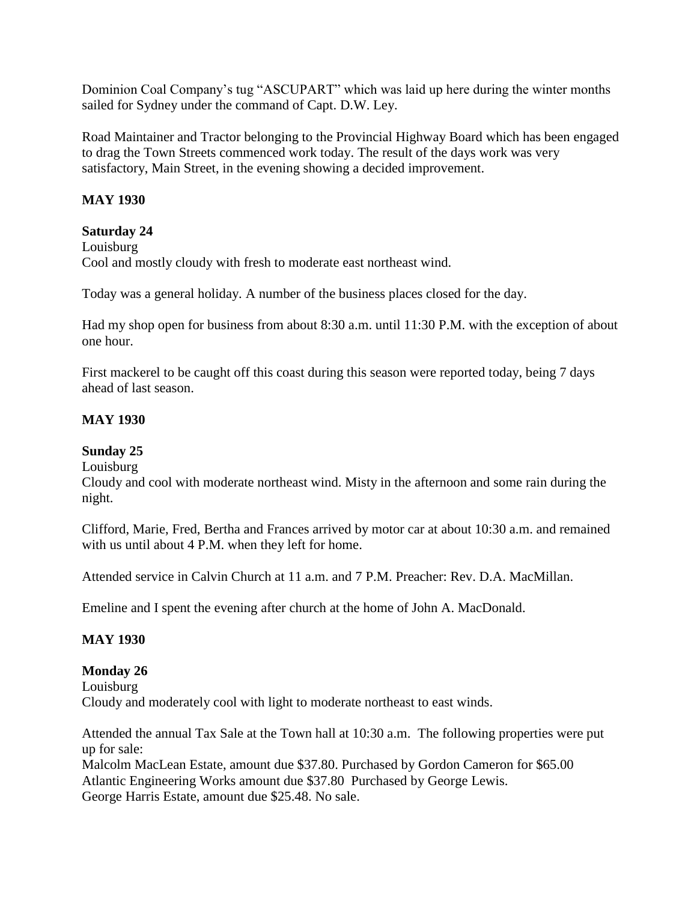Dominion Coal Company's tug "ASCUPART" which was laid up here during the winter months sailed for Sydney under the command of Capt. D.W. Ley.

Road Maintainer and Tractor belonging to the Provincial Highway Board which has been engaged to drag the Town Streets commenced work today. The result of the days work was very satisfactory, Main Street, in the evening showing a decided improvement.

**MAY 1930**

**Saturday 24**
Louisburg
Cool and mostly cloudy with fresh to moderate east northeast wind.

Today was a general holiday. A number of the business places closed for the day.

Had my shop open for business from about 8:30 a.m. until 11:30 P.M. with the exception of about one hour.

First mackerel to be caught off this coast during this season were reported today, being 7 days ahead of last season.

**MAY 1930**

**Sunday 25**
Louisburg
Cloudy and cool with moderate northeast wind. Misty in the afternoon and some rain during the night.

Clifford, Marie, Fred, Bertha and Frances arrived by motor car at about 10:30 a.m. and remained with us until about 4 P.M. when they left for home.

Attended service in Calvin Church at 11 a.m. and 7 P.M. Preacher: Rev. D.A. MacMillan.

Emeline and I spent the evening after church at the home of John A. MacDonald.

**MAY 1930**

**Monday 26**
Louisburg
Cloudy and moderately cool with light to moderate northeast to east winds.

Attended the annual Tax Sale at the Town hall at 10:30 a.m. The following properties were put up for sale:
Malcolm MacLean Estate, amount due $37.80. Purchased by Gordon Cameron for $65.00
Atlantic Engineering Works amount due $37.80 Purchased by George Lewis.
George Harris Estate, amount due $25.48. No sale.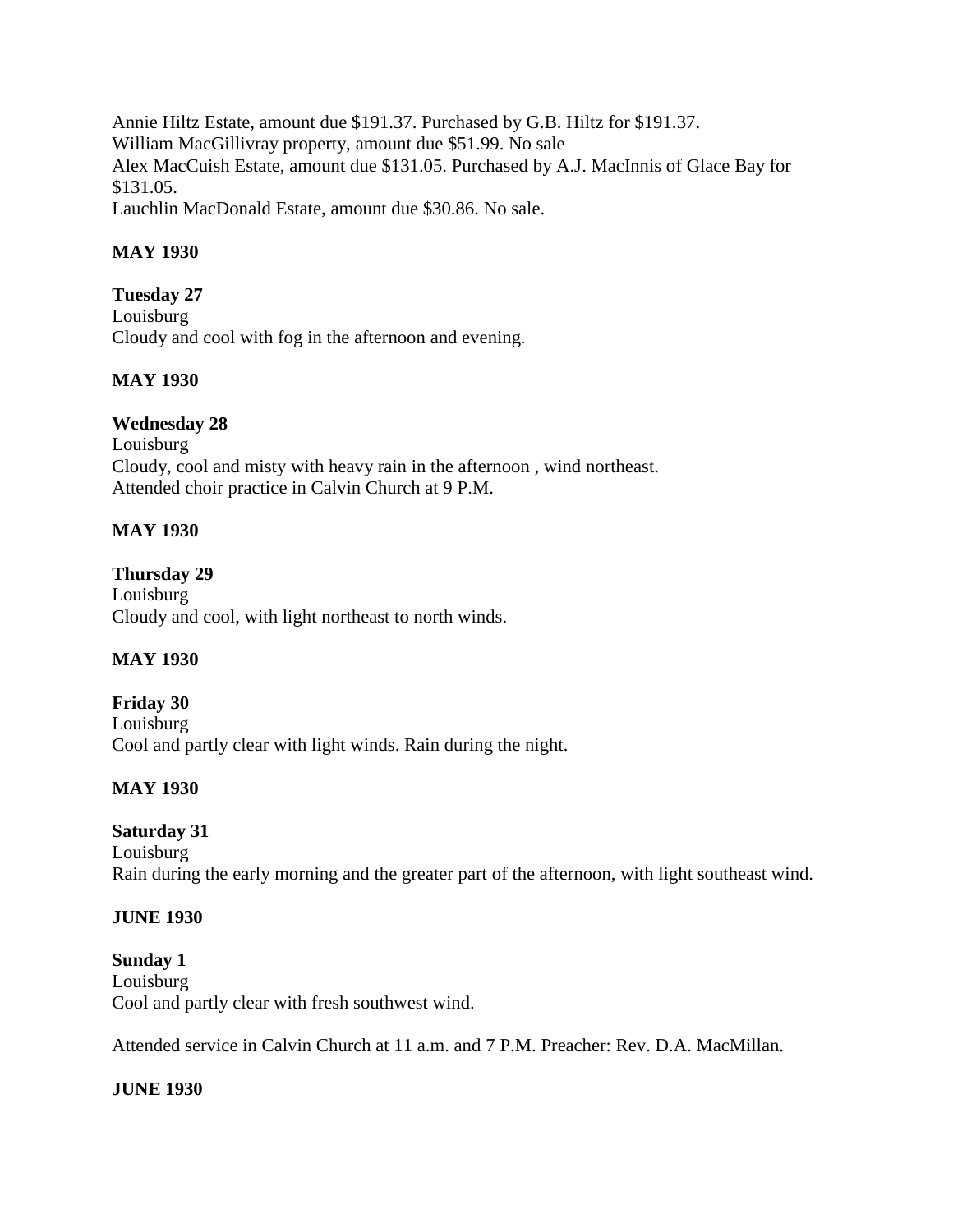Annie Hiltz Estate, amount due $191.37. Purchased by G.B. Hiltz for $191.37.
William MacGillivray property, amount due $51.99. No sale
Alex MacCuish Estate, amount due $131.05. Purchased by A.J. MacInnis of Glace Bay for $131.05.
Lauchlin MacDonald Estate, amount due $30.86. No sale.

**MAY 1930**

**Tuesday 27**
Louisburg
Cloudy and cool with fog in the afternoon and evening.

**MAY 1930**

**Wednesday 28**
Louisburg
Cloudy, cool and misty with heavy rain in the afternoon , wind northeast.
Attended choir practice in Calvin Church at 9 P.M.

**MAY 1930**

**Thursday 29**
Louisburg
Cloudy and cool, with light northeast to north winds.

**MAY 1930**

**Friday 30**
Louisburg
Cool and partly clear with light winds. Rain during the night.

**MAY 1930**

**Saturday 31**
Louisburg
Rain during the early morning and the greater part of the afternoon, with light southeast wind.

**JUNE 1930**

**Sunday 1**
Louisburg
Cool and partly clear with fresh southwest wind.

Attended service in Calvin Church at 11 a.m. and 7 P.M. Preacher: Rev. D.A. MacMillan.

**JUNE 1930**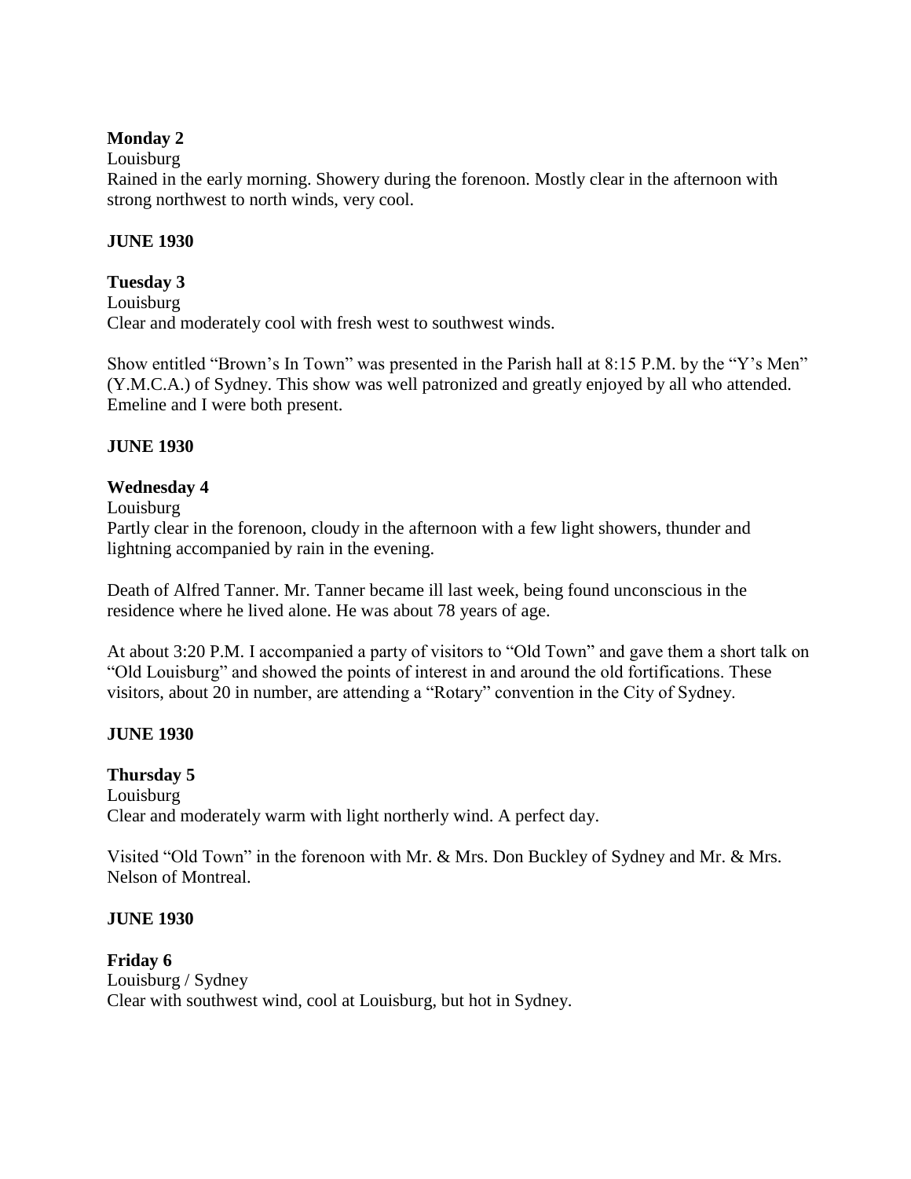**Monday 2**

Louisburg

Rained in the early morning. Showery during the forenoon. Mostly clear in the afternoon with strong northwest to north winds, very cool.

**JUNE 1930**

**Tuesday 3**

Louisburg

Clear and moderately cool with fresh west to southwest winds.

Show entitled "Brown's In Town" was presented in the Parish hall at 8:15 P.M. by the "Y's Men" (Y.M.C.A.) of Sydney. This show was well patronized and greatly enjoyed by all who attended. Emeline and I were both present.

**JUNE 1930**

**Wednesday 4**

Louisburg

Partly clear in the forenoon, cloudy in the afternoon with a few light showers, thunder and lightning accompanied by rain in the evening.

Death of Alfred Tanner. Mr. Tanner became ill last week, being found unconscious in the residence where he lived alone. He was about 78 years of age.

At about 3:20 P.M. I accompanied a party of visitors to "Old Town" and gave them a short talk on "Old Louisburg" and showed the points of interest in and around the old fortifications. These visitors, about 20 in number, are attending a "Rotary" convention in the City of Sydney.

**JUNE 1930**

**Thursday 5**

Louisburg

Clear and moderately warm with light northerly wind. A perfect day.

Visited "Old Town" in the forenoon with Mr. & Mrs. Don Buckley of Sydney and Mr. & Mrs. Nelson of Montreal.

**JUNE 1930**

**Friday 6**

Louisburg / Sydney

Clear with southwest wind, cool at Louisburg, but hot in Sydney.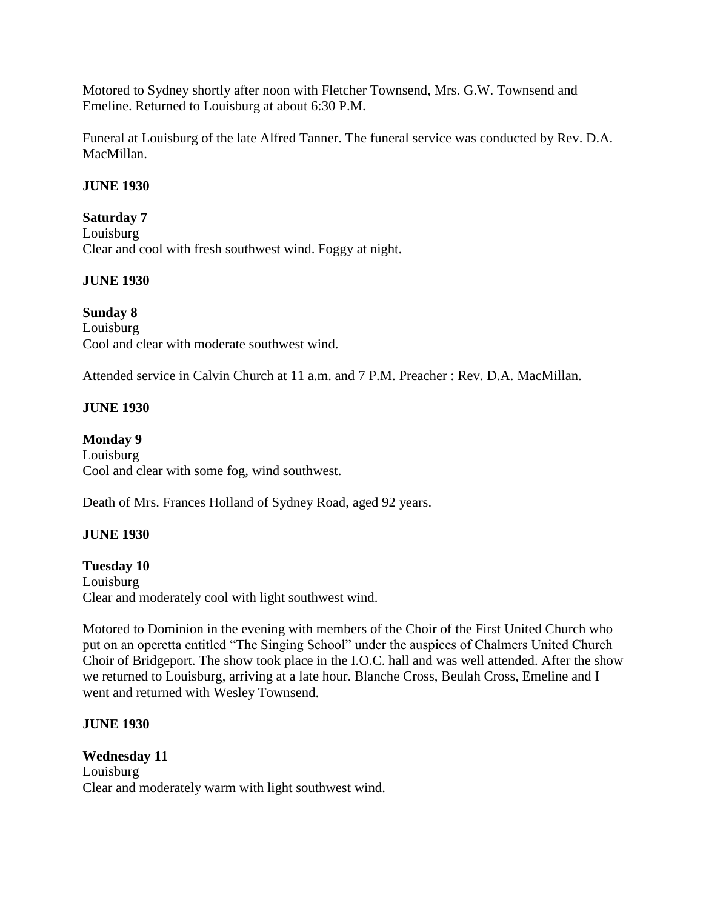Motored to Sydney shortly after noon with Fletcher Townsend, Mrs. G.W. Townsend and Emeline. Returned to Louisburg at about 6:30 P.M.

Funeral at Louisburg of the late Alfred Tanner. The funeral service was conducted by Rev. D.A. MacMillan.

**JUNE 1930**

**Saturday 7**
Louisburg
Clear and cool with fresh southwest wind. Foggy at night.

**JUNE 1930**

**Sunday 8**
Louisburg
Cool and clear with moderate southwest wind.

Attended service in Calvin Church at 11 a.m. and 7 P.M. Preacher : Rev. D.A. MacMillan.

**JUNE 1930**

**Monday 9**
Louisburg
Cool and clear with some fog, wind southwest.

Death of Mrs. Frances Holland of Sydney Road, aged 92 years.

**JUNE 1930**

**Tuesday 10**
Louisburg
Clear and moderately cool with light southwest wind.

Motored to Dominion in the evening with members of the Choir of the First United Church who put on an operetta entitled "The Singing School" under the auspices of Chalmers United Church Choir of Bridgeport. The show took place in the I.O.C. hall and was well attended. After the show we returned to Louisburg, arriving at a late hour. Blanche Cross, Beulah Cross, Emeline and I went and returned with Wesley Townsend.

**JUNE 1930**

**Wednesday 11**
Louisburg
Clear and moderately warm with light southwest wind.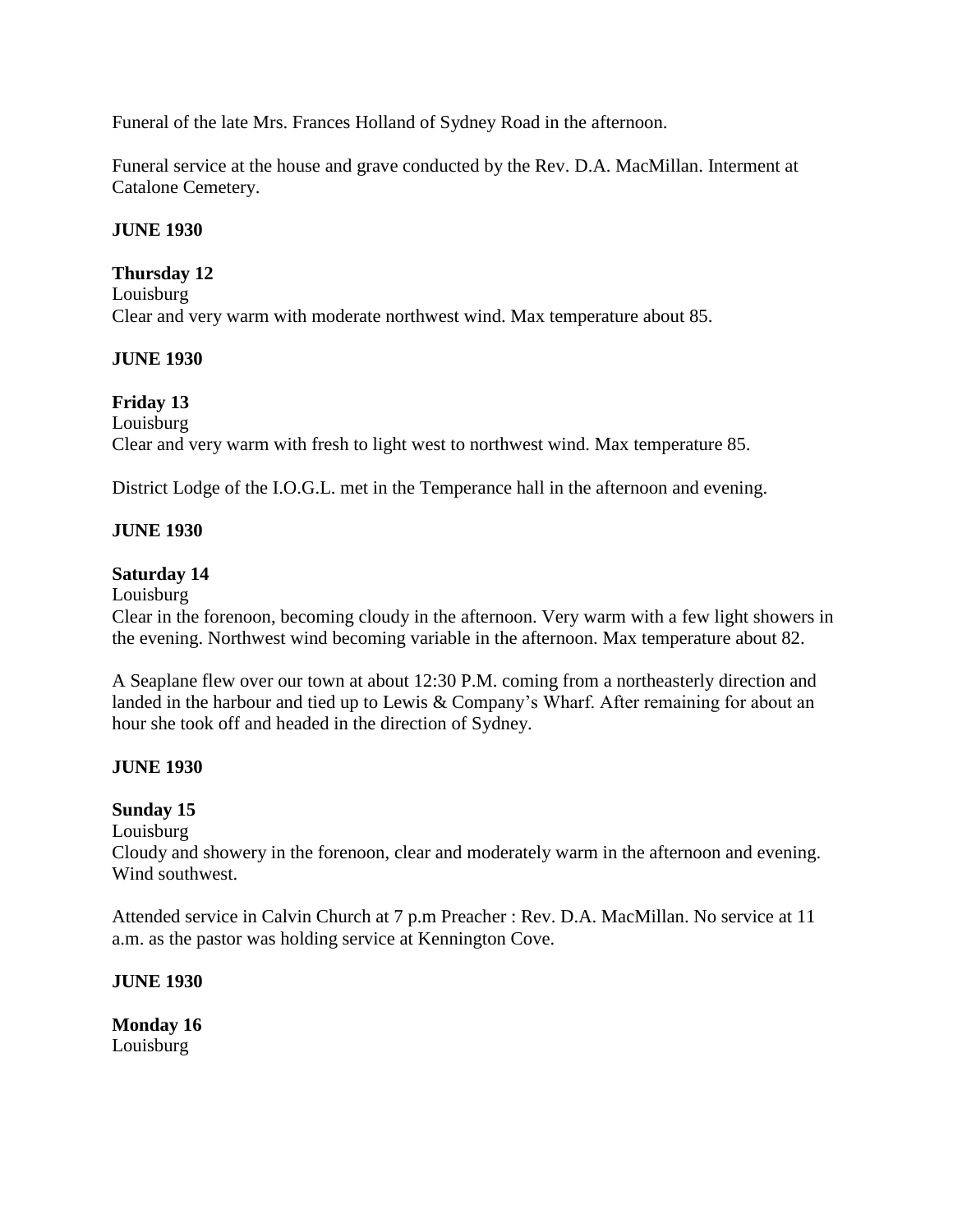Funeral of the late Mrs. Frances Holland of Sydney Road in the afternoon.

Funeral service at the house and grave conducted by the Rev. D.A. MacMillan. Interment at Catalone Cemetery.

**JUNE 1930**

**Thursday 12**
Louisburg
Clear and very warm with moderate northwest wind. Max temperature about 85.

**JUNE 1930**

**Friday 13**
Louisburg
Clear and very warm with fresh to light west to northwest wind. Max temperature 85.

District Lodge of the I.O.G.L. met in the Temperance hall in the afternoon and evening.

**JUNE 1930**

**Saturday 14**
Louisburg
Clear in the forenoon, becoming cloudy in the afternoon. Very warm with a few light showers in the evening. Northwest wind becoming variable in the afternoon. Max temperature about 82.

A Seaplane flew over our town at about 12:30 P.M. coming from a northeasterly direction and landed in the harbour and tied up to Lewis & Company's Wharf. After remaining for about an hour she took off and headed in the direction of Sydney.

**JUNE 1930**

**Sunday 15**
Louisburg
Cloudy and showery in the forenoon, clear and moderately warm in the afternoon and evening. Wind southwest.

Attended service in Calvin Church at 7 p.m Preacher : Rev. D.A. MacMillan. No service at 11 a.m. as the pastor was holding service at Kennington Cove.

**JUNE 1930**

**Monday 16**
Louisburg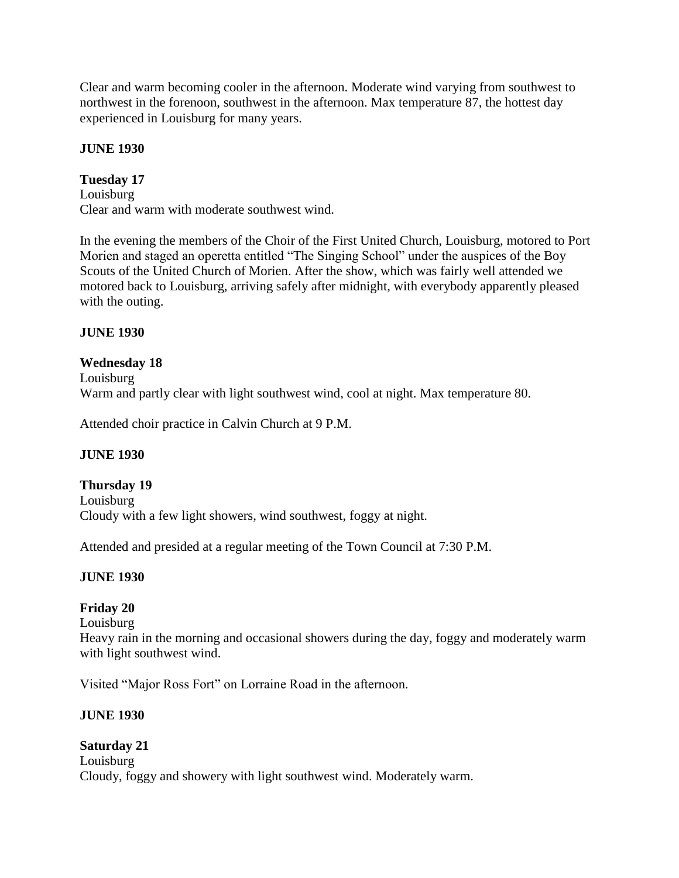Clear and warm becoming cooler in the afternoon. Moderate wind varying from southwest to northwest in the forenoon, southwest in the afternoon. Max temperature 87, the hottest day experienced in Louisburg for many years.

**JUNE 1930**

**Tuesday 17**
Louisburg
Clear and warm with moderate southwest wind.

In the evening the members of the Choir of the First United Church, Louisburg, motored to Port Morien and staged an operetta entitled “The Singing School” under the auspices of the Boy Scouts of the United Church of Morien. After the show, which was fairly well attended we motored back to Louisburg, arriving safely after midnight, with everybody apparently pleased with the outing.

**JUNE 1930**

**Wednesday 18**
Louisburg
Warm and partly clear with light southwest wind, cool at night. Max temperature 80.

Attended choir practice in Calvin Church at 9 P.M.

**JUNE 1930**

**Thursday 19**
Louisburg
Cloudy with a few light showers, wind southwest, foggy at night.

Attended and presided at a regular meeting of the Town Council at 7:30 P.M.

**JUNE 1930**

**Friday 20**
Louisburg
Heavy rain in the morning and occasional showers during the day, foggy and moderately warm with light southwest wind.

Visited “Major Ross Fort” on Lorraine Road in the afternoon.

**JUNE 1930**

**Saturday 21**
Louisburg
Cloudy, foggy and showery with light southwest wind. Moderately warm.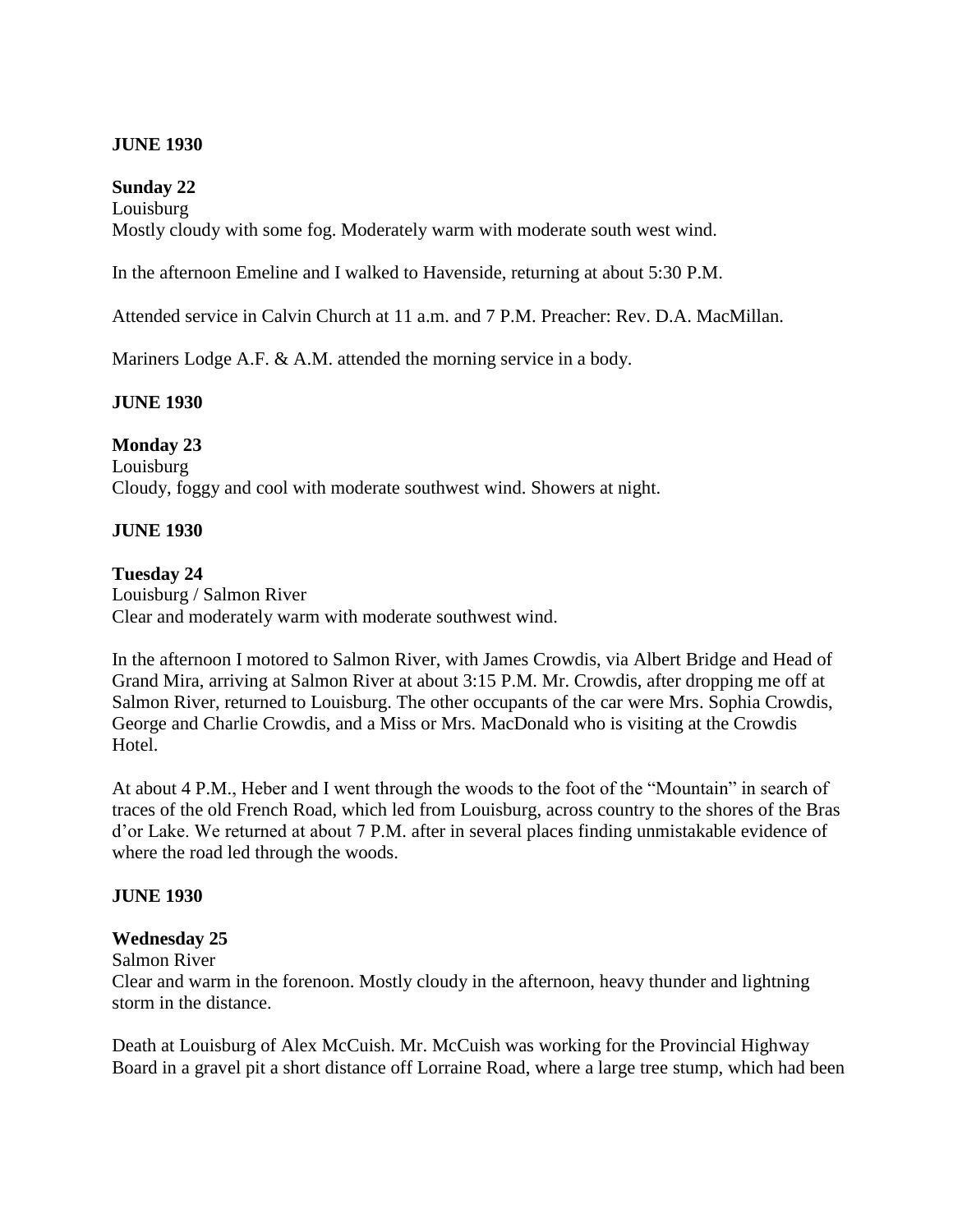**JUNE 1930**

**Sunday 22**
Louisburg
Mostly cloudy with some fog. Moderately warm with moderate south west wind.

In the afternoon Emeline and I walked to Havenside, returning at about 5:30 P.M.

Attended service in Calvin Church at 11 a.m. and 7 P.M. Preacher: Rev. D.A. MacMillan.

Mariners Lodge A.F. & A.M. attended the morning service in a body.

**JUNE 1930**

**Monday 23**
Louisburg
Cloudy, foggy and cool with moderate southwest wind. Showers at night.

**JUNE 1930**

**Tuesday 24**
Louisburg / Salmon River
Clear and moderately warm with moderate southwest wind.

In the afternoon I motored to Salmon River, with James Crowdis, via Albert Bridge and Head of Grand Mira, arriving at Salmon River at about 3:15 P.M. Mr. Crowdis, after dropping me off at Salmon River, returned to Louisburg. The other occupants of the car were Mrs. Sophia Crowdis, George and Charlie Crowdis, and a Miss or Mrs. MacDonald who is visiting at the Crowdis Hotel.

At about 4 P.M., Heber and I went through the woods to the foot of the "Mountain" in search of traces of the old French Road, which led from Louisburg, across country to the shores of the Bras d'or Lake. We returned at about 7 P.M. after in several places finding unmistakable evidence of where the road led through the woods.

**JUNE 1930**

**Wednesday 25**
Salmon River
Clear and warm in the forenoon. Mostly cloudy in the afternoon, heavy thunder and lightning storm in the distance.

Death at Louisburg of Alex McCuish. Mr. McCuish was working for the Provincial Highway Board in a gravel pit a short distance off Lorraine Road, where a large tree stump, which had been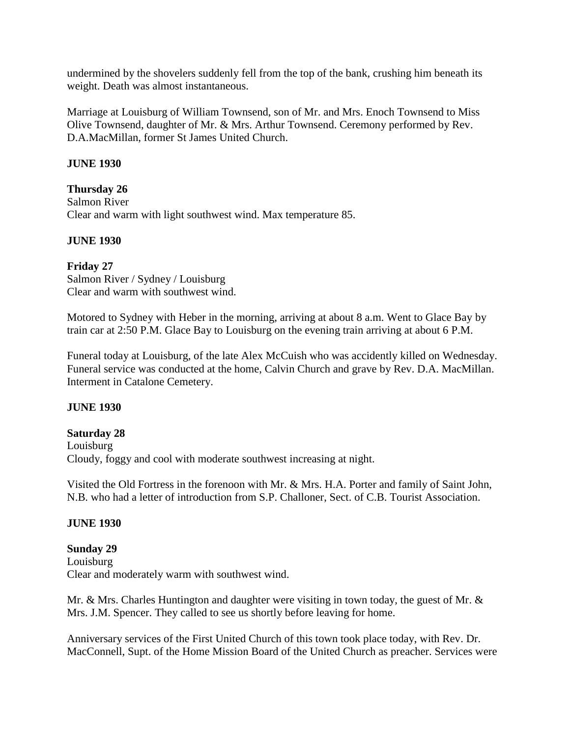undermined by the shovelers suddenly fell from the top of the bank, crushing him beneath its weight. Death was almost instantaneous.

Marriage at Louisburg of William Townsend, son of Mr. and Mrs. Enoch Townsend to Miss Olive Townsend, daughter of Mr. & Mrs. Arthur Townsend. Ceremony performed by Rev. D.A.MacMillan, former St James United Church.

**JUNE 1930**

**Thursday 26**
Salmon River
Clear and warm with light southwest wind. Max temperature 85.

**JUNE 1930**

**Friday 27**
Salmon River / Sydney / Louisburg
Clear and warm with southwest wind.

Motored to Sydney with Heber in the morning, arriving at about 8 a.m. Went to Glace Bay by train car at 2:50 P.M. Glace Bay to Louisburg on the evening train arriving at about 6 P.M.

Funeral today at Louisburg, of the late Alex McCuish who was accidently killed on Wednesday. Funeral service was conducted at the home, Calvin Church and grave by Rev. D.A. MacMillan. Interment in Catalone Cemetery.

**JUNE 1930**

**Saturday 28**
Louisburg
Cloudy, foggy and cool with moderate southwest increasing at night.

Visited the Old Fortress in the forenoon with Mr. & Mrs. H.A. Porter and family of Saint John, N.B. who had a letter of introduction from S.P. Challoner, Sect. of C.B. Tourist Association.

**JUNE 1930**

**Sunday 29**
Louisburg
Clear and moderately warm with southwest wind.

Mr. & Mrs. Charles Huntington and daughter were visiting in town today, the guest of Mr. & Mrs. J.M. Spencer. They called to see us shortly before leaving for home.

Anniversary services of the First United Church of this town took place today, with Rev. Dr. MacConnell, Supt. of the Home Mission Board of the United Church as preacher. Services were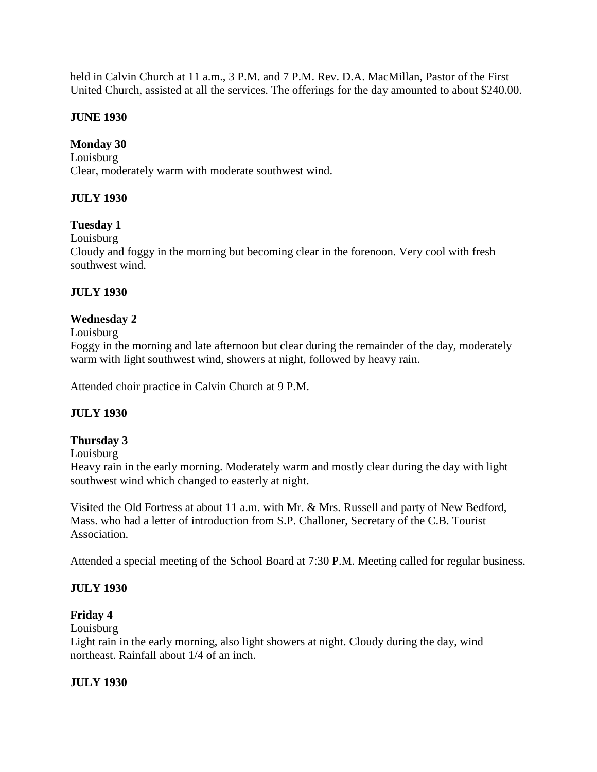held in Calvin Church at 11 a.m., 3 P.M. and 7 P.M. Rev. D.A. MacMillan, Pastor of the First United Church, assisted at all the services. The offerings for the day amounted to about $240.00.

**JUNE 1930**

**Monday 30**
Louisburg
Clear, moderately warm with moderate southwest wind.

**JULY 1930**

**Tuesday 1**
Louisburg
Cloudy and foggy in the morning but becoming clear in the forenoon. Very cool with fresh southwest wind.

**JULY 1930**

**Wednesday 2**
Louisburg
Foggy in the morning and late afternoon but clear during the remainder of the day, moderately warm with light southwest wind, showers at night, followed by heavy rain.

Attended choir practice in Calvin Church at 9 P.M.

**JULY 1930**

**Thursday 3**
Louisburg
Heavy rain in the early morning. Moderately warm and mostly clear during the day with light southwest wind which changed to easterly at night.

Visited the Old Fortress at about 11 a.m. with Mr. & Mrs. Russell and party of New Bedford, Mass. who had a letter of introduction from S.P. Challoner, Secretary of the C.B. Tourist Association.

Attended a special meeting of the School Board at 7:30 P.M. Meeting called for regular business.

**JULY 1930**

**Friday 4**
Louisburg
Light rain in the early morning, also light showers at night. Cloudy during the day, wind northeast. Rainfall about 1/4 of an inch.

**JULY 1930**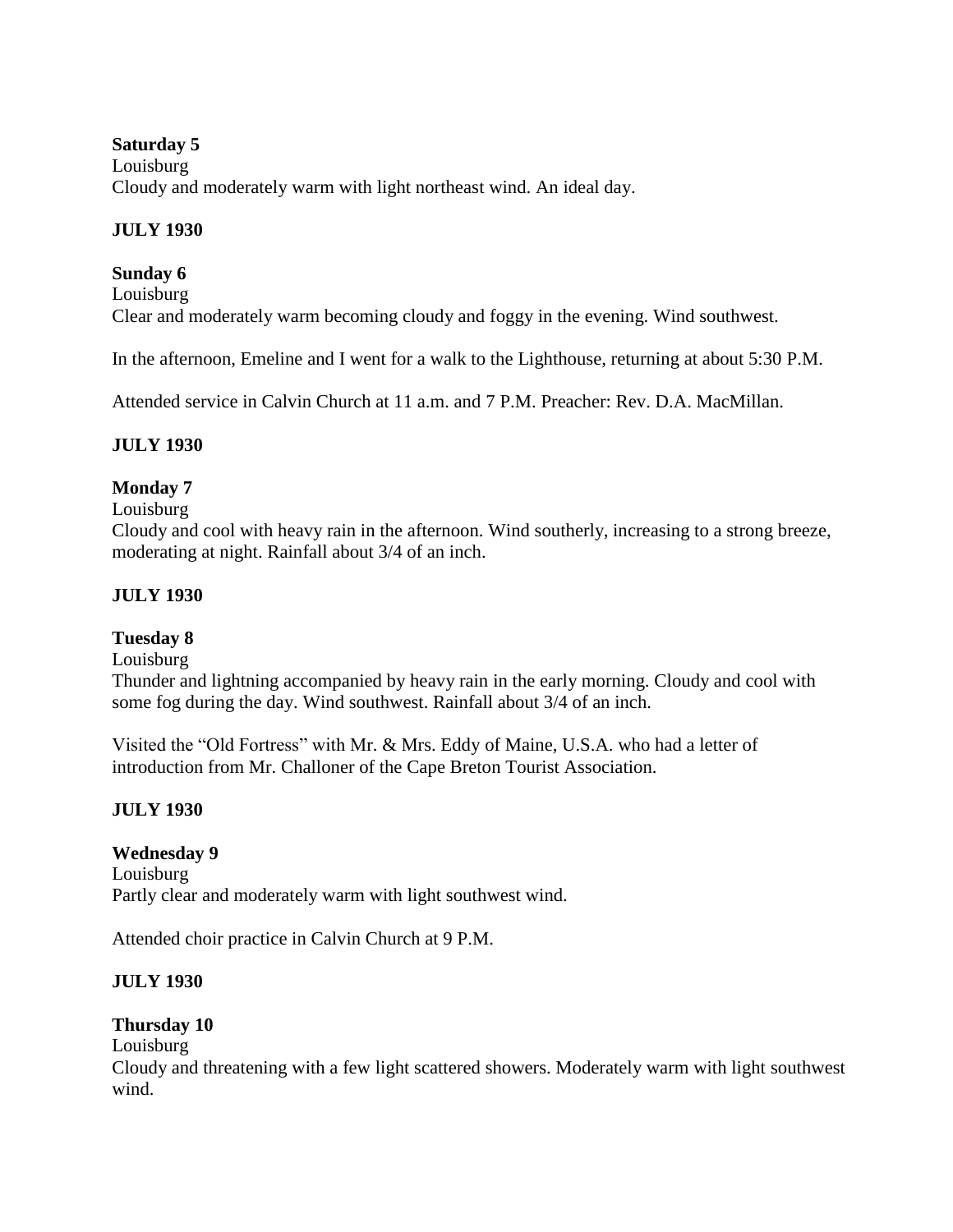**Saturday 5**
Louisburg
Cloudy and moderately warm with light northeast wind. An ideal day.

**JULY 1930**

**Sunday 6**
Louisburg
Clear and moderately warm becoming cloudy and foggy in the evening. Wind southwest.

In the afternoon, Emeline and I went for a walk to the Lighthouse, returning at about 5:30 P.M.

Attended service in Calvin Church at 11 a.m. and 7 P.M. Preacher: Rev. D.A. MacMillan.

**JULY 1930**

**Monday 7**
Louisburg
Cloudy and cool with heavy rain in the afternoon. Wind southerly, increasing to a strong breeze, moderating at night. Rainfall about 3/4 of an inch.

**JULY 1930**

**Tuesday 8**
Louisburg
Thunder and lightning accompanied by heavy rain in the early morning. Cloudy and cool with some fog during the day. Wind southwest. Rainfall about 3/4 of an inch.

Visited the "Old Fortress" with Mr. & Mrs. Eddy of Maine, U.S.A. who had a letter of introduction from Mr. Challoner of the Cape Breton Tourist Association.

**JULY 1930**

**Wednesday 9**
Louisburg
Partly clear and moderately warm with light southwest wind.

Attended choir practice in Calvin Church at 9 P.M.

**JULY 1930**

**Thursday 10**
Louisburg
Cloudy and threatening with a few light scattered showers. Moderately warm with light southwest wind.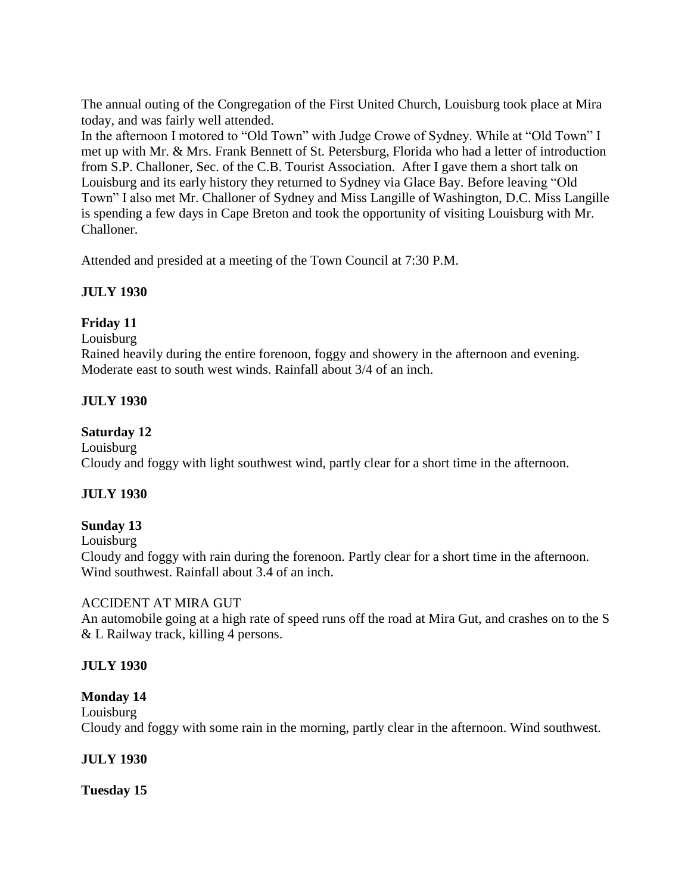The annual outing of the Congregation of the First United Church, Louisburg took place at Mira today, and was fairly well attended.
In the afternoon I motored to "Old Town" with Judge Crowe of Sydney. While at "Old Town" I met up with Mr. & Mrs. Frank Bennett of St. Petersburg, Florida who had a letter of introduction from S.P. Challoner, Sec. of the C.B. Tourist Association. After I gave them a short talk on Louisburg and its early history they returned to Sydney via Glace Bay. Before leaving "Old Town" I also met Mr. Challoner of Sydney and Miss Langille of Washington, D.C. Miss Langille is spending a few days in Cape Breton and took the opportunity of visiting Louisburg with Mr. Challoner.

Attended and presided at a meeting of the Town Council at 7:30 P.M.

**JULY 1930**

**Friday 11**

Louisburg
Rained heavily during the entire forenoon, foggy and showery in the afternoon and evening. Moderate east to south west winds. Rainfall about 3/4 of an inch.

**JULY 1930**

**Saturday 12**

Louisburg
Cloudy and foggy with light southwest wind, partly clear for a short time in the afternoon.

**JULY 1930**

**Sunday 13**

Louisburg
Cloudy and foggy with rain during the forenoon. Partly clear for a short time in the afternoon. Wind southwest. Rainfall about 3.4 of an inch.

ACCIDENT AT MIRA GUT
An automobile going at a high rate of speed runs off the road at Mira Gut, and crashes on to the S & L Railway track, killing 4 persons.

**JULY 1930**

**Monday 14**

Louisburg
Cloudy and foggy with some rain in the morning, partly clear in the afternoon. Wind southwest.

**JULY 1930**

**Tuesday 15**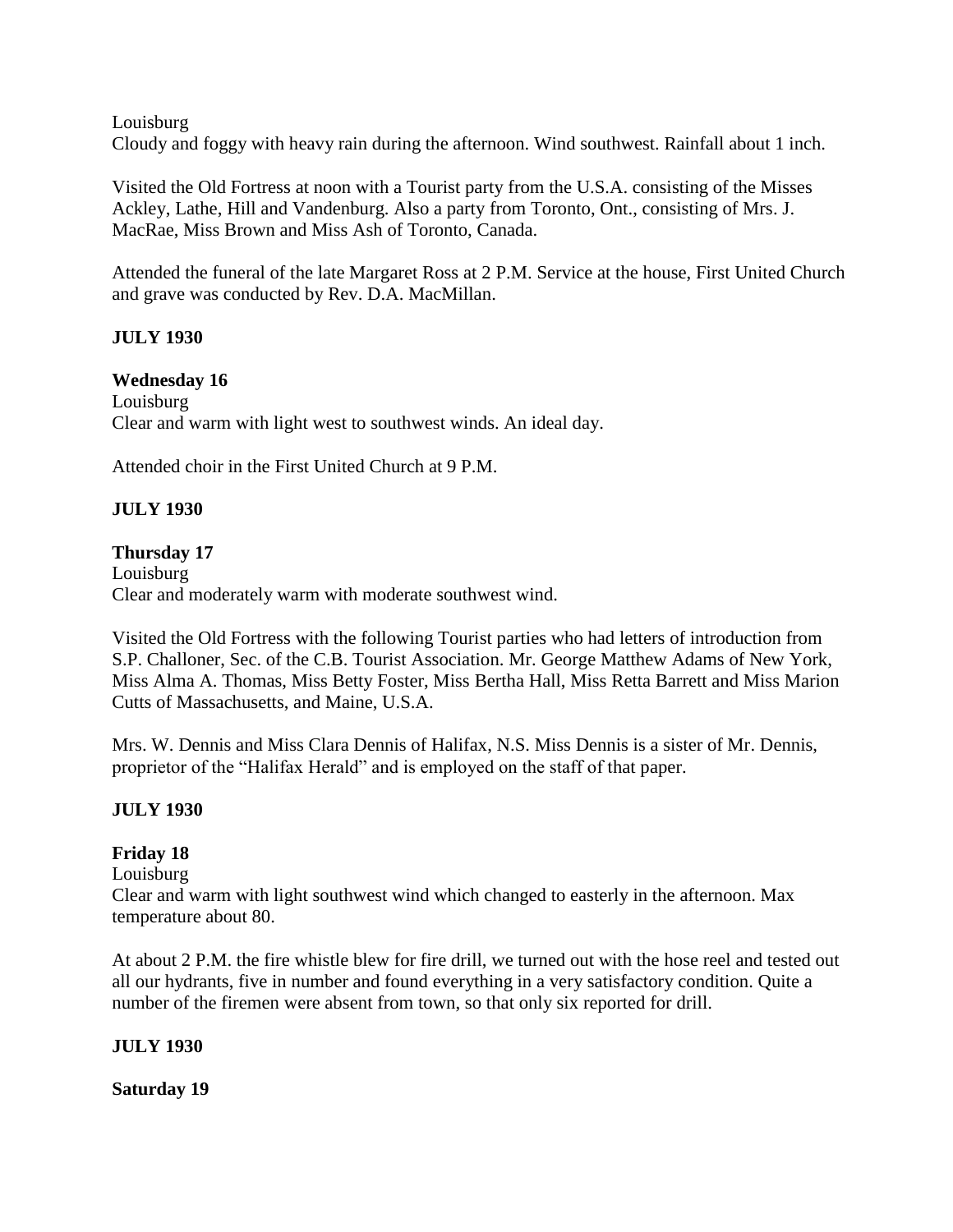Louisburg
Cloudy and foggy with heavy rain during the afternoon. Wind southwest. Rainfall about 1 inch.

Visited the Old Fortress at noon with a Tourist party from the U.S.A. consisting of the Misses Ackley, Lathe, Hill and Vandenburg. Also a party from Toronto, Ont., consisting of Mrs. J. MacRae, Miss Brown and Miss Ash of Toronto, Canada.

Attended the funeral of the late Margaret Ross at 2 P.M. Service at the house, First United Church and grave was conducted by Rev. D.A. MacMillan.

**JULY 1930**

**Wednesday 16**
Louisburg
Clear and warm with light west to southwest winds. An ideal day.

Attended choir in the First United Church at 9 P.M.

**JULY 1930**

**Thursday 17**
Louisburg
Clear and moderately warm with moderate southwest wind.

Visited the Old Fortress with the following Tourist parties who had letters of introduction from S.P. Challoner, Sec. of the C.B. Tourist Association. Mr. George Matthew Adams of New York, Miss Alma A. Thomas, Miss Betty Foster, Miss Bertha Hall, Miss Retta Barrett and Miss Marion Cutts of Massachusetts, and Maine, U.S.A.

Mrs. W. Dennis and Miss Clara Dennis of Halifax, N.S. Miss Dennis is a sister of Mr. Dennis, proprietor of the "Halifax Herald" and is employed on the staff of that paper.

**JULY 1930**

**Friday 18**
Louisburg
Clear and warm with light southwest wind which changed to easterly in the afternoon. Max temperature about 80.

At about 2 P.M. the fire whistle blew for fire drill, we turned out with the hose reel and tested out all our hydrants, five in number and found everything in a very satisfactory condition. Quite a number of the firemen were absent from town, so that only six reported for drill.

**JULY 1930**

**Saturday 19**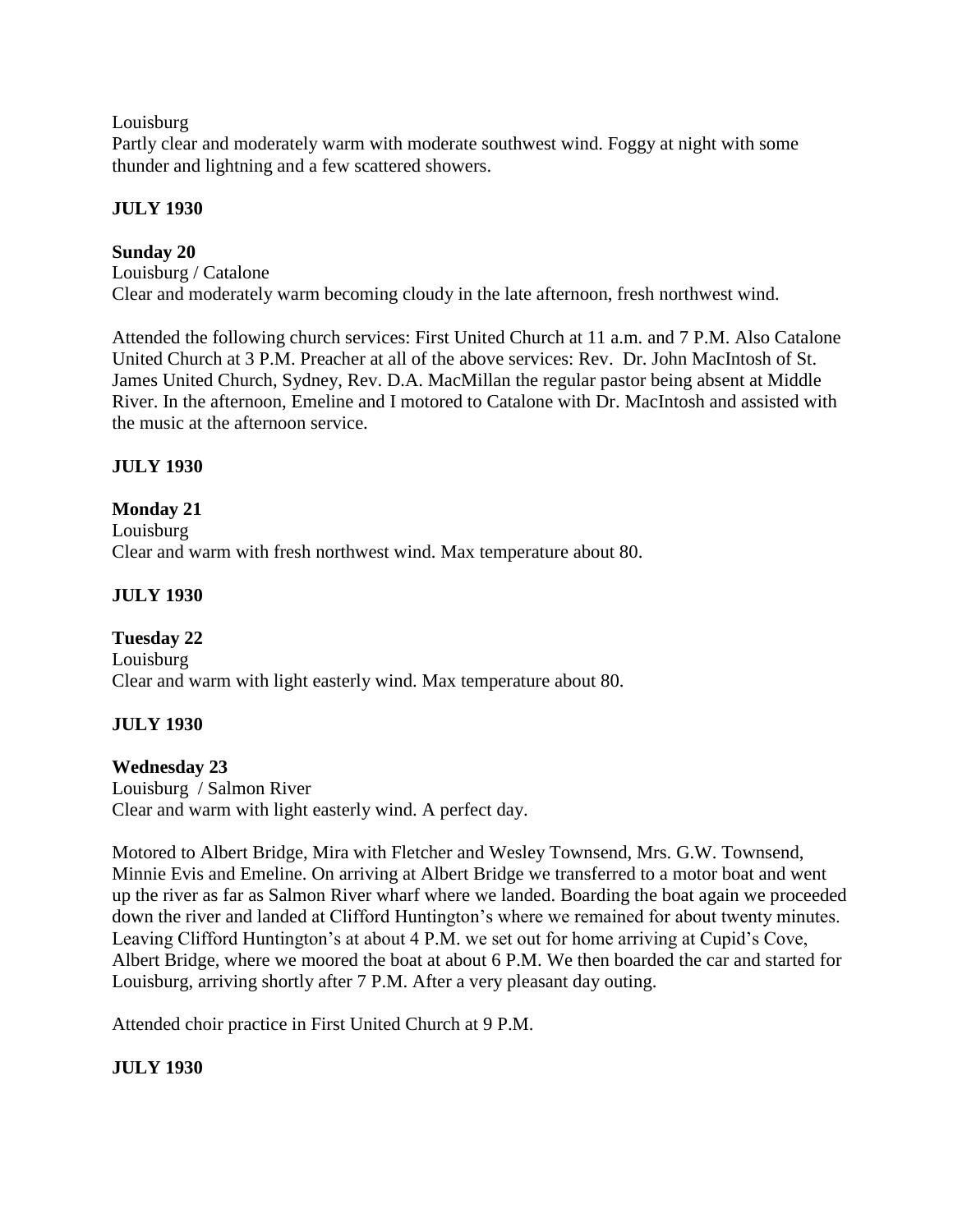Louisburg
Partly clear and moderately warm with moderate southwest wind. Foggy at night with some thunder and lightning and a few scattered showers.

**JULY 1930**

**Sunday 20**
Louisburg / Catalone
Clear and moderately warm becoming cloudy in the late afternoon, fresh northwest wind.

Attended the following church services: First United Church at 11 a.m. and 7 P.M. Also Catalone United Church at 3 P.M. Preacher at all of the above services: Rev. Dr. John MacIntosh of St. James United Church, Sydney, Rev. D.A. MacMillan the regular pastor being absent at Middle River. In the afternoon, Emeline and I motored to Catalone with Dr. MacIntosh and assisted with the music at the afternoon service.

**JULY 1930**

**Monday 21**
Louisburg
Clear and warm with fresh northwest wind. Max temperature about 80.

**JULY 1930**

**Tuesday 22**
Louisburg
Clear and warm with light easterly wind. Max temperature about 80.

**JULY 1930**

**Wednesday 23**
Louisburg / Salmon River
Clear and warm with light easterly wind. A perfect day.

Motored to Albert Bridge, Mira with Fletcher and Wesley Townsend, Mrs. G.W. Townsend, Minnie Evis and Emeline. On arriving at Albert Bridge we transferred to a motor boat and went up the river as far as Salmon River wharf where we landed. Boarding the boat again we proceeded down the river and landed at Clifford Huntington's where we remained for about twenty minutes. Leaving Clifford Huntington's at about 4 P.M. we set out for home arriving at Cupid's Cove, Albert Bridge, where we moored the boat at about 6 P.M. We then boarded the car and started for Louisburg, arriving shortly after 7 P.M. After a very pleasant day outing.

Attended choir practice in First United Church at 9 P.M.

**JULY 1930**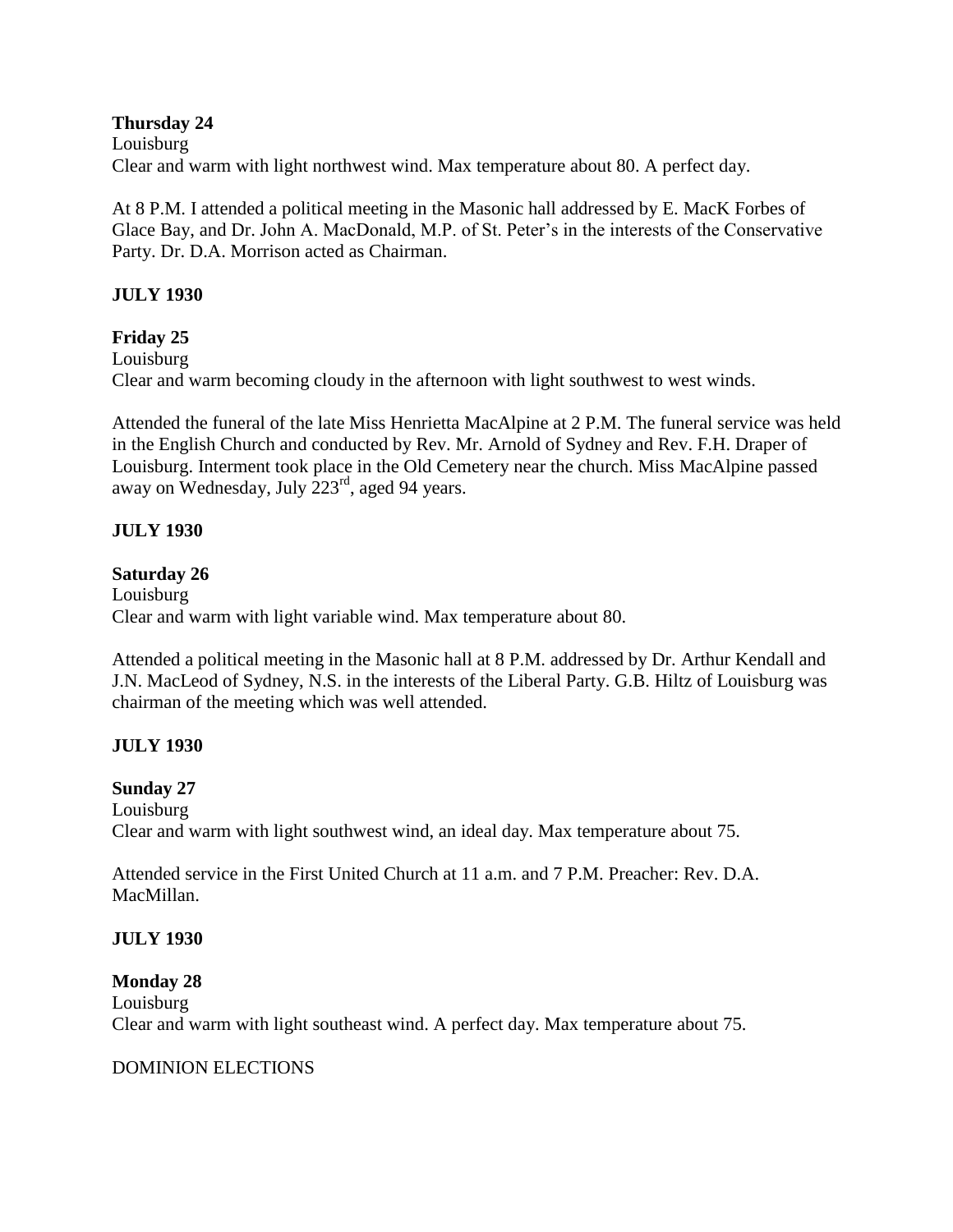**Thursday 24**
Louisburg
Clear and warm with light northwest wind. Max temperature about 80. A perfect day.

At 8 P.M. I attended a political meeting in the Masonic hall addressed by E. MacK Forbes of Glace Bay, and Dr. John A. MacDonald, M.P. of St. Peter's in the interests of the Conservative Party. Dr. D.A. Morrison acted as Chairman.

**JULY 1930**

**Friday 25**
Louisburg
Clear and warm becoming cloudy in the afternoon with light southwest to west winds.

Attended the funeral of the late Miss Henrietta MacAlpine at 2 P.M. The funeral service was held in the English Church and conducted by Rev. Mr. Arnold of Sydney and Rev. F.H. Draper of Louisburg. Interment took place in the Old Cemetery near the church. Miss MacAlpine passed away on Wednesday, July 223rd, aged 94 years.

**JULY 1930**

**Saturday 26**
Louisburg
Clear and warm with light variable wind. Max temperature about 80.

Attended a political meeting in the Masonic hall at 8 P.M. addressed by Dr. Arthur Kendall and J.N. MacLeod of Sydney, N.S. in the interests of the Liberal Party. G.B. Hiltz of Louisburg was chairman of the meeting which was well attended.

**JULY 1930**

**Sunday 27**
Louisburg
Clear and warm with light southwest wind, an ideal day. Max temperature about 75.

Attended service in the First United Church at 11 a.m. and 7 P.M. Preacher: Rev. D.A. MacMillan.

**JULY 1930**

**Monday 28**
Louisburg
Clear and warm with light southeast wind. A perfect day. Max temperature about 75.

DOMINION ELECTIONS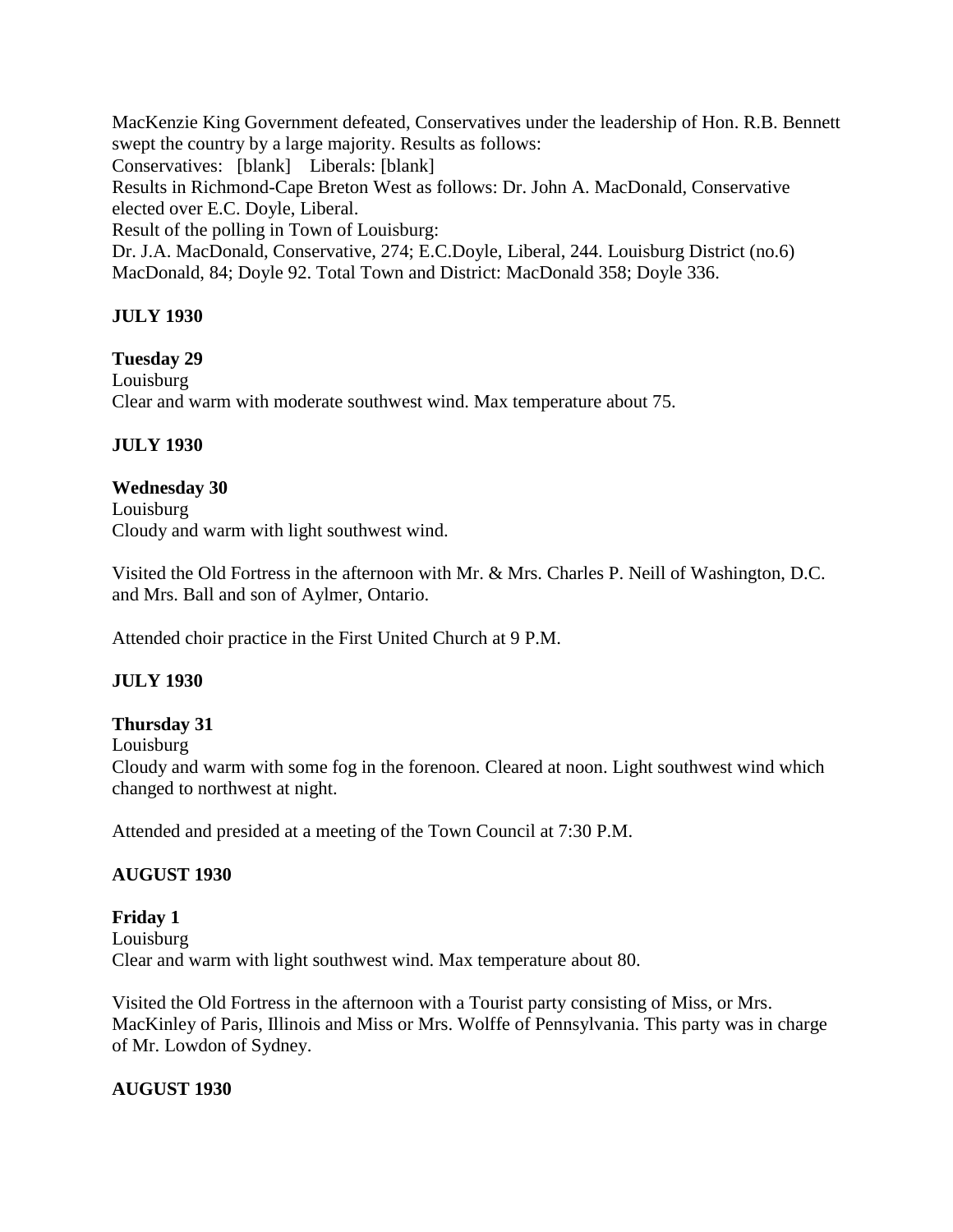MacKenzie King Government defeated, Conservatives under the leadership of Hon. R.B. Bennett swept the country by a large majority. Results as follows:
Conservatives: [blank] Liberals: [blank]
Results in Richmond-Cape Breton West as follows: Dr. John A. MacDonald, Conservative elected over E.C. Doyle, Liberal.
Result of the polling in Town of Louisburg:
Dr. J.A. MacDonald, Conservative, 274; E.C.Doyle, Liberal, 244. Louisburg District (no.6) MacDonald, 84; Doyle 92. Total Town and District: MacDonald 358; Doyle 336.

**JULY 1930**

**Tuesday 29**
Louisburg
Clear and warm with moderate southwest wind. Max temperature about 75.

**JULY 1930**

**Wednesday 30**
Louisburg
Cloudy and warm with light southwest wind.

Visited the Old Fortress in the afternoon with Mr. & Mrs. Charles P. Neill of Washington, D.C. and Mrs. Ball and son of Aylmer, Ontario.

Attended choir practice in the First United Church at 9 P.M.

**JULY 1930**

**Thursday 31**
Louisburg
Cloudy and warm with some fog in the forenoon. Cleared at noon. Light southwest wind which changed to northwest at night.

Attended and presided at a meeting of the Town Council at 7:30 P.M.

**AUGUST 1930**

**Friday 1**
Louisburg
Clear and warm with light southwest wind. Max temperature about 80.

Visited the Old Fortress in the afternoon with a Tourist party consisting of Miss, or Mrs. MacKinley of Paris, Illinois and Miss or Mrs. Wolffe of Pennsylvania. This party was in charge of Mr. Lowdon of Sydney.

**AUGUST 1930**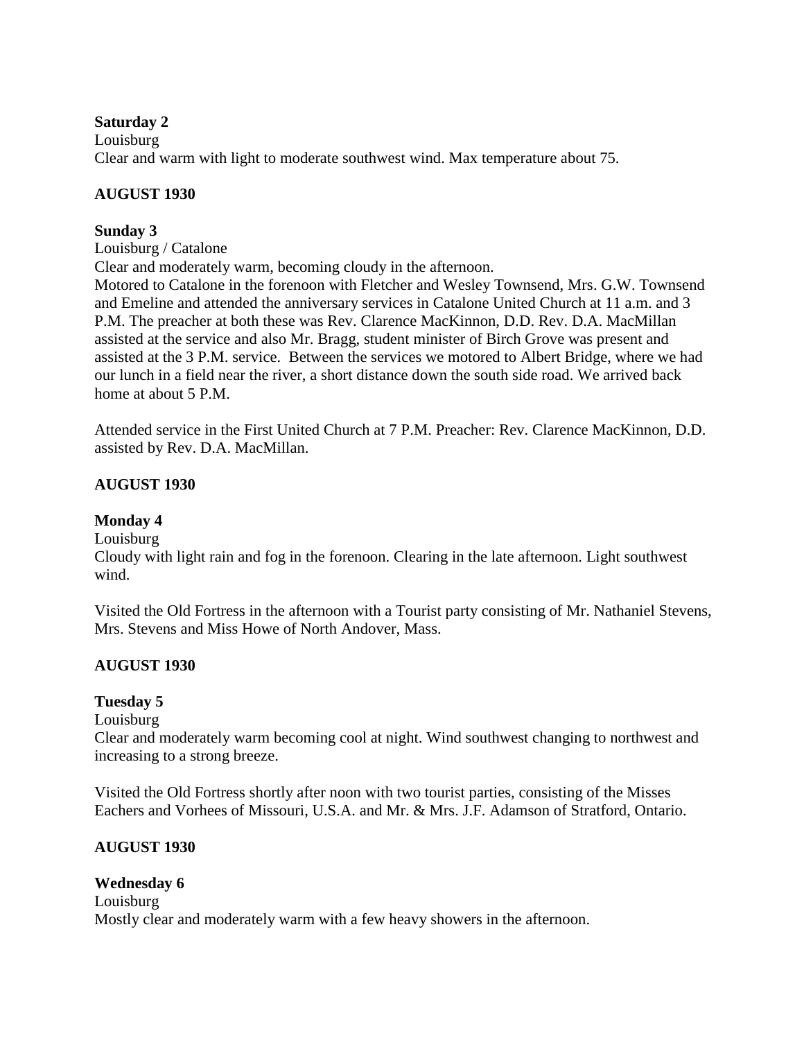**Saturday 2**

Louisburg

Clear and warm with light to moderate southwest wind. Max temperature about 75.

**AUGUST 1930**

**Sunday 3**

Louisburg / Catalone

Clear and moderately warm, becoming cloudy in the afternoon.

Motored to Catalone in the forenoon with Fletcher and Wesley Townsend, Mrs. G.W. Townsend and Emeline and attended the anniversary services in Catalone United Church at 11 a.m. and 3 P.M. The preacher at both these was Rev. Clarence MacKinnon, D.D. Rev. D.A. MacMillan assisted at the service and also Mr. Bragg, student minister of Birch Grove was present and assisted at the 3 P.M. service. Between the services we motored to Albert Bridge, where we had our lunch in a field near the river, a short distance down the south side road. We arrived back home at about 5 P.M.

Attended service in the First United Church at 7 P.M. Preacher: Rev. Clarence MacKinnon, D.D. assisted by Rev. D.A. MacMillan.

**AUGUST 1930**

**Monday 4**

Louisburg

Cloudy with light rain and fog in the forenoon. Clearing in the late afternoon. Light southwest wind.

Visited the Old Fortress in the afternoon with a Tourist party consisting of Mr. Nathaniel Stevens, Mrs. Stevens and Miss Howe of North Andover, Mass.

**AUGUST 1930**

**Tuesday 5**

Louisburg

Clear and moderately warm becoming cool at night. Wind southwest changing to northwest and increasing to a strong breeze.

Visited the Old Fortress shortly after noon with two tourist parties, consisting of the Misses Eachers and Vorhees of Missouri, U.S.A. and Mr. & Mrs. J.F. Adamson of Stratford, Ontario.

**AUGUST 1930**

**Wednesday 6**

Louisburg

Mostly clear and moderately warm with a few heavy showers in the afternoon.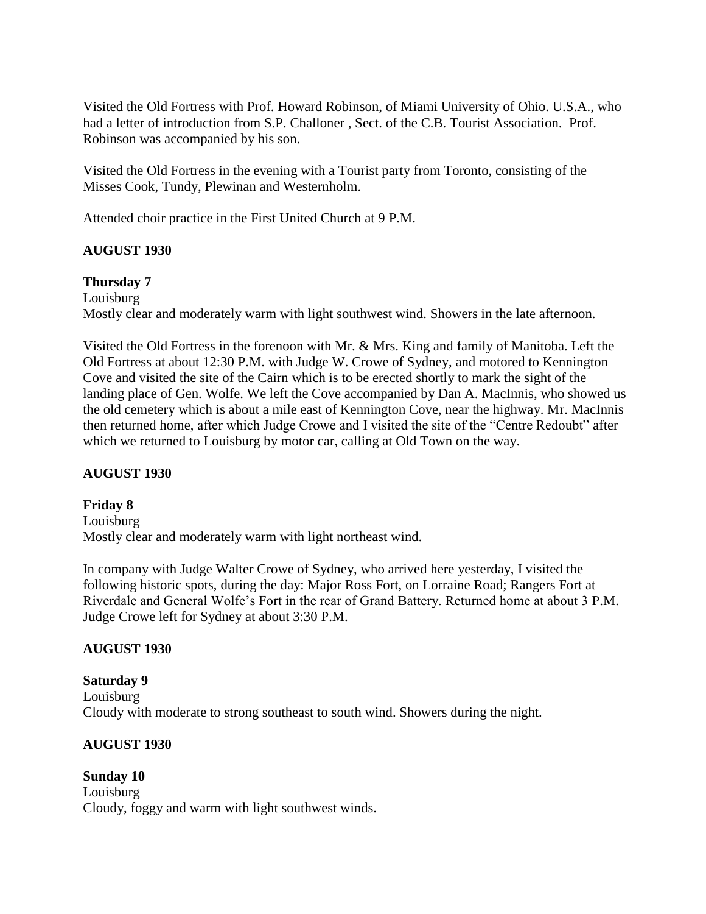Visited the Old Fortress with Prof. Howard Robinson, of Miami University of Ohio. U.S.A., who had a letter of introduction from S.P. Challoner , Sect. of the C.B. Tourist Association. Prof. Robinson was accompanied by his son.

Visited the Old Fortress in the evening with a Tourist party from Toronto, consisting of the Misses Cook, Tundy, Plewinan and Westernholm.

Attended choir practice in the First United Church at 9 P.M.

**AUGUST 1930**

**Thursday 7**
Louisburg
Mostly clear and moderately warm with light southwest wind. Showers in the late afternoon.

Visited the Old Fortress in the forenoon with Mr. & Mrs. King and family of Manitoba. Left the Old Fortress at about 12:30 P.M. with Judge W. Crowe of Sydney, and motored to Kennington Cove and visited the site of the Cairn which is to be erected shortly to mark the sight of the landing place of Gen. Wolfe. We left the Cove accompanied by Dan A. MacInnis, who showed us the old cemetery which is about a mile east of Kennington Cove, near the highway. Mr. MacInnis then returned home, after which Judge Crowe and I visited the site of the "Centre Redoubt" after which we returned to Louisburg by motor car, calling at Old Town on the way.

**AUGUST 1930**

**Friday 8**
Louisburg
Mostly clear and moderately warm with light northeast wind.

In company with Judge Walter Crowe of Sydney, who arrived here yesterday, I visited the following historic spots, during the day: Major Ross Fort, on Lorraine Road; Rangers Fort at Riverdale and General Wolfe's Fort in the rear of Grand Battery. Returned home at about 3 P.M. Judge Crowe left for Sydney at about 3:30 P.M.

**AUGUST 1930**

**Saturday 9**
Louisburg
Cloudy with moderate to strong southeast to south wind. Showers during the night.

**AUGUST 1930**

**Sunday 10**
Louisburg
Cloudy, foggy and warm with light southwest winds.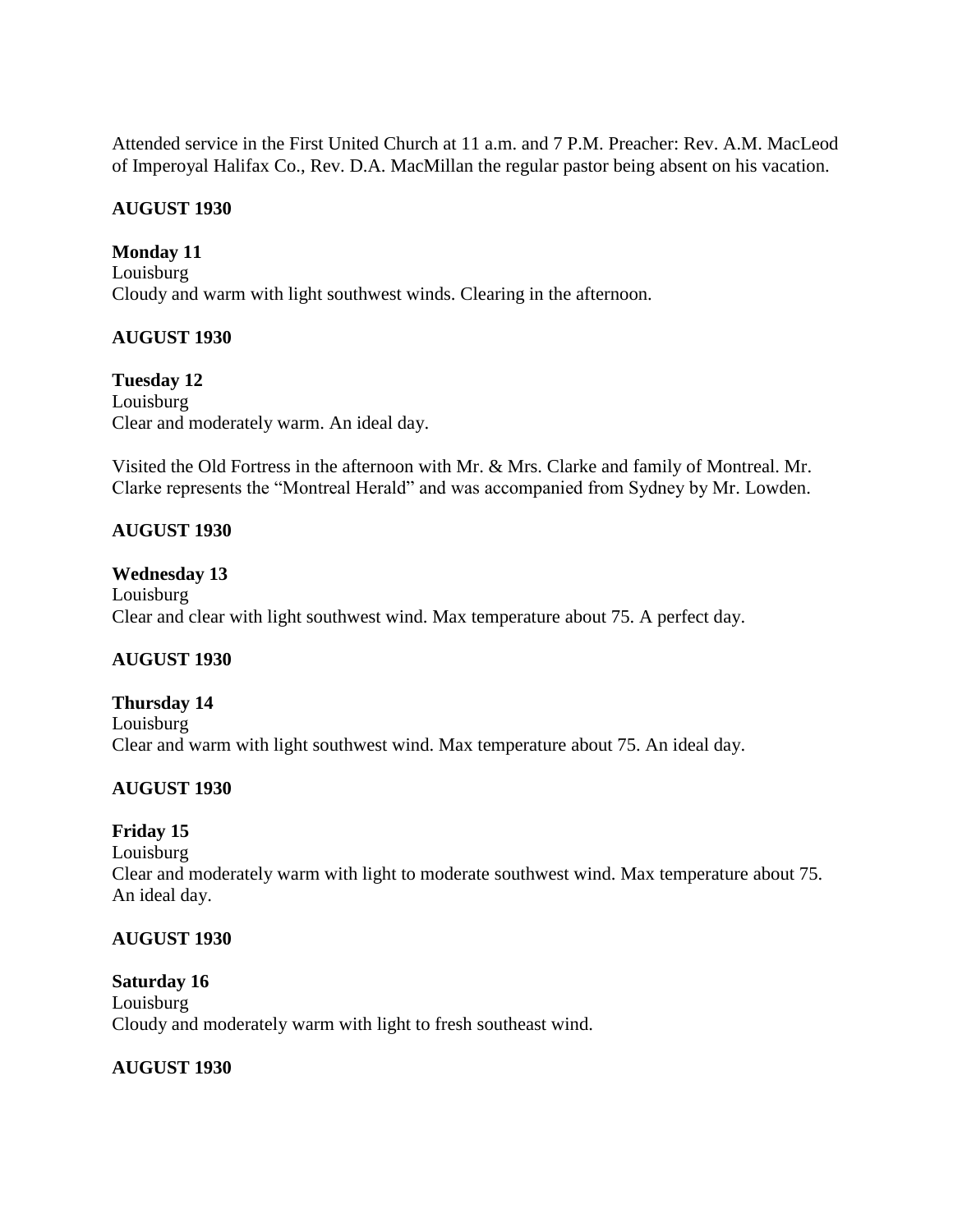Attended service in the First United Church at 11 a.m. and 7 P.M. Preacher: Rev. A.M. MacLeod of Imperoyal Halifax Co., Rev. D.A. MacMillan the regular pastor being absent on his vacation.

**AUGUST 1930**

**Monday 11**
Louisburg
Cloudy and warm with light southwest winds. Clearing in the afternoon.

**AUGUST 1930**

**Tuesday 12**
Louisburg
Clear and moderately warm. An ideal day.

Visited the Old Fortress in the afternoon with Mr. & Mrs. Clarke and family of Montreal. Mr. Clarke represents the "Montreal Herald" and was accompanied from Sydney by Mr. Lowden.

**AUGUST 1930**

**Wednesday 13**
Louisburg
Clear and clear with light southwest wind. Max temperature about 75. A perfect day.

**AUGUST 1930**

**Thursday 14**
Louisburg
Clear and warm with light southwest wind. Max temperature about 75. An ideal day.

**AUGUST 1930**

**Friday 15**
Louisburg
Clear and moderately warm with light to moderate southwest wind. Max temperature about 75. An ideal day.

**AUGUST 1930**

**Saturday 16**
Louisburg
Cloudy and moderately warm with light to fresh southeast wind.

**AUGUST 1930**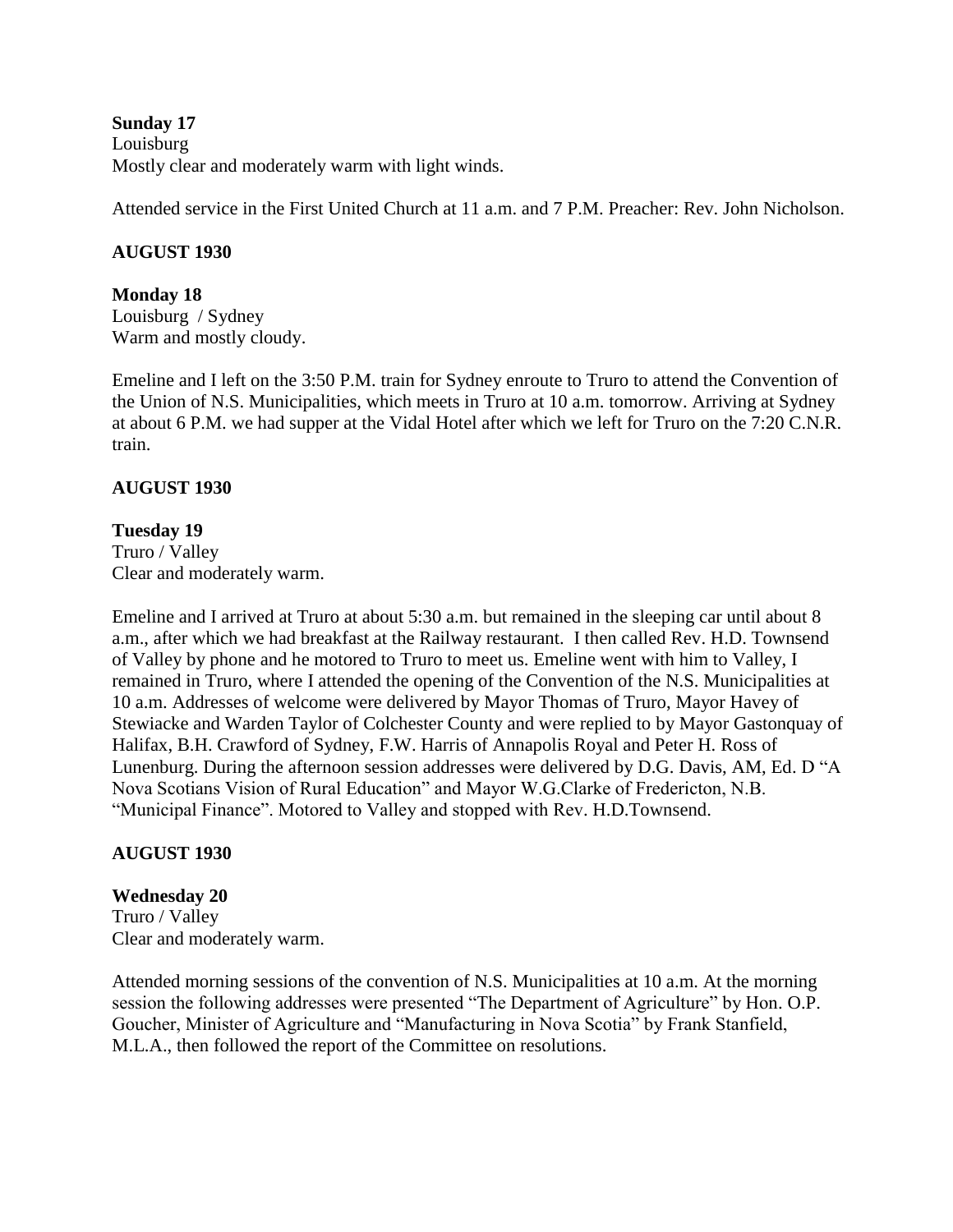**Sunday 17**
Louisburg
Mostly clear and moderately warm with light winds.

Attended service in the First United Church at 11 a.m. and 7 P.M. Preacher: Rev. John Nicholson.

**AUGUST 1930**

**Monday 18**
Louisburg / Sydney
Warm and mostly cloudy.

Emeline and I left on the 3:50 P.M. train for Sydney enroute to Truro to attend the Convention of the Union of N.S. Municipalities, which meets in Truro at 10 a.m. tomorrow. Arriving at Sydney at about 6 P.M. we had supper at the Vidal Hotel after which we left for Truro on the 7:20 C.N.R. train.

**AUGUST 1930**

**Tuesday 19**
Truro / Valley
Clear and moderately warm.

Emeline and I arrived at Truro at about 5:30 a.m. but remained in the sleeping car until about 8 a.m., after which we had breakfast at the Railway restaurant. I then called Rev. H.D. Townsend of Valley by phone and he motored to Truro to meet us. Emeline went with him to Valley, I remained in Truro, where I attended the opening of the Convention of the N.S. Municipalities at 10 a.m. Addresses of welcome were delivered by Mayor Thomas of Truro, Mayor Havey of Stewiacke and Warden Taylor of Colchester County and were replied to by Mayor Gastonquay of Halifax, B.H. Crawford of Sydney, F.W. Harris of Annapolis Royal and Peter H. Ross of Lunenburg. During the afternoon session addresses were delivered by D.G. Davis, AM, Ed. D "A Nova Scotians Vision of Rural Education" and Mayor W.G.Clarke of Fredericton, N.B. "Municipal Finance". Motored to Valley and stopped with Rev. H.D.Townsend.

**AUGUST 1930**

**Wednesday 20**
Truro / Valley
Clear and moderately warm.

Attended morning sessions of the convention of N.S. Municipalities at 10 a.m. At the morning session the following addresses were presented "The Department of Agriculture" by Hon. O.P. Goucher, Minister of Agriculture and "Manufacturing in Nova Scotia" by Frank Stanfield, M.L.A., then followed the report of the Committee on resolutions.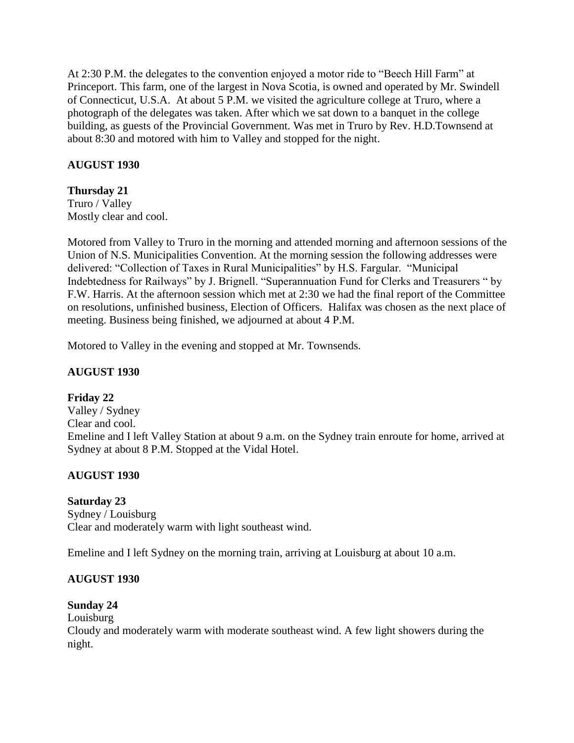At 2:30 P.M. the delegates to the convention enjoyed a motor ride to "Beech Hill Farm" at Princeport. This farm, one of the largest in Nova Scotia, is owned and operated by Mr. Swindell of Connecticut, U.S.A. At about 5 P.M. we visited the agriculture college at Truro, where a photograph of the delegates was taken. After which we sat down to a banquet in the college building, as guests of the Provincial Government. Was met in Truro by Rev. H.D.Townsend at about 8:30 and motored with him to Valley and stopped for the night.

**AUGUST 1930**

**Thursday 21**
Truro / Valley
Mostly clear and cool.

Motored from Valley to Truro in the morning and attended morning and afternoon sessions of the Union of N.S. Municipalities Convention. At the morning session the following addresses were delivered: "Collection of Taxes in Rural Municipalities" by H.S. Fargular. "Municipal Indebtedness for Railways" by J. Brignell. "Superannuation Fund for Clerks and Treasurers " by F.W. Harris. At the afternoon session which met at 2:30 we had the final report of the Committee on resolutions, unfinished business, Election of Officers. Halifax was chosen as the next place of meeting. Business being finished, we adjourned at about 4 P.M.

Motored to Valley in the evening and stopped at Mr. Townsends.

**AUGUST 1930**

**Friday 22**
Valley / Sydney
Clear and cool.
Emeline and I left Valley Station at about 9 a.m. on the Sydney train enroute for home, arrived at Sydney at about 8 P.M. Stopped at the Vidal Hotel.

**AUGUST 1930**

**Saturday 23**
Sydney / Louisburg
Clear and moderately warm with light southeast wind.

Emeline and I left Sydney on the morning train, arriving at Louisburg at about 10 a.m.

**AUGUST 1930**

**Sunday 24**
Louisburg
Cloudy and moderately warm with moderate southeast wind. A few light showers during the night.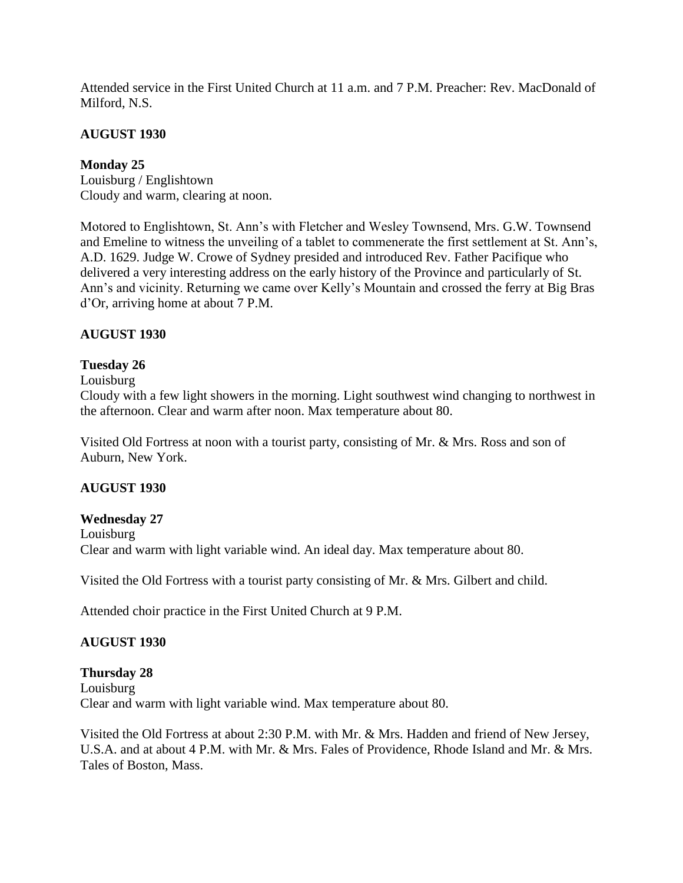Attended service in the First United Church at 11 a.m. and 7 P.M. Preacher: Rev. MacDonald of Milford, N.S.

**AUGUST 1930**

**Monday 25**
Louisburg / Englishtown
Cloudy and warm, clearing at noon.

Motored to Englishtown, St. Ann's with Fletcher and Wesley Townsend, Mrs. G.W. Townsend and Emeline to witness the unveiling of a tablet to commenerate the first settlement at St. Ann's, A.D. 1629. Judge W. Crowe of Sydney presided and introduced Rev. Father Pacifique who delivered a very interesting address on the early history of the Province and particularly of St. Ann's and vicinity. Returning we came over Kelly's Mountain and crossed the ferry at Big Bras d'Or, arriving home at about 7 P.M.

**AUGUST 1930**

**Tuesday 26**
Louisburg
Cloudy with a few light showers in the morning. Light southwest wind changing to northwest in the afternoon. Clear and warm after noon. Max temperature about 80.

Visited Old Fortress at noon with a tourist party, consisting of Mr. & Mrs. Ross and son of Auburn, New York.

**AUGUST 1930**

**Wednesday 27**
Louisburg
Clear and warm with light variable wind. An ideal day. Max temperature about 80.

Visited the Old Fortress with a tourist party consisting of Mr. & Mrs. Gilbert and child.

Attended choir practice in the First United Church at 9 P.M.

**AUGUST 1930**

**Thursday 28**
Louisburg
Clear and warm with light variable wind. Max temperature about 80.

Visited the Old Fortress at about 2:30 P.M. with Mr. & Mrs. Hadden and friend of New Jersey, U.S.A. and at about 4 P.M. with Mr. & Mrs. Fales of Providence, Rhode Island and Mr. & Mrs. Tales of Boston, Mass.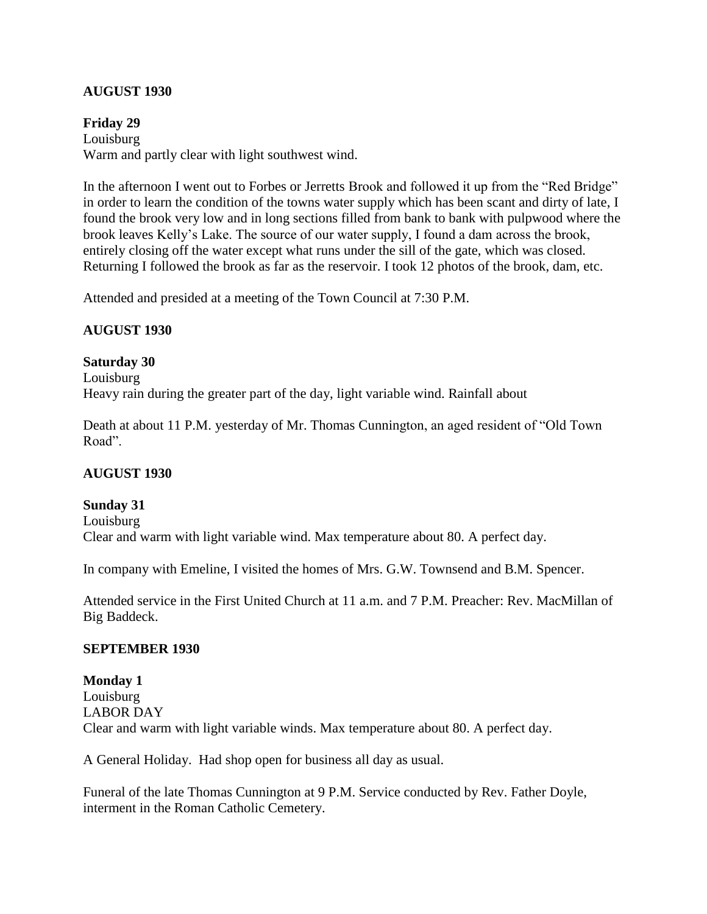**AUGUST 1930**

**Friday 29**
Louisburg
Warm and partly clear with light southwest wind.

In the afternoon I went out to Forbes or Jerretts Brook and followed it up from the "Red Bridge" in order to learn the condition of the towns water supply which has been scant and dirty of late, I found the brook very low and in long sections filled from bank to bank with pulpwood where the brook leaves Kelly's Lake. The source of our water supply, I found a dam across the brook, entirely closing off the water except what runs under the sill of the gate, which was closed. Returning I followed the brook as far as the reservoir. I took 12 photos of the brook, dam, etc.

Attended and presided at a meeting of the Town Council at 7:30 P.M.

**AUGUST 1930**

**Saturday 30**
Louisburg
Heavy rain during the greater part of the day, light variable wind. Rainfall about

Death at about 11 P.M. yesterday of Mr. Thomas Cunnington, an aged resident of "Old Town Road".

**AUGUST 1930**

**Sunday 31**
Louisburg
Clear and warm with light variable wind. Max temperature about 80. A perfect day.

In company with Emeline, I visited the homes of Mrs. G.W. Townsend and B.M. Spencer.

Attended service in the First United Church at 11 a.m. and 7 P.M. Preacher: Rev. MacMillan of Big Baddeck.

**SEPTEMBER 1930**

**Monday 1**
Louisburg
LABOR DAY
Clear and warm with light variable winds. Max temperature about 80. A perfect day.

A General Holiday. Had shop open for business all day as usual.

Funeral of the late Thomas Cunnington at 9 P.M. Service conducted by Rev. Father Doyle, interment in the Roman Catholic Cemetery.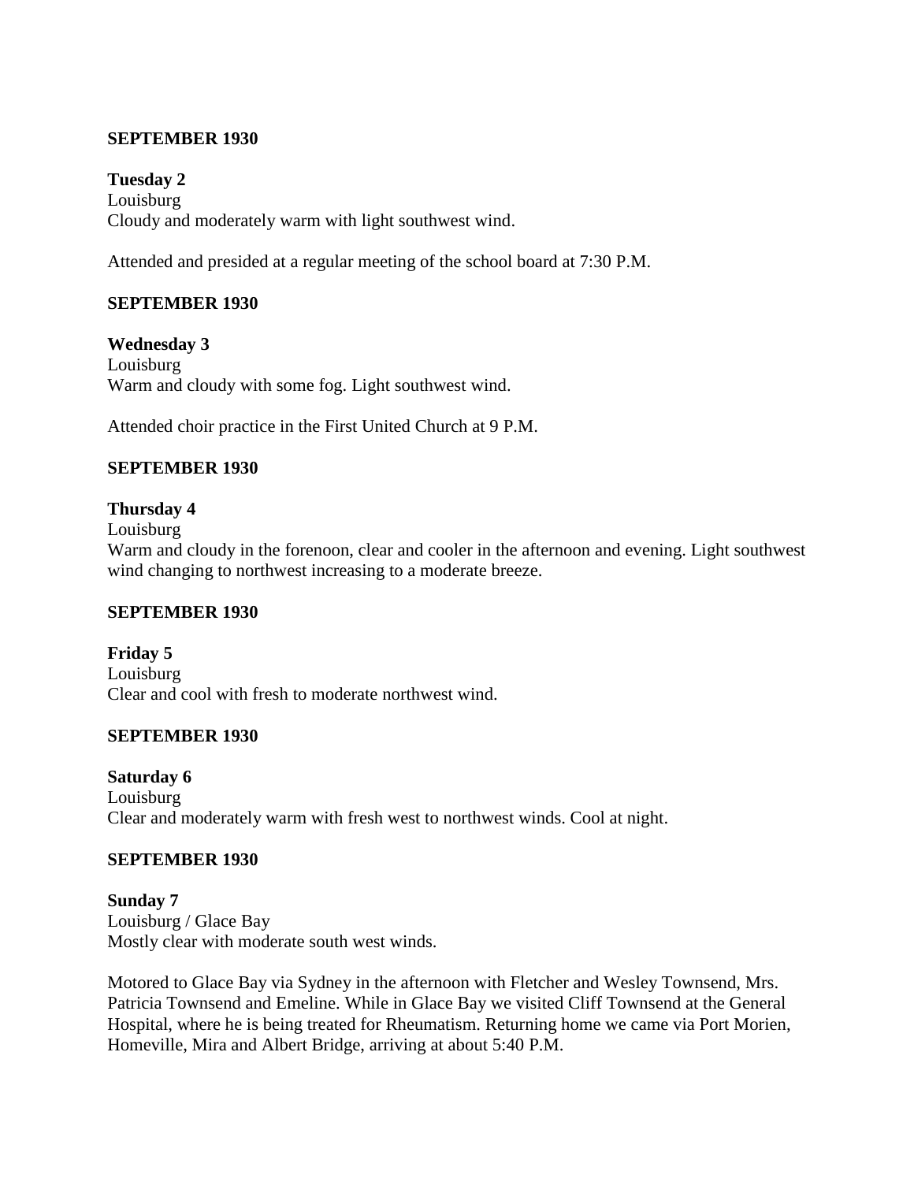**SEPTEMBER 1930**

**Tuesday 2**
Louisburg
Cloudy and moderately warm with light southwest wind.

Attended and presided at a regular meeting of the school board at 7:30 P.M.

**SEPTEMBER 1930**

**Wednesday 3**
Louisburg
Warm and cloudy with some fog. Light southwest wind.

Attended choir practice in the First United Church at 9 P.M.

**SEPTEMBER 1930**

**Thursday 4**
Louisburg
Warm and cloudy in the forenoon, clear and cooler in the afternoon and evening. Light southwest wind changing to northwest increasing to a moderate breeze.

**SEPTEMBER 1930**

**Friday 5**
Louisburg
Clear and cool with fresh to moderate northwest wind.

**SEPTEMBER 1930**

**Saturday 6**
Louisburg
Clear and moderately warm with fresh west to northwest winds. Cool at night.

**SEPTEMBER 1930**

**Sunday 7**
Louisburg / Glace Bay
Mostly clear with moderate south west winds.

Motored to Glace Bay via Sydney in the afternoon with Fletcher and Wesley Townsend, Mrs. Patricia Townsend and Emeline. While in Glace Bay we visited Cliff Townsend at the General Hospital, where he is being treated for Rheumatism. Returning home we came via Port Morien, Homeville, Mira and Albert Bridge, arriving at about 5:40 P.M.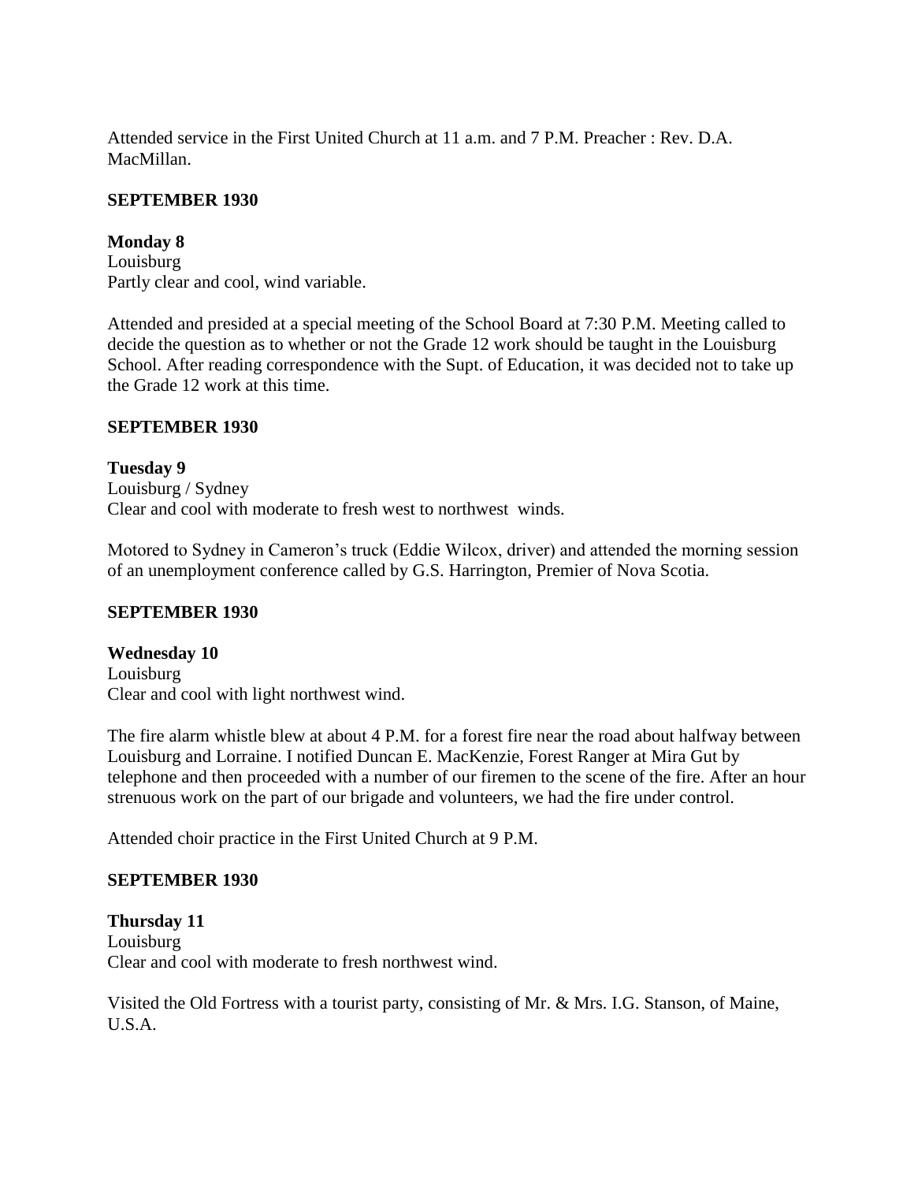Attended service in the First United Church at 11 a.m. and 7 P.M. Preacher : Rev. D.A. MacMillan.

**SEPTEMBER 1930**

**Monday 8**
Louisburg
Partly clear and cool, wind variable.

Attended and presided at a special meeting of the School Board at 7:30 P.M. Meeting called to decide the question as to whether or not the Grade 12 work should be taught in the Louisburg School. After reading correspondence with the Supt. of Education, it was decided not to take up the Grade 12 work at this time.

**SEPTEMBER 1930**

**Tuesday 9**
Louisburg / Sydney
Clear and cool with moderate to fresh west to northwest winds.

Motored to Sydney in Cameron's truck (Eddie Wilcox, driver) and attended the morning session of an unemployment conference called by G.S. Harrington, Premier of Nova Scotia.

**SEPTEMBER 1930**

**Wednesday 10**
Louisburg
Clear and cool with light northwest wind.

The fire alarm whistle blew at about 4 P.M. for a forest fire near the road about halfway between Louisburg and Lorraine. I notified Duncan E. MacKenzie, Forest Ranger at Mira Gut by telephone and then proceeded with a number of our firemen to the scene of the fire. After an hour strenuous work on the part of our brigade and volunteers, we had the fire under control.

Attended choir practice in the First United Church at 9 P.M.

**SEPTEMBER 1930**

**Thursday 11**
Louisburg
Clear and cool with moderate to fresh northwest wind.

Visited the Old Fortress with a tourist party, consisting of Mr. & Mrs. I.G. Stanson, of Maine, U.S.A.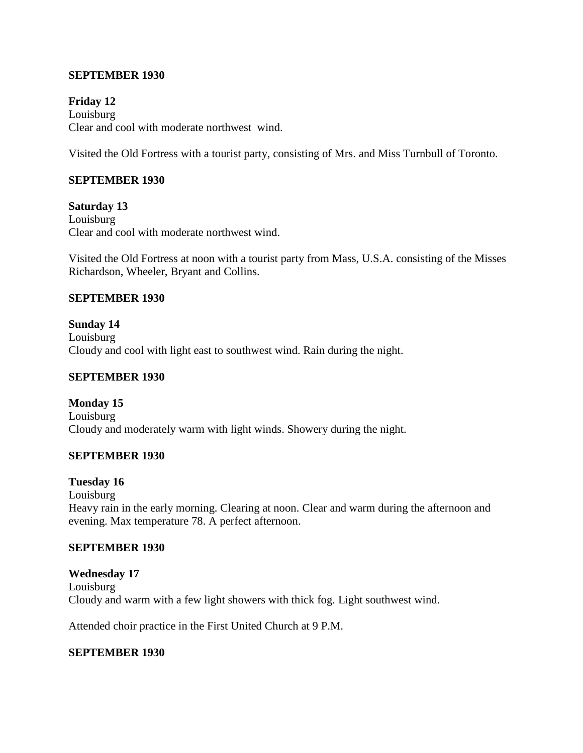**SEPTEMBER 1930**

**Friday 12**
Louisburg
Clear and cool with moderate northwest wind.

Visited the Old Fortress with a tourist party, consisting of Mrs. and Miss Turnbull of Toronto.

**SEPTEMBER 1930**

**Saturday 13**
Louisburg
Clear and cool with moderate northwest wind.

Visited the Old Fortress at noon with a tourist party from Mass, U.S.A. consisting of the Misses Richardson, Wheeler, Bryant and Collins.

**SEPTEMBER 1930**

**Sunday 14**
Louisburg
Cloudy and cool with light east to southwest wind. Rain during the night.

**SEPTEMBER 1930**

**Monday 15**
Louisburg
Cloudy and moderately warm with light winds. Showery during the night.

**SEPTEMBER 1930**

**Tuesday 16**
Louisburg
Heavy rain in the early morning. Clearing at noon. Clear and warm during the afternoon and evening. Max temperature 78. A perfect afternoon.

**SEPTEMBER 1930**

**Wednesday 17**
Louisburg
Cloudy and warm with a few light showers with thick fog. Light southwest wind.

Attended choir practice in the First United Church at 9 P.M.

**SEPTEMBER 1930**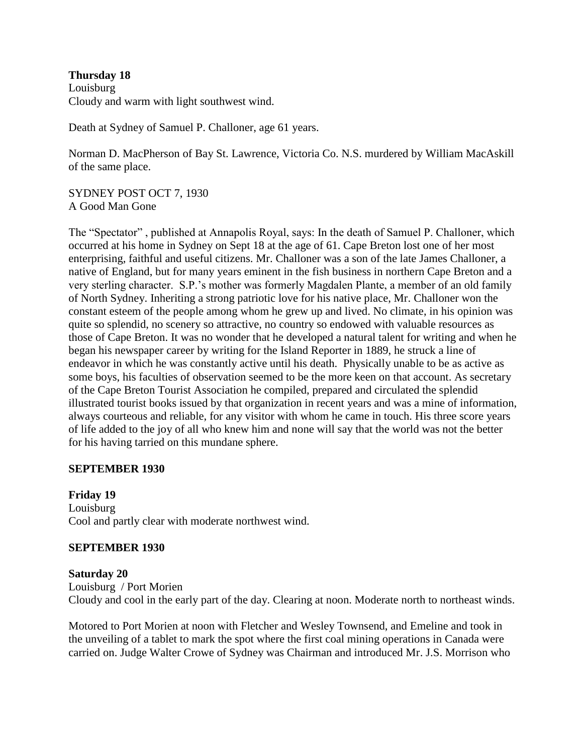**Thursday 18**
Louisburg
Cloudy and warm with light southwest wind.

Death at Sydney of Samuel P. Challoner, age 61 years.

Norman D. MacPherson of Bay St. Lawrence, Victoria Co. N.S. murdered by William MacAskill of the same place.

SYDNEY POST OCT 7, 1930
A Good Man Gone

The "Spectator" , published at Annapolis Royal, says: In the death of Samuel P. Challoner, which occurred at his home in Sydney on Sept 18 at the age of 61. Cape Breton lost one of her most enterprising, faithful and useful citizens. Mr. Challoner was a son of the late James Challoner, a native of England, but for many years eminent in the fish business in northern Cape Breton and a very sterling character. S.P.'s mother was formerly Magdalen Plante, a member of an old family of North Sydney. Inheriting a strong patriotic love for his native place, Mr. Challoner won the constant esteem of the people among whom he grew up and lived. No climate, in his opinion was quite so splendid, no scenery so attractive, no country so endowed with valuable resources as those of Cape Breton. It was no wonder that he developed a natural talent for writing and when he began his newspaper career by writing for the Island Reporter in 1889, he struck a line of endeavor in which he was constantly active until his death. Physically unable to be as active as some boys, his faculties of observation seemed to be the more keen on that account. As secretary of the Cape Breton Tourist Association he compiled, prepared and circulated the splendid illustrated tourist books issued by that organization in recent years and was a mine of information, always courteous and reliable, for any visitor with whom he came in touch. His three score years of life added to the joy of all who knew him and none will say that the world was not the better for his having tarried on this mundane sphere.

**SEPTEMBER 1930**

**Friday 19**
Louisburg
Cool and partly clear with moderate northwest wind.

**SEPTEMBER 1930**

**Saturday 20**
Louisburg / Port Morien
Cloudy and cool in the early part of the day. Clearing at noon. Moderate north to northeast winds.

Motored to Port Morien at noon with Fletcher and Wesley Townsend, and Emeline and took in the unveiling of a tablet to mark the spot where the first coal mining operations in Canada were carried on. Judge Walter Crowe of Sydney was Chairman and introduced Mr. J.S. Morrison who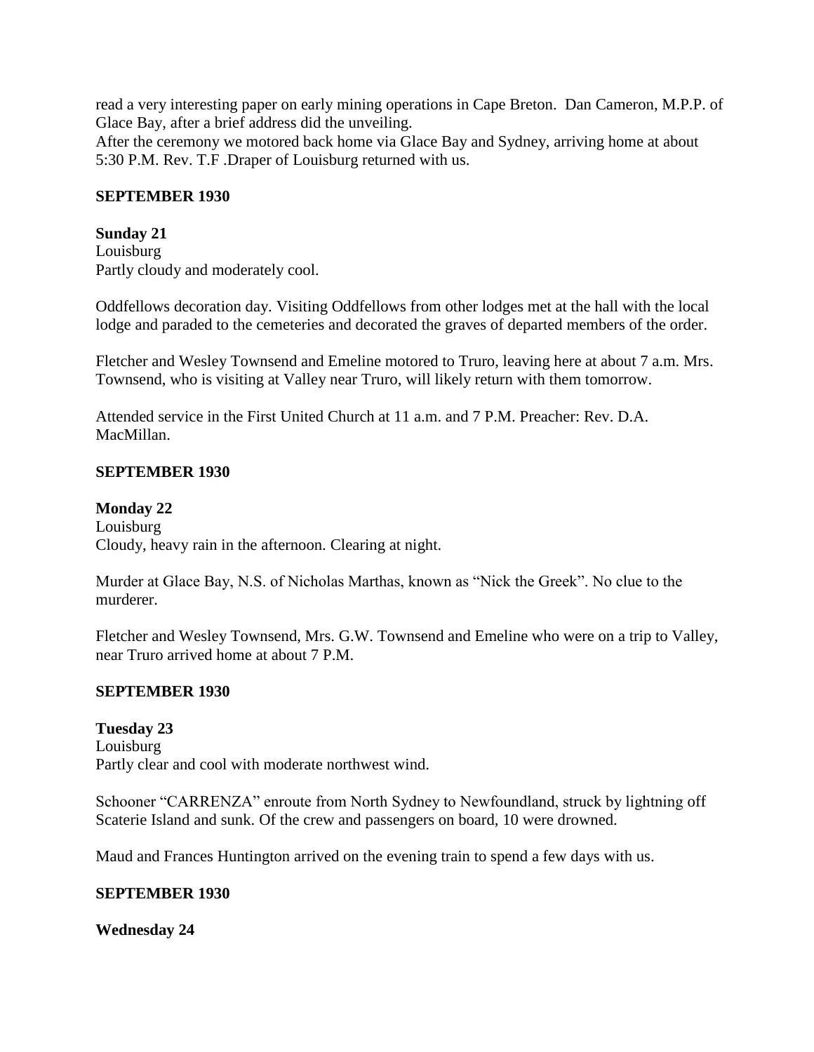read a very interesting paper on early mining operations in Cape Breton. Dan Cameron, M.P.P. of Glace Bay, after a brief address did the unveiling.
After the ceremony we motored back home via Glace Bay and Sydney, arriving home at about 5:30 P.M. Rev. T.F .Draper of Louisburg returned with us.

**SEPTEMBER 1930**

**Sunday 21**
Louisburg
Partly cloudy and moderately cool.

Oddfellows decoration day. Visiting Oddfellows from other lodges met at the hall with the local lodge and paraded to the cemeteries and decorated the graves of departed members of the order.

Fletcher and Wesley Townsend and Emeline motored to Truro, leaving here at about 7 a.m. Mrs. Townsend, who is visiting at Valley near Truro, will likely return with them tomorrow.

Attended service in the First United Church at 11 a.m. and 7 P.M. Preacher: Rev. D.A. MacMillan.

**SEPTEMBER 1930**

**Monday 22**
Louisburg
Cloudy, heavy rain in the afternoon. Clearing at night.

Murder at Glace Bay, N.S. of Nicholas Marthas, known as "Nick the Greek". No clue to the murderer.

Fletcher and Wesley Townsend, Mrs. G.W. Townsend and Emeline who were on a trip to Valley, near Truro arrived home at about 7 P.M.

**SEPTEMBER 1930**

**Tuesday 23**
Louisburg
Partly clear and cool with moderate northwest wind.

Schooner "CARRENZA" enroute from North Sydney to Newfoundland, struck by lightning off Scaterie Island and sunk. Of the crew and passengers on board, 10 were drowned.

Maud and Frances Huntington arrived on the evening train to spend a few days with us.

**SEPTEMBER 1930**

**Wednesday 24**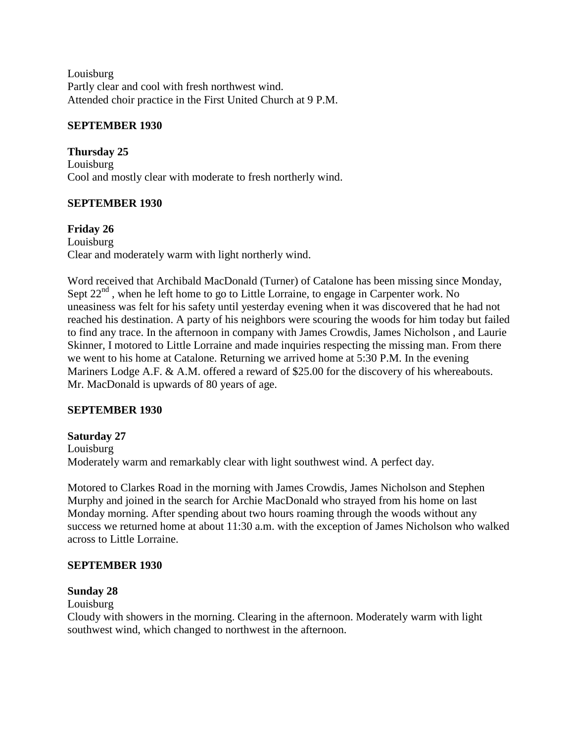Louisburg
Partly clear and cool with fresh northwest wind.
Attended choir practice in the First United Church at 9 P.M.

**SEPTEMBER 1930**

**Thursday 25**
Louisburg
Cool and mostly clear with moderate to fresh northerly wind.

**SEPTEMBER 1930**

**Friday 26**
Louisburg
Clear and moderately warm with light northerly wind.

Word received that Archibald MacDonald (Turner) of Catalone has been missing since Monday, Sept 22nd , when he left home to go to Little Lorraine, to engage in Carpenter work. No uneasiness was felt for his safety until yesterday evening when it was discovered that he had not reached his destination. A party of his neighbors were scouring the woods for him today but failed to find any trace. In the afternoon in company with James Crowdis, James Nicholson , and Laurie Skinner, I motored to Little Lorraine and made inquiries respecting the missing man. From there we went to his home at Catalone. Returning we arrived home at 5:30 P.M. In the evening Mariners Lodge A.F. & A.M. offered a reward of $25.00 for the discovery of his whereabouts. Mr. MacDonald is upwards of 80 years of age.

**SEPTEMBER 1930**

**Saturday 27**
Louisburg
Moderately warm and remarkably clear with light southwest wind. A perfect day.

Motored to Clarkes Road in the morning with James Crowdis, James Nicholson and Stephen Murphy and joined in the search for Archie MacDonald who strayed from his home on last Monday morning. After spending about two hours roaming through the woods without any success we returned home at about 11:30 a.m. with the exception of James Nicholson who walked across to Little Lorraine.

**SEPTEMBER 1930**

**Sunday 28**
Louisburg
Cloudy with showers in the morning. Clearing in the afternoon. Moderately warm with light southwest wind, which changed to northwest in the afternoon.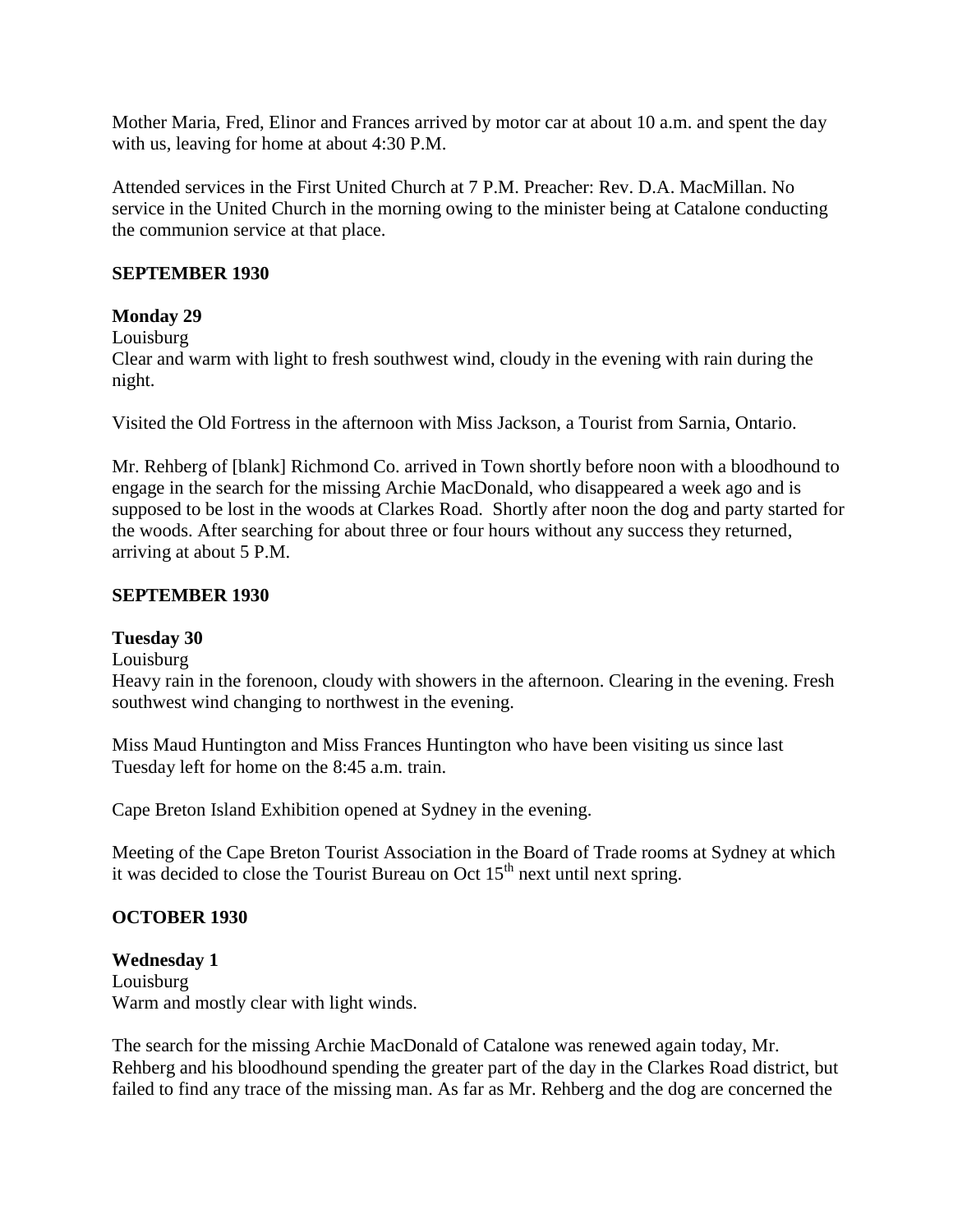Mother Maria, Fred, Elinor and Frances arrived by motor car at about 10 a.m. and spent the day with us, leaving for home at about 4:30 P.M.

Attended services in the First United Church at 7 P.M. Preacher: Rev. D.A. MacMillan. No service in the United Church in the morning owing to the minister being at Catalone conducting the communion service at that place.

**SEPTEMBER 1930**

**Monday 29**
Louisburg
Clear and warm with light to fresh southwest wind, cloudy in the evening with rain during the night.

Visited the Old Fortress in the afternoon with Miss Jackson, a Tourist from Sarnia, Ontario.

Mr. Rehberg of [blank] Richmond Co. arrived in Town shortly before noon with a bloodhound to engage in the search for the missing Archie MacDonald, who disappeared a week ago and is supposed to be lost in the woods at Clarkes Road. Shortly after noon the dog and party started for the woods. After searching for about three or four hours without any success they returned, arriving at about 5 P.M.

**SEPTEMBER 1930**

**Tuesday 30**
Louisburg
Heavy rain in the forenoon, cloudy with showers in the afternoon. Clearing in the evening. Fresh southwest wind changing to northwest in the evening.

Miss Maud Huntington and Miss Frances Huntington who have been visiting us since last Tuesday left for home on the 8:45 a.m. train.

Cape Breton Island Exhibition opened at Sydney in the evening.

Meeting of the Cape Breton Tourist Association in the Board of Trade rooms at Sydney at which it was decided to close the Tourist Bureau on Oct 15th next until next spring.

**OCTOBER 1930**

**Wednesday 1**
Louisburg
Warm and mostly clear with light winds.

The search for the missing Archie MacDonald of Catalone was renewed again today, Mr. Rehberg and his bloodhound spending the greater part of the day in the Clarkes Road district, but failed to find any trace of the missing man. As far as Mr. Rehberg and the dog are concerned the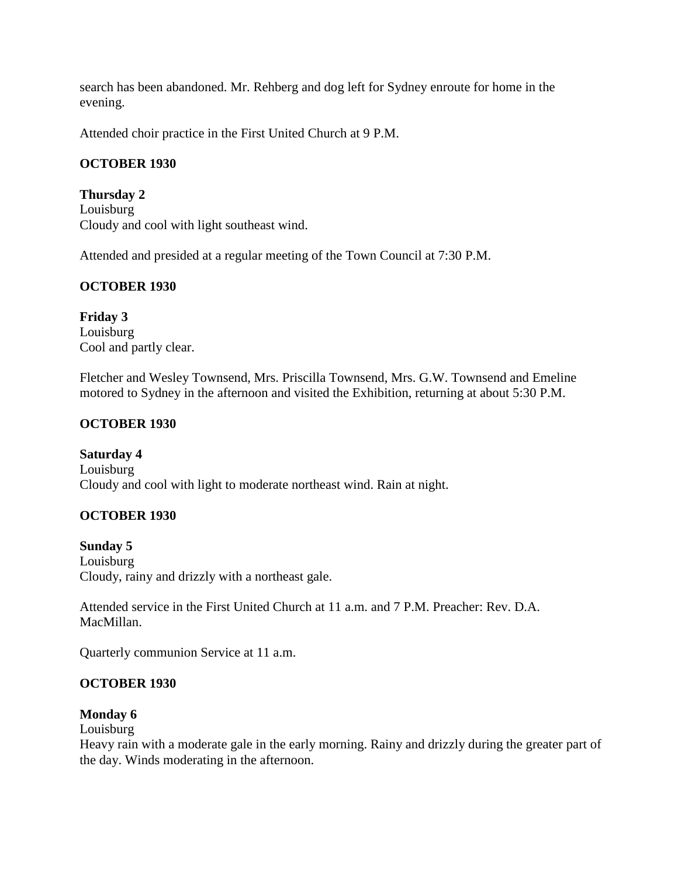search has been abandoned. Mr. Rehberg and dog left for Sydney enroute for home in the evening.

Attended choir practice in the First United Church at 9 P.M.

**OCTOBER 1930**

**Thursday 2**
Louisburg
Cloudy and cool with light southeast wind.

Attended and presided at a regular meeting of the Town Council at 7:30 P.M.

**OCTOBER 1930**

**Friday 3**
Louisburg
Cool and partly clear.

Fletcher and Wesley Townsend, Mrs. Priscilla Townsend, Mrs. G.W. Townsend and Emeline motored to Sydney in the afternoon and visited the Exhibition, returning at about 5:30 P.M.

**OCTOBER 1930**

**Saturday 4**
Louisburg
Cloudy and cool with light to moderate northeast wind. Rain at night.

**OCTOBER 1930**

**Sunday 5**
Louisburg
Cloudy, rainy and drizzly with a northeast gale.

Attended service in the First United Church at 11 a.m. and 7 P.M. Preacher: Rev. D.A. MacMillan.

Quarterly communion Service at 11 a.m.

**OCTOBER 1930**

**Monday 6**
Louisburg
Heavy rain with a moderate gale in the early morning. Rainy and drizzly during the greater part of the day. Winds moderating in the afternoon.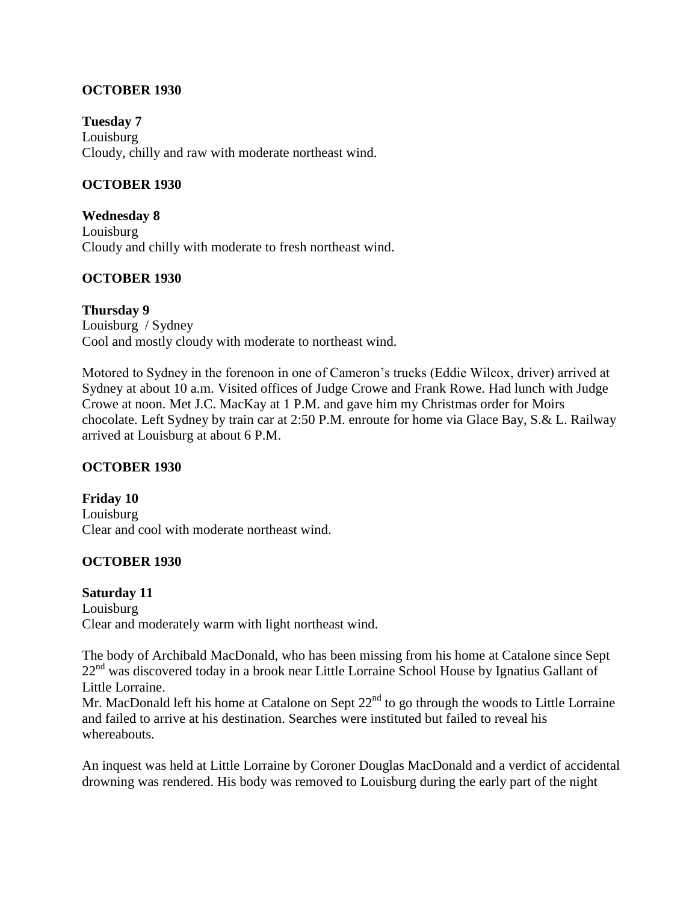**OCTOBER 1930**

**Tuesday 7**
Louisburg
Cloudy, chilly and raw with moderate northeast wind.

**OCTOBER 1930**

**Wednesday 8**
Louisburg
Cloudy and chilly with moderate to fresh northeast wind.

**OCTOBER 1930**

**Thursday 9**
Louisburg / Sydney
Cool and mostly cloudy with moderate to northeast wind.

Motored to Sydney in the forenoon in one of Cameron's trucks (Eddie Wilcox, driver) arrived at Sydney at about 10 a.m. Visited offices of Judge Crowe and Frank Rowe. Had lunch with Judge Crowe at noon. Met J.C. MacKay at 1 P.M. and gave him my Christmas order for Moirs chocolate. Left Sydney by train car at 2:50 P.M. enroute for home via Glace Bay, S.& L. Railway arrived at Louisburg at about 6 P.M.

**OCTOBER 1930**

**Friday 10**
Louisburg
Clear and cool with moderate northeast wind.

**OCTOBER 1930**

**Saturday 11**
Louisburg
Clear and moderately warm with light northeast wind.

The body of Archibald MacDonald, who has been missing from his home at Catalone since Sept 22nd was discovered today in a brook near Little Lorraine School House by Ignatius Gallant of Little Lorraine.
Mr. MacDonald left his home at Catalone on Sept 22nd to go through the woods to Little Lorraine and failed to arrive at his destination. Searches were instituted but failed to reveal his whereabouts.

An inquest was held at Little Lorraine by Coroner Douglas MacDonald and a verdict of accidental drowning was rendered. His body was removed to Louisburg during the early part of the night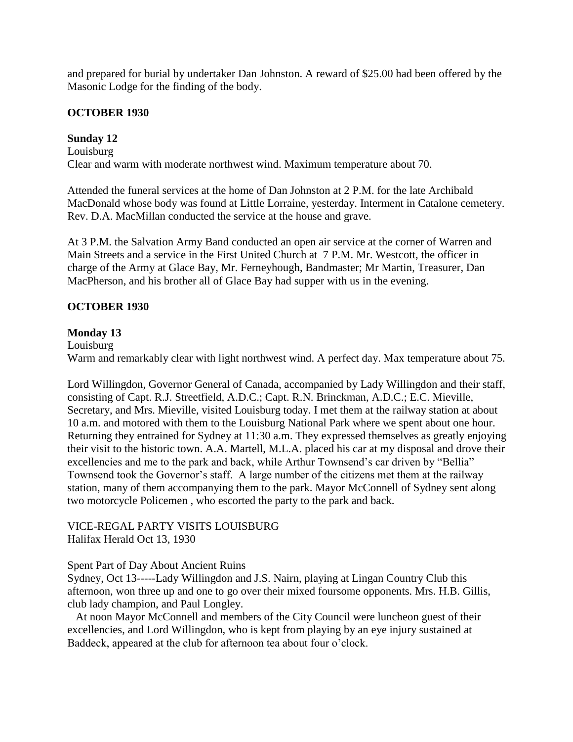and prepared for burial by undertaker Dan Johnston. A reward of $25.00 had been offered by the Masonic Lodge for the finding of the body.

**OCTOBER 1930**

**Sunday 12**
Louisburg
Clear and warm with moderate northwest wind. Maximum temperature about 70.

Attended the funeral services at the home of Dan Johnston at 2 P.M. for the late Archibald MacDonald whose body was found at Little Lorraine, yesterday. Interment in Catalone cemetery. Rev. D.A. MacMillan conducted the service at the house and grave.

At 3 P.M. the Salvation Army Band conducted an open air service at the corner of Warren and Main Streets and a service in the First United Church at 7 P.M. Mr. Westcott, the officer in charge of the Army at Glace Bay, Mr. Ferneyhough, Bandmaster; Mr Martin, Treasurer, Dan MacPherson, and his brother all of Glace Bay had supper with us in the evening.

**OCTOBER 1930**

**Monday 13**
Louisburg
Warm and remarkably clear with light northwest wind. A perfect day. Max temperature about 75.

Lord Willingdon, Governor General of Canada, accompanied by Lady Willingdon and their staff, consisting of Capt. R.J. Streetfield, A.D.C.; Capt. R.N. Brinckman, A.D.C.; E.C. Mieville, Secretary, and Mrs. Mieville, visited Louisburg today. I met them at the railway station at about 10 a.m. and motored with them to the Louisburg National Park where we spent about one hour. Returning they entrained for Sydney at 11:30 a.m. They expressed themselves as greatly enjoying their visit to the historic town. A.A. Martell, M.L.A. placed his car at my disposal and drove their excellencies and me to the park and back, while Arthur Townsend's car driven by "Bellia" Townsend took the Governor's staff. A large number of the citizens met them at the railway station, many of them accompanying them to the park. Mayor McConnell of Sydney sent along two motorcycle Policemen , who escorted the party to the park and back.

VICE-REGAL PARTY VISITS LOUISBURG
Halifax Herald Oct 13, 1930

Spent Part of Day About Ancient Ruins
Sydney, Oct 13-----Lady Willingdon and J.S. Nairn, playing at Lingan Country Club this afternoon, won three up and one to go over their mixed foursome opponents. Mrs. H.B. Gillis, club lady champion, and Paul Longley.

At noon Mayor McConnell and members of the City Council were luncheon guest of their excellencies, and Lord Willingdon, who is kept from playing by an eye injury sustained at Baddeck, appeared at the club for afternoon tea about four o'clock.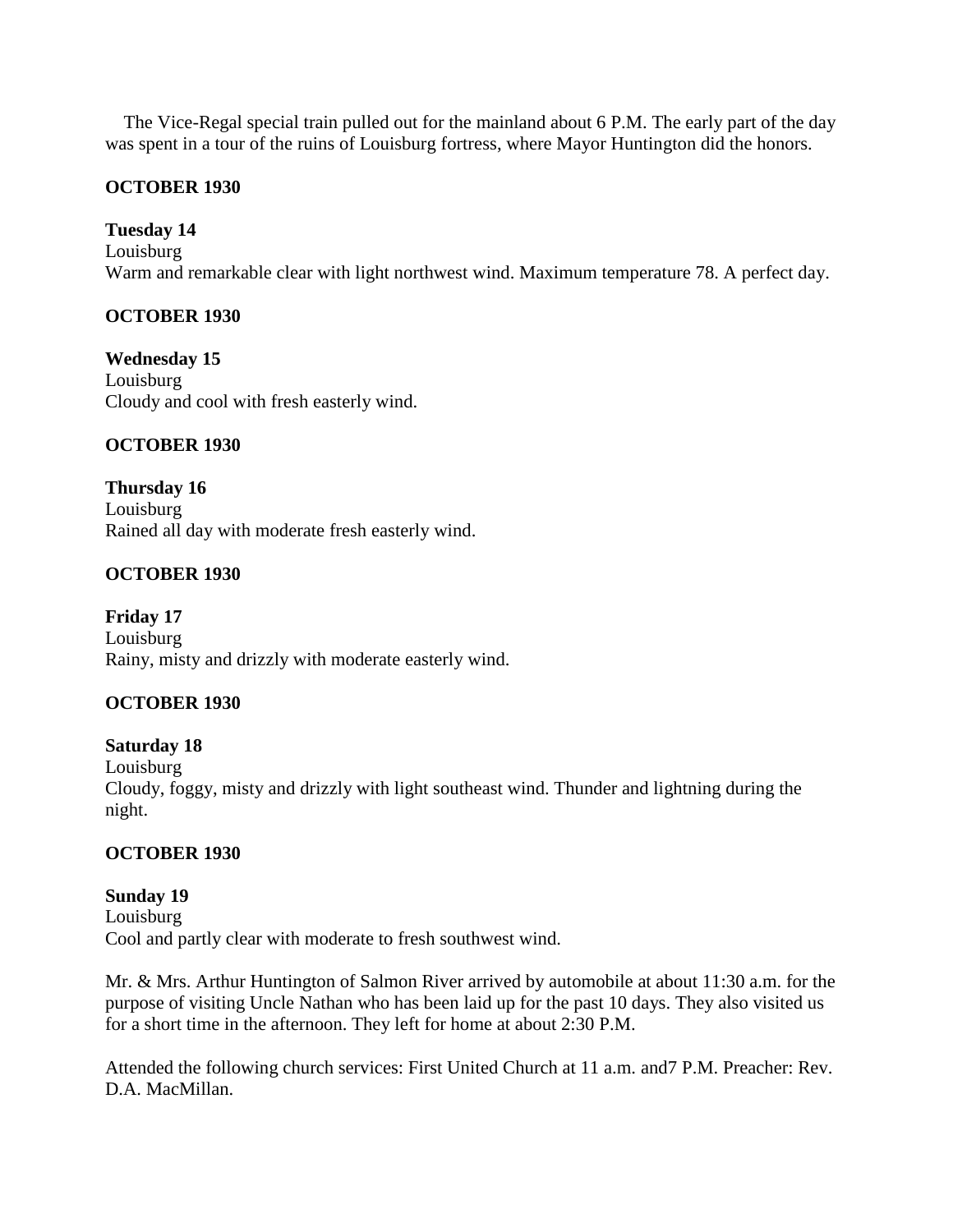The Vice-Regal special train pulled out for the mainland about 6 P.M. The early part of the day was spent in a tour of the ruins of Louisburg fortress, where Mayor Huntington did the honors.

**OCTOBER 1930**

**Tuesday 14**
Louisburg
Warm and remarkable clear with light northwest wind. Maximum temperature 78. A perfect day.

**OCTOBER 1930**

**Wednesday 15**
Louisburg
Cloudy and cool with fresh easterly wind.

**OCTOBER 1930**

**Thursday 16**
Louisburg
Rained all day with moderate fresh easterly wind.

**OCTOBER 1930**

**Friday 17**
Louisburg
Rainy, misty and drizzly with moderate easterly wind.

**OCTOBER 1930**

**Saturday 18**
Louisburg
Cloudy, foggy, misty and drizzly with light southeast wind. Thunder and lightning during the night.

**OCTOBER 1930**

**Sunday 19**
Louisburg
Cool and partly clear with moderate to fresh southwest wind.

Mr. & Mrs. Arthur Huntington of Salmon River arrived by automobile at about 11:30 a.m. for the purpose of visiting Uncle Nathan who has been laid up for the past 10 days. They also visited us for a short time in the afternoon. They left for home at about 2:30 P.M.

Attended the following church services: First United Church at 11 a.m. and7 P.M. Preacher: Rev. D.A. MacMillan.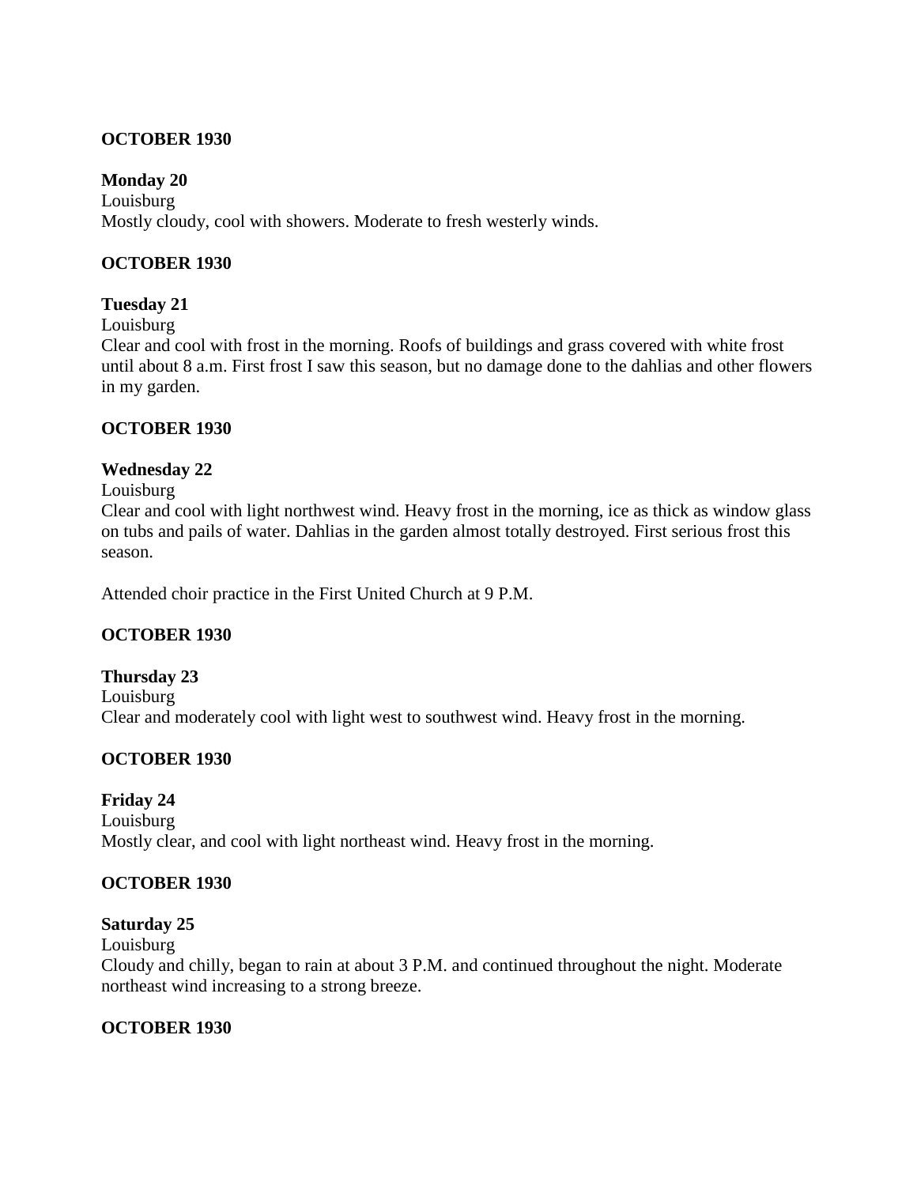**OCTOBER 1930**

**Monday 20**
Louisburg
Mostly cloudy, cool with showers. Moderate to fresh westerly winds.

**OCTOBER 1930**

**Tuesday 21**
Louisburg
Clear and cool with frost in the morning. Roofs of buildings and grass covered with white frost until about 8 a.m. First frost I saw this season, but no damage done to the dahlias and other flowers in my garden.

**OCTOBER 1930**

**Wednesday 22**
Louisburg
Clear and cool with light northwest wind. Heavy frost in the morning, ice as thick as window glass on tubs and pails of water. Dahlias in the garden almost totally destroyed. First serious frost this season.

Attended choir practice in the First United Church at 9 P.M.

**OCTOBER 1930**

**Thursday 23**
Louisburg
Clear and moderately cool with light west to southwest wind. Heavy frost in the morning.

**OCTOBER 1930**

**Friday 24**
Louisburg
Mostly clear, and cool with light northeast wind. Heavy frost in the morning.

**OCTOBER 1930**

**Saturday 25**
Louisburg
Cloudy and chilly, began to rain at about 3 P.M. and continued throughout the night. Moderate northeast wind increasing to a strong breeze.

**OCTOBER 1930**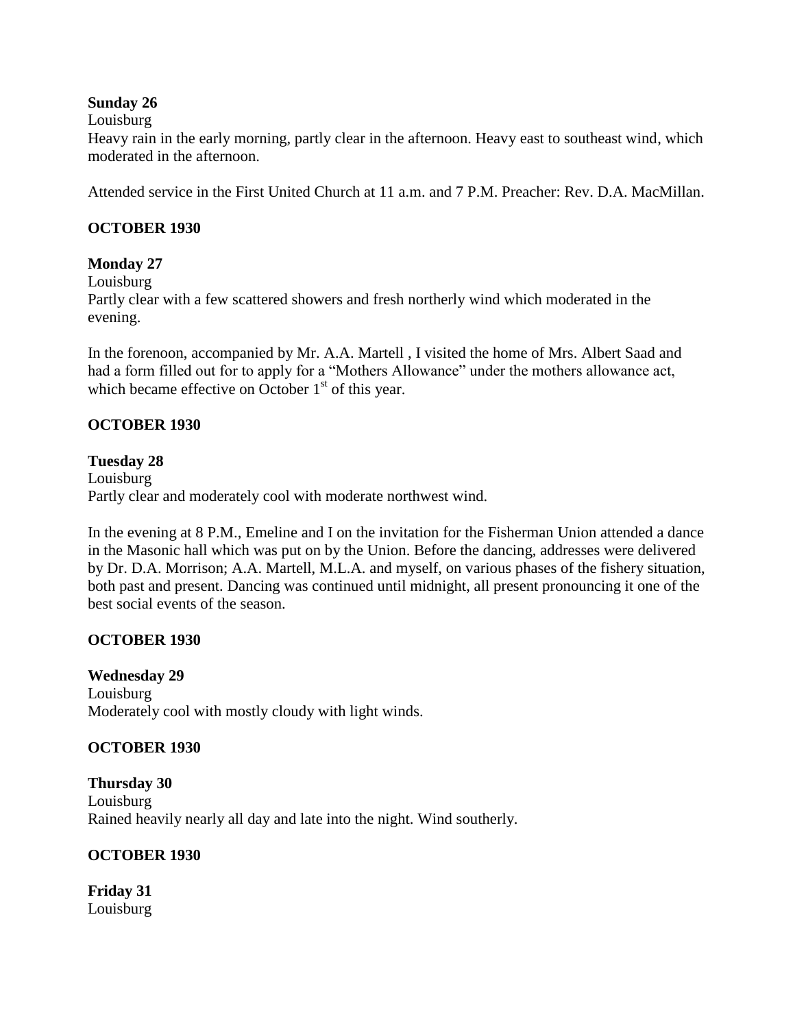**Sunday 26**
Louisburg
Heavy rain in the early morning, partly clear in the afternoon. Heavy east to southeast wind, which moderated in the afternoon.

Attended service in the First United Church at 11 a.m. and 7 P.M. Preacher: Rev. D.A. MacMillan.

**OCTOBER 1930**

**Monday 27**
Louisburg
Partly clear with a few scattered showers and fresh northerly wind which moderated in the evening.

In the forenoon, accompanied by Mr. A.A. Martell , I visited the home of Mrs. Albert Saad and had a form filled out for to apply for a "Mothers Allowance" under the mothers allowance act, which became effective on October 1st of this year.

**OCTOBER 1930**

**Tuesday 28**
Louisburg
Partly clear and moderately cool with moderate northwest wind.

In the evening at 8 P.M., Emeline and I on the invitation for the Fisherman Union attended a dance in the Masonic hall which was put on by the Union. Before the dancing, addresses were delivered by Dr. D.A. Morrison; A.A. Martell, M.L.A. and myself, on various phases of the fishery situation, both past and present. Dancing was continued until midnight, all present pronouncing it one of the best social events of the season.

**OCTOBER 1930**

**Wednesday 29**
Louisburg
Moderately cool with mostly cloudy with light winds.

**OCTOBER 1930**

**Thursday 30**
Louisburg
Rained heavily nearly all day and late into the night. Wind southerly.

**OCTOBER 1930**

**Friday 31**
Louisburg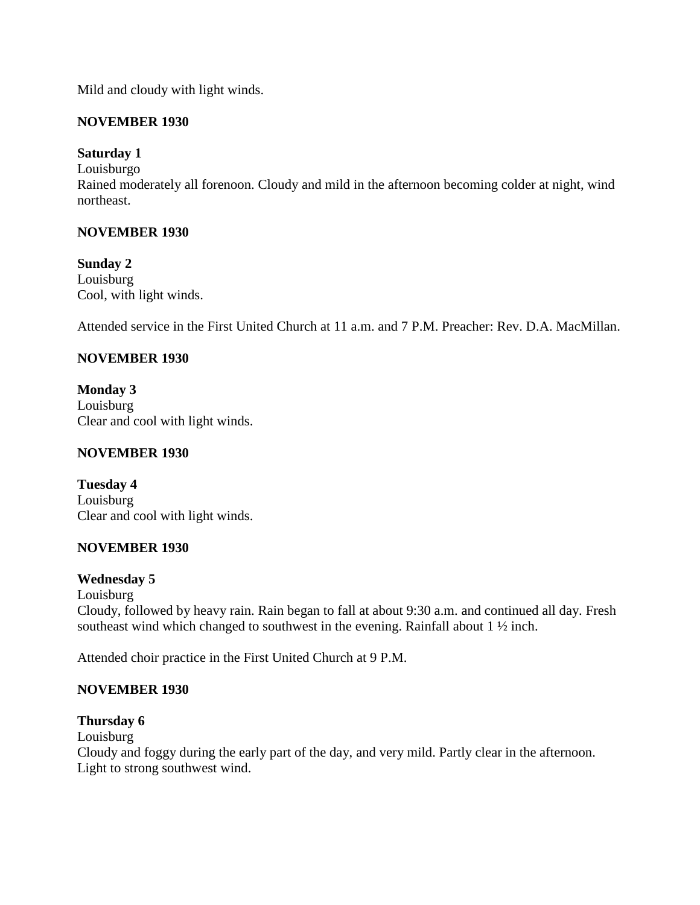Mild and cloudy with light winds.

**NOVEMBER 1930**

**Saturday 1**
Louisburgo
Rained moderately all forenoon. Cloudy and mild in the afternoon becoming colder at night, wind northeast.

**NOVEMBER 1930**

**Sunday 2**
Louisburg
Cool, with light winds.

Attended service in the First United Church at 11 a.m. and 7 P.M. Preacher: Rev. D.A. MacMillan.

**NOVEMBER 1930**

**Monday 3**
Louisburg
Clear and cool with light winds.

**NOVEMBER 1930**

**Tuesday 4**
Louisburg
Clear and cool with light winds.

**NOVEMBER 1930**

**Wednesday 5**
Louisburg
Cloudy, followed by heavy rain. Rain began to fall at about 9:30 a.m. and continued all day. Fresh southeast wind which changed to southwest in the evening. Rainfall about 1 ½ inch.

Attended choir practice in the First United Church at 9 P.M.

**NOVEMBER 1930**

**Thursday 6**
Louisburg
Cloudy and foggy during the early part of the day, and very mild. Partly clear in the afternoon. Light to strong southwest wind.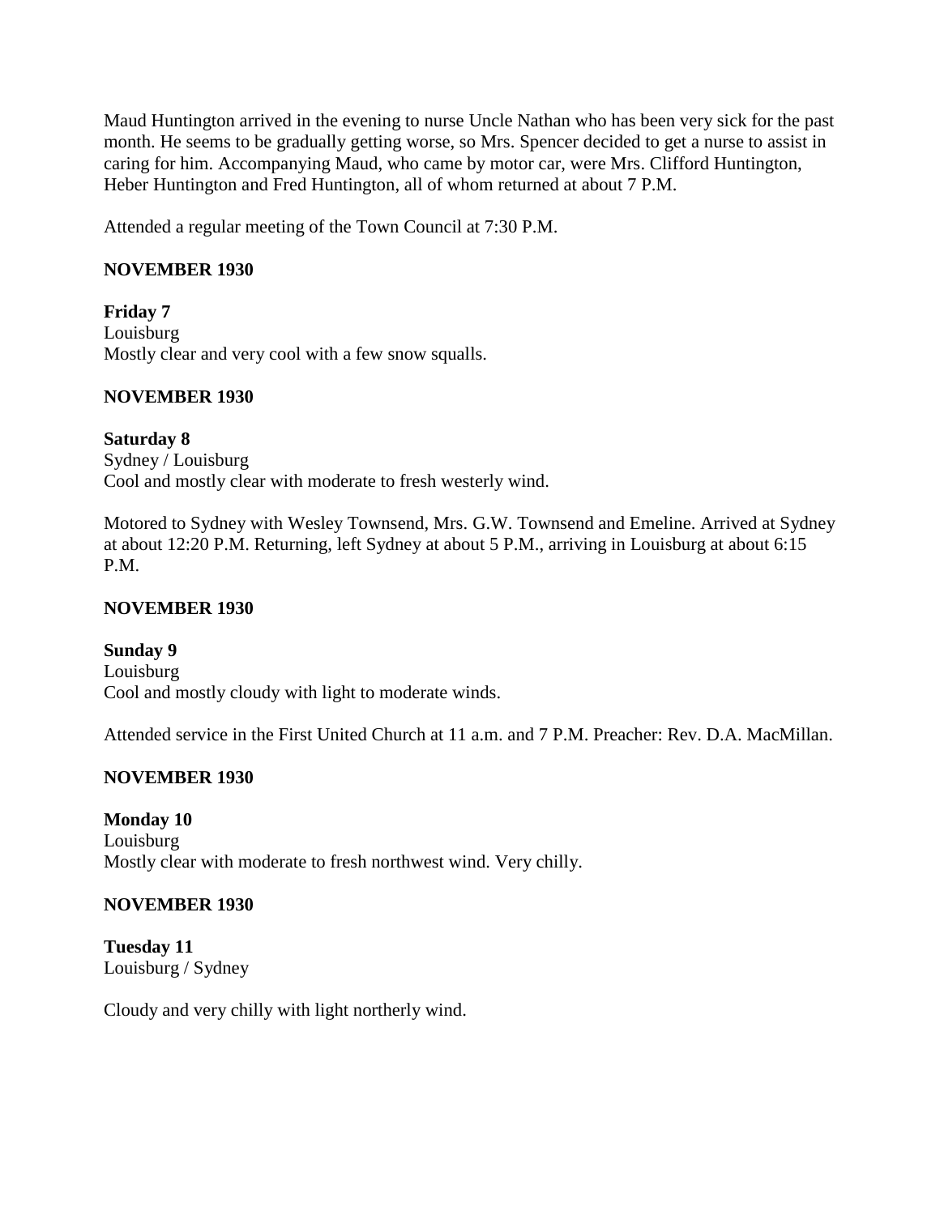Maud Huntington arrived in the evening to nurse Uncle Nathan who has been very sick for the past month. He seems to be gradually getting worse, so Mrs. Spencer decided to get a nurse to assist in caring for him. Accompanying Maud, who came by motor car, were Mrs. Clifford Huntington, Heber Huntington and Fred Huntington, all of whom returned at about 7 P.M.

Attended a regular meeting of the Town Council at 7:30 P.M.

**NOVEMBER 1930**

**Friday 7**
Louisburg
Mostly clear and very cool with a few snow squalls.

**NOVEMBER 1930**

**Saturday 8**
Sydney / Louisburg
Cool and mostly clear with moderate to fresh westerly wind.

Motored to Sydney with Wesley Townsend, Mrs. G.W. Townsend and Emeline. Arrived at Sydney at about 12:20 P.M. Returning, left Sydney at about 5 P.M., arriving in Louisburg at about 6:15 P.M.

**NOVEMBER 1930**

**Sunday 9**
Louisburg
Cool and mostly cloudy with light to moderate winds.

Attended service in the First United Church at 11 a.m. and 7 P.M. Preacher: Rev. D.A. MacMillan.

**NOVEMBER 1930**

**Monday 10**
Louisburg
Mostly clear with moderate to fresh northwest wind. Very chilly.

**NOVEMBER 1930**

**Tuesday 11**
Louisburg / Sydney

Cloudy and very chilly with light northerly wind.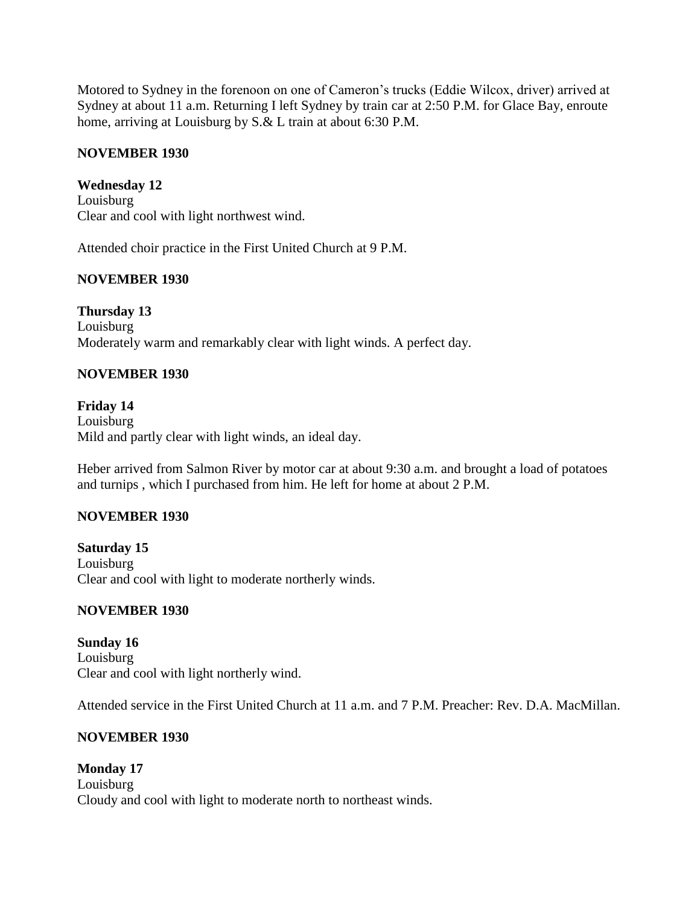Motored to Sydney in the forenoon on one of Cameron's trucks (Eddie Wilcox, driver) arrived at Sydney at about 11 a.m. Returning I left Sydney by train car at 2:50 P.M. for Glace Bay, enroute home, arriving at Louisburg by S.& L train at about 6:30 P.M.

**NOVEMBER 1930**

**Wednesday 12**
Louisburg
Clear and cool with light northwest wind.

Attended choir practice in the First United Church at 9 P.M.

**NOVEMBER 1930**

**Thursday 13**
Louisburg
Moderately warm and remarkably clear with light winds. A perfect day.

**NOVEMBER 1930**

**Friday 14**
Louisburg
Mild and partly clear with light winds, an ideal day.

Heber arrived from Salmon River by motor car at about 9:30 a.m. and brought a load of potatoes and turnips , which I purchased from him. He left for home at about 2 P.M.

**NOVEMBER 1930**

**Saturday 15**
Louisburg
Clear and cool with light to moderate northerly winds.

**NOVEMBER 1930**

**Sunday 16**
Louisburg
Clear and cool with light northerly wind.

Attended service in the First United Church at 11 a.m. and 7 P.M. Preacher: Rev. D.A. MacMillan.

**NOVEMBER 1930**

**Monday 17**
Louisburg
Cloudy and cool with light to moderate north to northeast winds.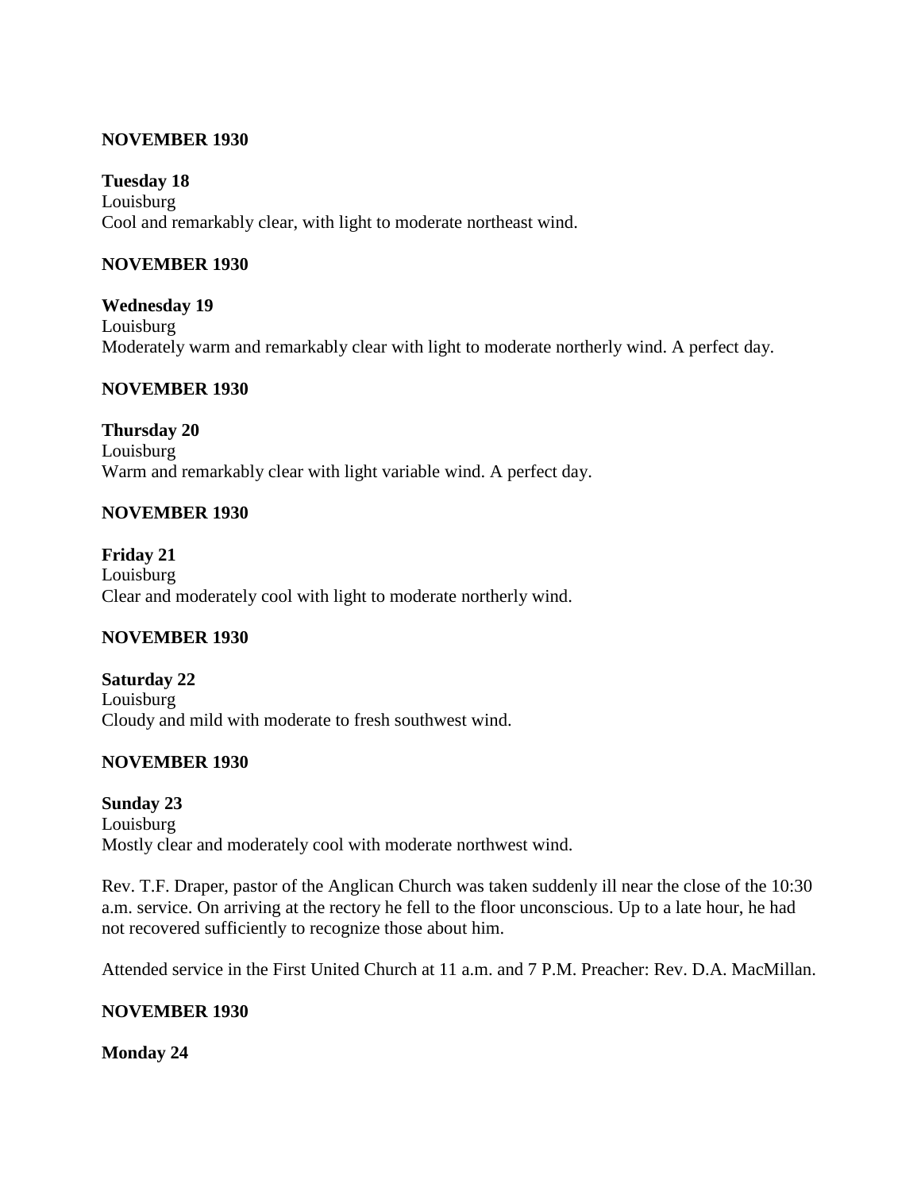**NOVEMBER 1930**

**Tuesday 18**
Louisburg
Cool and remarkably clear, with light to moderate northeast wind.

**NOVEMBER 1930**

**Wednesday 19**
Louisburg
Moderately warm and remarkably clear with light to moderate northerly wind. A perfect day.

**NOVEMBER 1930**

**Thursday 20**
Louisburg
Warm and remarkably clear with light variable wind. A perfect day.

**NOVEMBER 1930**

**Friday 21**
Louisburg
Clear and moderately cool with light to moderate northerly wind.

**NOVEMBER 1930**

**Saturday 22**
Louisburg
Cloudy and mild with moderate to fresh southwest wind.

**NOVEMBER 1930**

**Sunday 23**
Louisburg
Mostly clear and moderately cool with moderate northwest wind.

Rev. T.F. Draper, pastor of the Anglican Church was taken suddenly ill near the close of the 10:30 a.m. service. On arriving at the rectory he fell to the floor unconscious. Up to a late hour, he had not recovered sufficiently to recognize those about him.

Attended service in the First United Church at 11 a.m. and 7 P.M. Preacher: Rev. D.A. MacMillan.

**NOVEMBER 1930**

**Monday 24**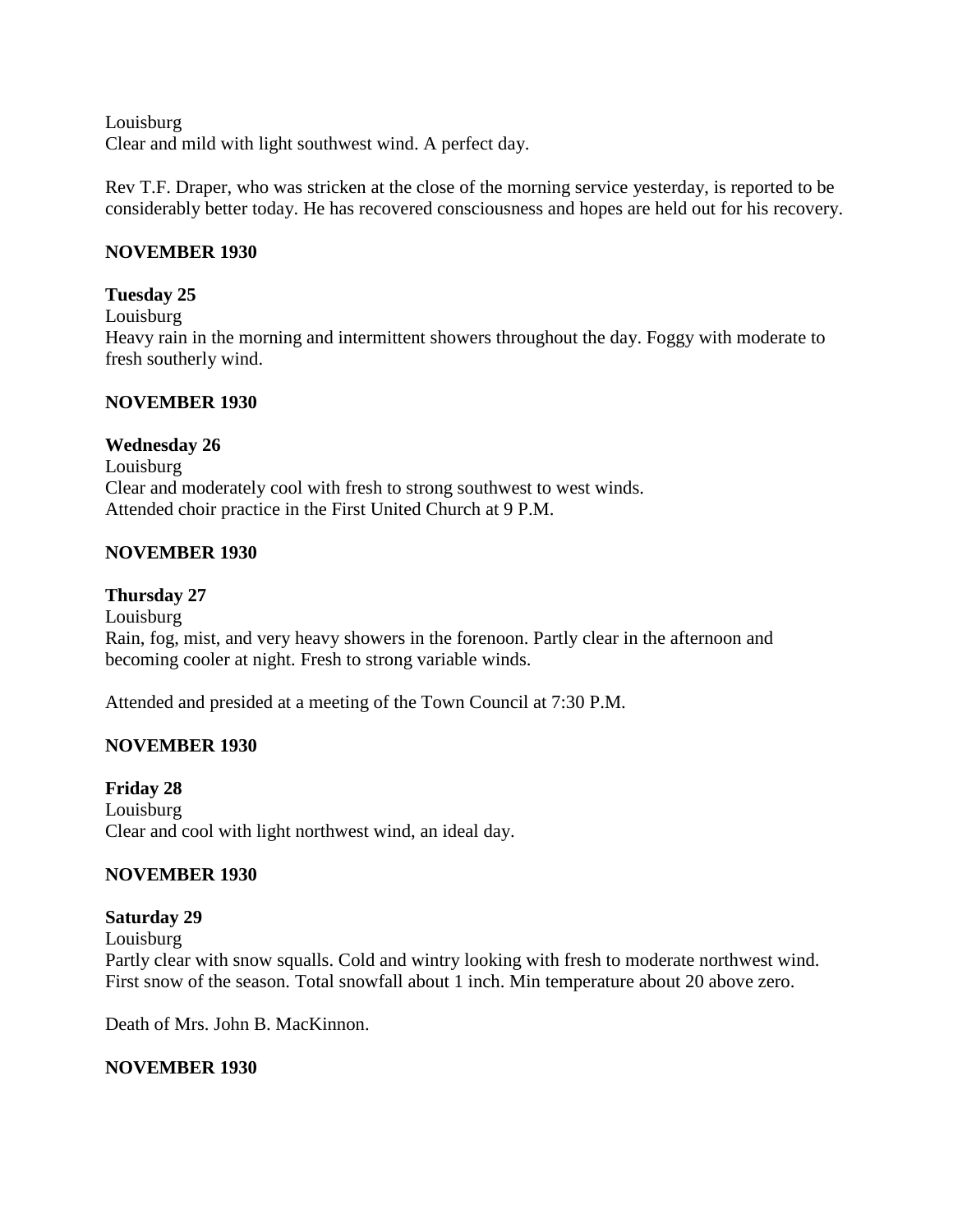Louisburg
Clear and mild with light southwest wind. A perfect day.

Rev T.F. Draper, who was stricken at the close of the morning service yesterday, is reported to be considerably better today. He has recovered consciousness and hopes are held out for his recovery.

**NOVEMBER 1930**

**Tuesday 25**
Louisburg
Heavy rain in the morning and intermittent showers throughout the day. Foggy with moderate to fresh southerly wind.

**NOVEMBER 1930**

**Wednesday 26**
Louisburg
Clear and moderately cool with fresh to strong southwest to west winds.
Attended choir practice in the First United Church at 9 P.M.

**NOVEMBER 1930**

**Thursday 27**
Louisburg
Rain, fog, mist, and very heavy showers in the forenoon. Partly clear in the afternoon and becoming cooler at night. Fresh to strong variable winds.

Attended and presided at a meeting of the Town Council at 7:30 P.M.

**NOVEMBER 1930**

**Friday 28**
Louisburg
Clear and cool with light northwest wind, an ideal day.

**NOVEMBER 1930**

**Saturday 29**
Louisburg
Partly clear with snow squalls. Cold and wintry looking with fresh to moderate northwest wind. First snow of the season. Total snowfall about 1 inch. Min temperature about 20 above zero.

Death of Mrs. John B. MacKinnon.

**NOVEMBER 1930**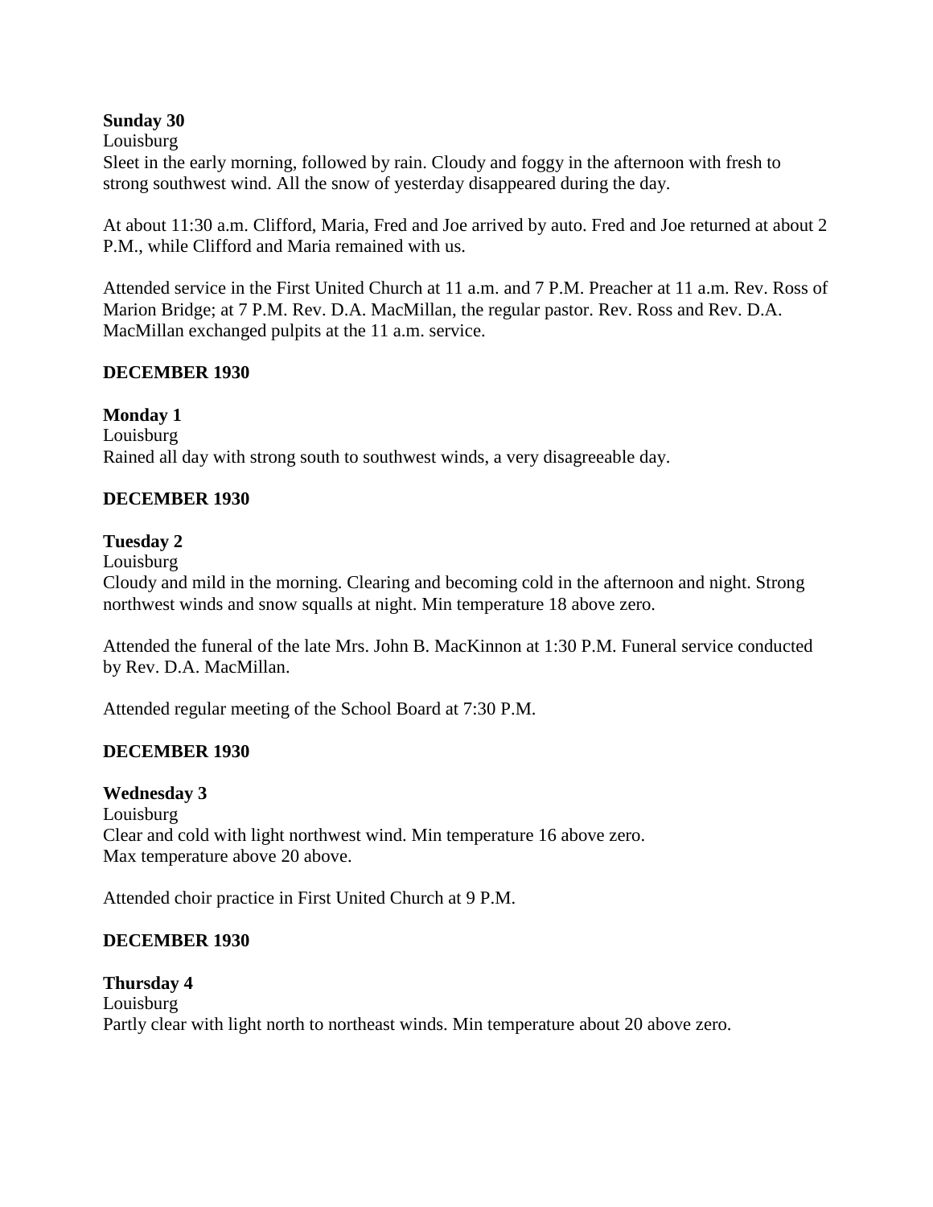**Sunday 30**
Louisburg
Sleet in the early morning, followed by rain. Cloudy and foggy in the afternoon with fresh to strong southwest wind. All the snow of yesterday disappeared during the day.

At about 11:30 a.m. Clifford, Maria, Fred and Joe arrived by auto. Fred and Joe returned at about 2 P.M., while Clifford and Maria remained with us.

Attended service in the First United Church at 11 a.m. and 7 P.M. Preacher at 11 a.m. Rev. Ross of Marion Bridge; at 7 P.M. Rev. D.A. MacMillan, the regular pastor. Rev. Ross and Rev. D.A. MacMillan exchanged pulpits at the 11 a.m. service.

**DECEMBER 1930**

**Monday 1**
Louisburg
Rained all day with strong south to southwest winds, a very disagreeable day.

**DECEMBER 1930**

**Tuesday 2**
Louisburg
Cloudy and mild in the morning. Clearing and becoming cold in the afternoon and night. Strong northwest winds and snow squalls at night. Min temperature 18 above zero.

Attended the funeral of the late Mrs. John B. MacKinnon at 1:30 P.M. Funeral service conducted by Rev. D.A. MacMillan.

Attended regular meeting of the School Board at 7:30 P.M.

**DECEMBER 1930**

**Wednesday 3**
Louisburg
Clear and cold with light northwest wind. Min temperature 16 above zero.
Max temperature above 20 above.

Attended choir practice in First United Church at 9 P.M.

**DECEMBER 1930**

**Thursday 4**
Louisburg
Partly clear with light north to northeast winds. Min temperature about 20 above zero.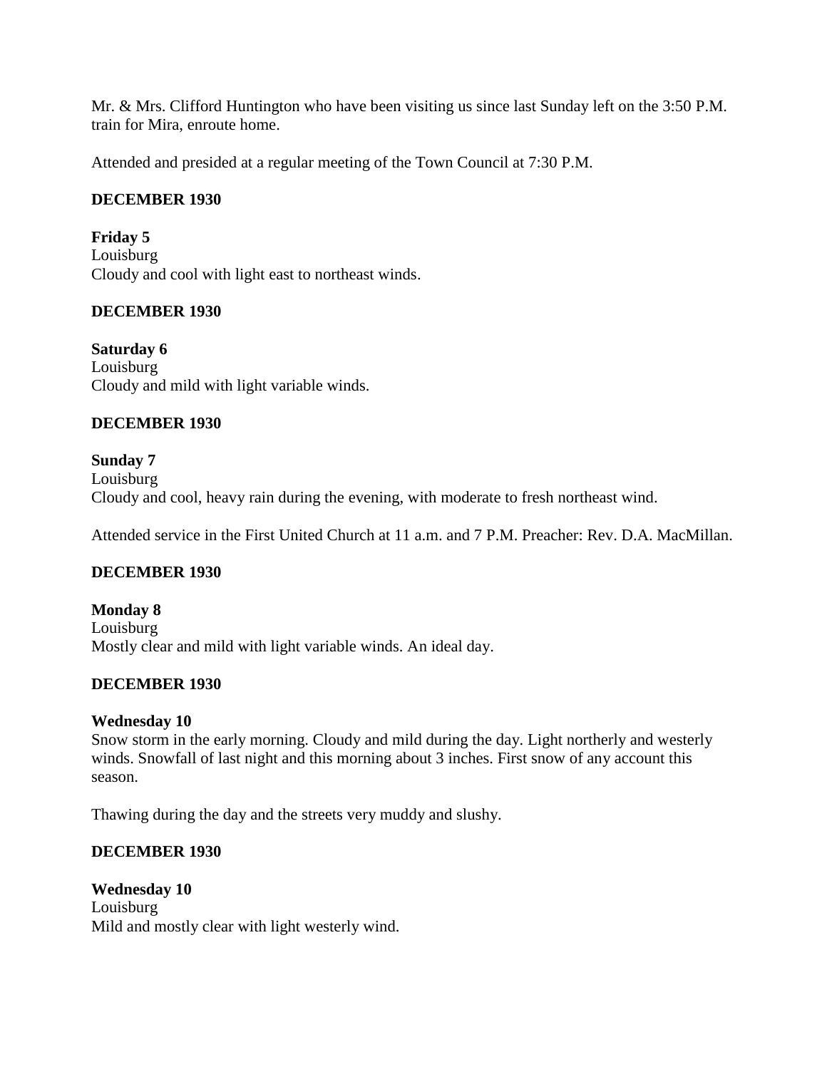Mr. & Mrs. Clifford Huntington who have been visiting us since last Sunday left on the 3:50 P.M. train for Mira, enroute home.

Attended and presided at a regular meeting of the Town Council at 7:30 P.M.

**DECEMBER 1930**

**Friday 5**
Louisburg
Cloudy and cool with light east to northeast winds.

**DECEMBER 1930**

**Saturday 6**
Louisburg
Cloudy and mild with light variable winds.

**DECEMBER 1930**

**Sunday 7**
Louisburg
Cloudy and cool, heavy rain during the evening, with moderate to fresh northeast wind.

Attended service in the First United Church at 11 a.m. and 7 P.M. Preacher: Rev. D.A. MacMillan.

**DECEMBER 1930**

**Monday 8**
Louisburg
Mostly clear and mild with light variable winds. An ideal day.

**DECEMBER 1930**

**Wednesday 10**
Snow storm in the early morning. Cloudy and mild during the day. Light northerly and westerly winds. Snowfall of last night and this morning about 3 inches. First snow of any account this season.

Thawing during the day and the streets very muddy and slushy.

**DECEMBER 1930**

**Wednesday 10**
Louisburg
Mild and mostly clear with light westerly wind.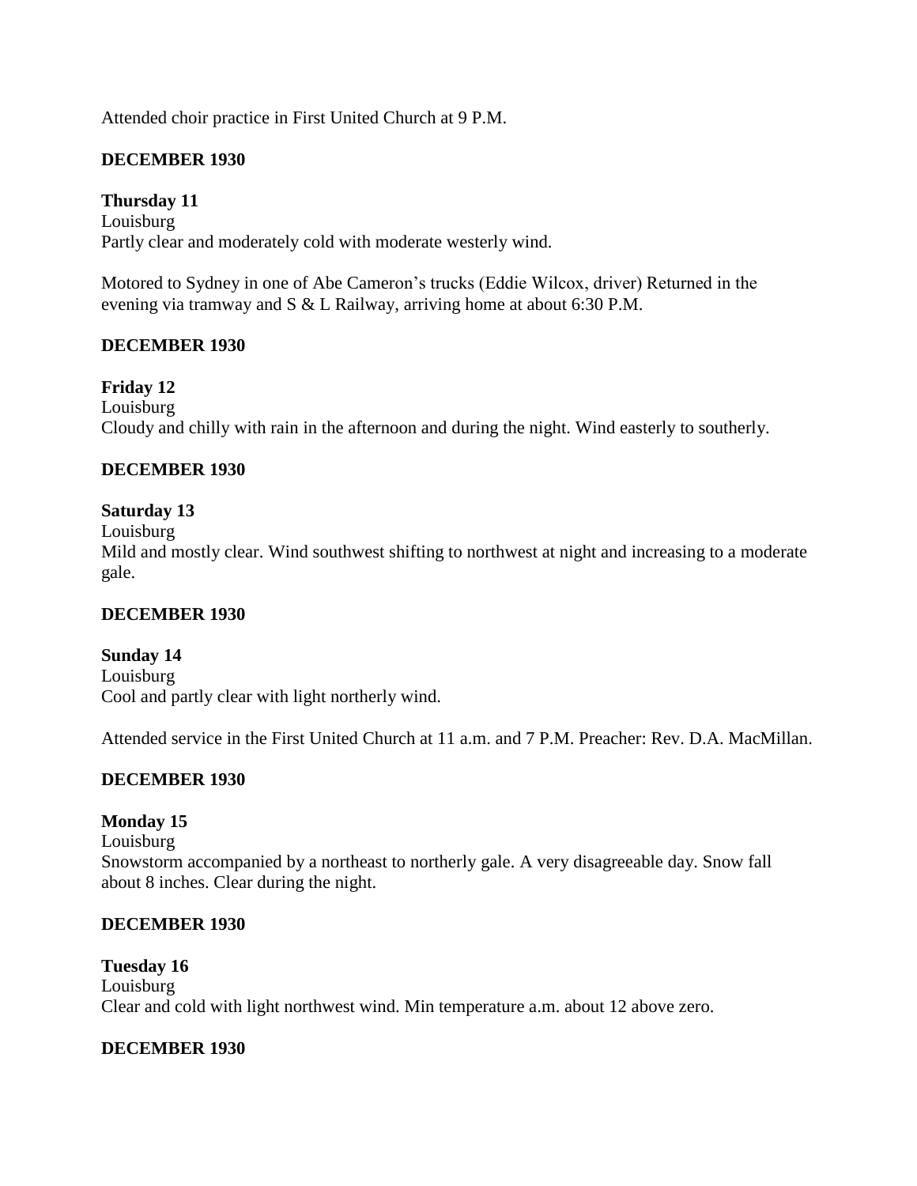Attended choir practice in First United Church at 9 P.M.

**DECEMBER 1930**

**Thursday 11**
Louisburg
Partly clear and moderately cold with moderate westerly wind.

Motored to Sydney in one of Abe Cameron's trucks (Eddie Wilcox, driver) Returned in the evening via tramway and S & L Railway, arriving home at about 6:30 P.M.

**DECEMBER 1930**

**Friday 12**
Louisburg
Cloudy and chilly with rain in the afternoon and during the night. Wind easterly to southerly.

**DECEMBER 1930**

**Saturday 13**
Louisburg
Mild and mostly clear. Wind southwest shifting to northwest at night and increasing to a moderate gale.

**DECEMBER 1930**

**Sunday 14**
Louisburg
Cool and partly clear with light northerly wind.

Attended service in the First United Church at 11 a.m. and 7 P.M. Preacher: Rev. D.A. MacMillan.

**DECEMBER 1930**

**Monday 15**
Louisburg
Snowstorm accompanied by a northeast to northerly gale. A very disagreeable day. Snow fall about 8 inches. Clear during the night.

**DECEMBER 1930**

**Tuesday 16**
Louisburg
Clear and cold with light northwest wind. Min temperature a.m. about 12 above zero.

**DECEMBER 1930**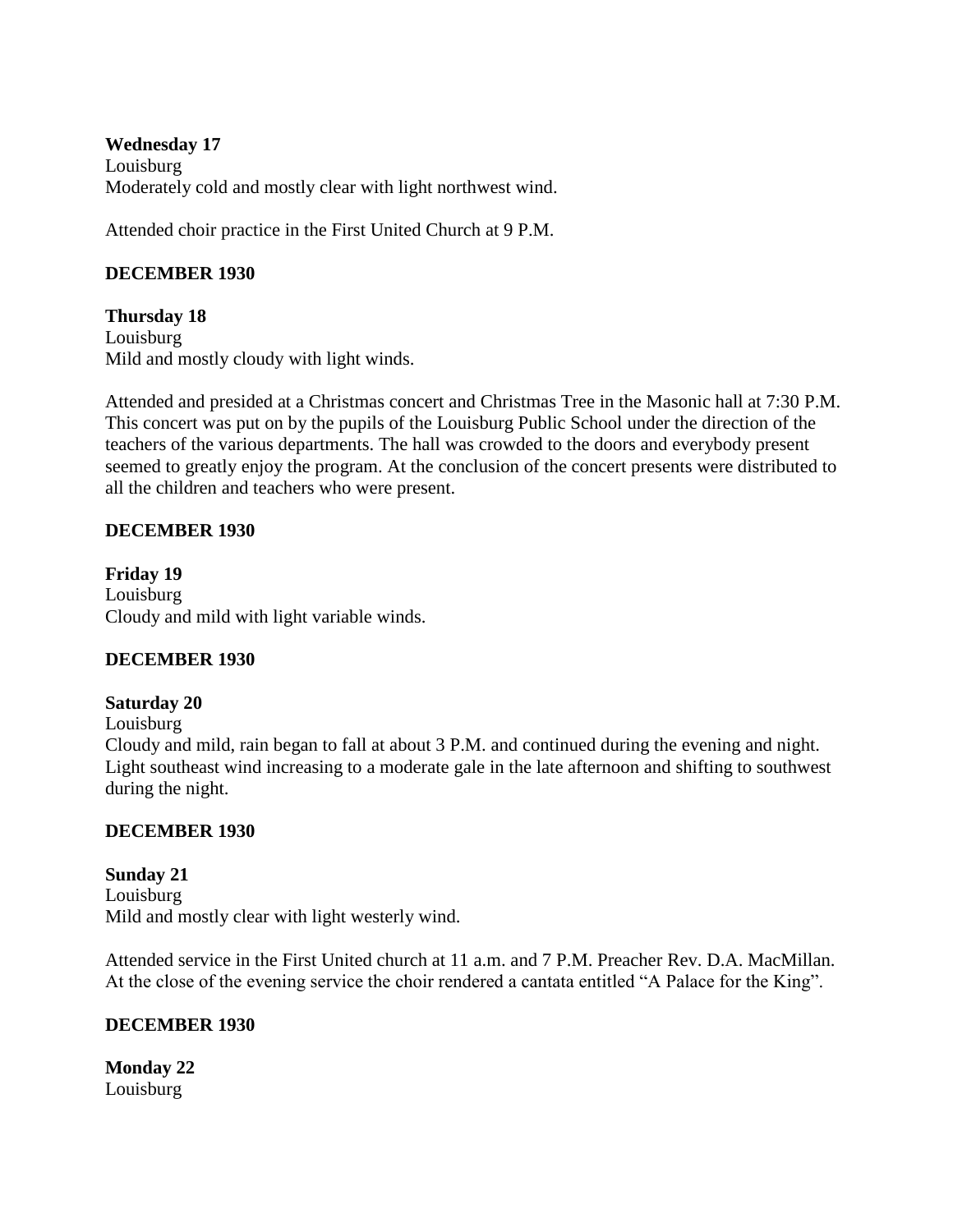**Wednesday 17**
Louisburg
Moderately cold and mostly clear with light northwest wind.

Attended choir practice in the First United Church at 9 P.M.

**DECEMBER 1930**

**Thursday 18**
Louisburg
Mild and mostly cloudy with light winds.

Attended and presided at a Christmas concert and Christmas Tree in the Masonic hall at 7:30 P.M. This concert was put on by the pupils of the Louisburg Public School under the direction of the teachers of the various departments. The hall was crowded to the doors and everybody present seemed to greatly enjoy the program. At the conclusion of the concert presents were distributed to all the children and teachers who were present.

**DECEMBER 1930**

**Friday 19**
Louisburg
Cloudy and mild with light variable winds.

**DECEMBER 1930**

**Saturday 20**
Louisburg
Cloudy and mild, rain began to fall at about 3 P.M. and continued during the evening and night. Light southeast wind increasing to a moderate gale in the late afternoon and shifting to southwest during the night.

**DECEMBER 1930**

**Sunday 21**
Louisburg
Mild and mostly clear with light westerly wind.

Attended service in the First United church at 11 a.m. and 7 P.M. Preacher Rev. D.A. MacMillan. At the close of the evening service the choir rendered a cantata entitled "A Palace for the King".

**DECEMBER 1930**

**Monday 22**
Louisburg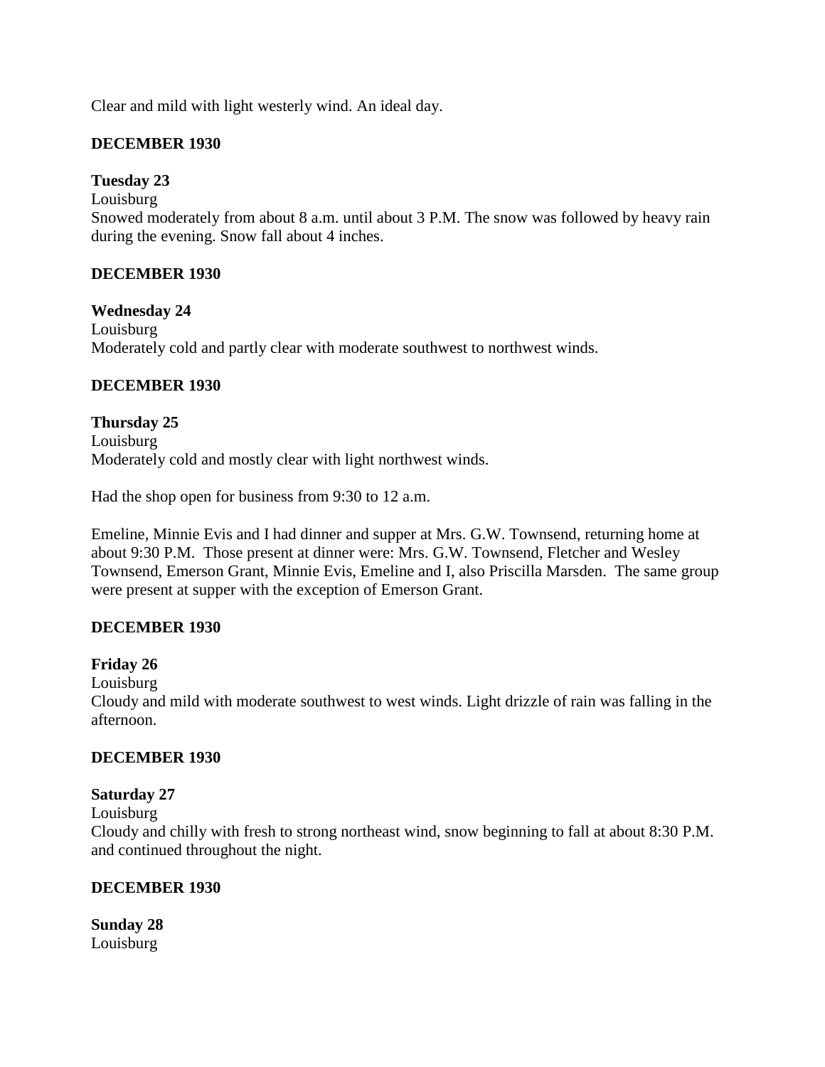Clear and mild with light westerly wind. An ideal day.

**DECEMBER 1930**

**Tuesday 23**
Louisburg
Snowed moderately from about 8 a.m. until about 3 P.M. The snow was followed by heavy rain during the evening. Snow fall about 4 inches.

**DECEMBER 1930**

**Wednesday 24**
Louisburg
Moderately cold and partly clear with moderate southwest to northwest winds.

**DECEMBER 1930**

**Thursday 25**
Louisburg
Moderately cold and mostly clear with light northwest winds.

Had the shop open for business from 9:30 to 12 a.m.

Emeline, Minnie Evis and I had dinner and supper at Mrs. G.W. Townsend, returning home at about 9:30 P.M. Those present at dinner were: Mrs. G.W. Townsend, Fletcher and Wesley Townsend, Emerson Grant, Minnie Evis, Emeline and I, also Priscilla Marsden. The same group were present at supper with the exception of Emerson Grant.

**DECEMBER 1930**

**Friday 26**
Louisburg
Cloudy and mild with moderate southwest to west winds. Light drizzle of rain was falling in the afternoon.

**DECEMBER 1930**

**Saturday 27**
Louisburg
Cloudy and chilly with fresh to strong northeast wind, snow beginning to fall at about 8:30 P.M. and continued throughout the night.

**DECEMBER 1930**

**Sunday 28**
Louisburg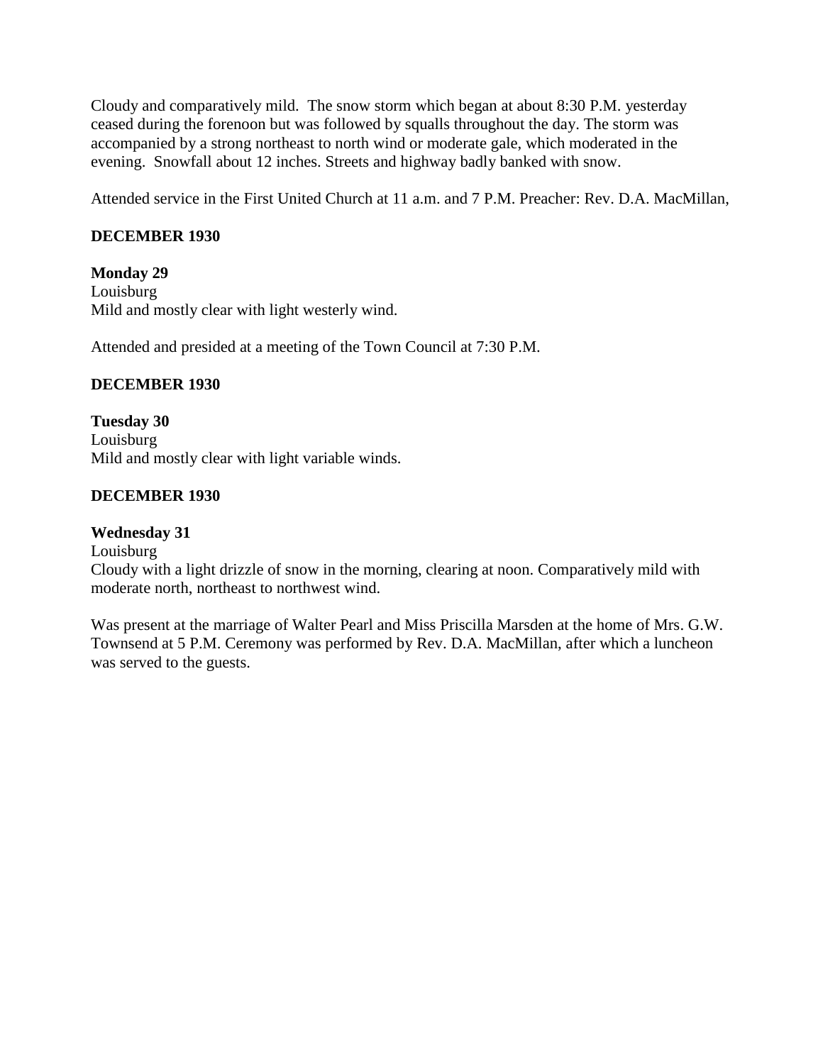Cloudy and comparatively mild. The snow storm which began at about 8:30 P.M. yesterday ceased during the forenoon but was followed by squalls throughout the day. The storm was accompanied by a strong northeast to north wind or moderate gale, which moderated in the evening. Snowfall about 12 inches. Streets and highway badly banked with snow.

Attended service in the First United Church at 11 a.m. and 7 P.M. Preacher: Rev. D.A. MacMillan,

**DECEMBER 1930**

**Monday 29**
Louisburg
Mild and mostly clear with light westerly wind.

Attended and presided at a meeting of the Town Council at 7:30 P.M.

**DECEMBER 1930**

**Tuesday 30**
Louisburg
Mild and mostly clear with light variable winds.

**DECEMBER 1930**

**Wednesday 31**
Louisburg
Cloudy with a light drizzle of snow in the morning, clearing at noon. Comparatively mild with moderate north, northeast to northwest wind.

Was present at the marriage of Walter Pearl and Miss Priscilla Marsden at the home of Mrs. G.W. Townsend at 5 P.M. Ceremony was performed by Rev. D.A. MacMillan, after which a luncheon was served to the guests.